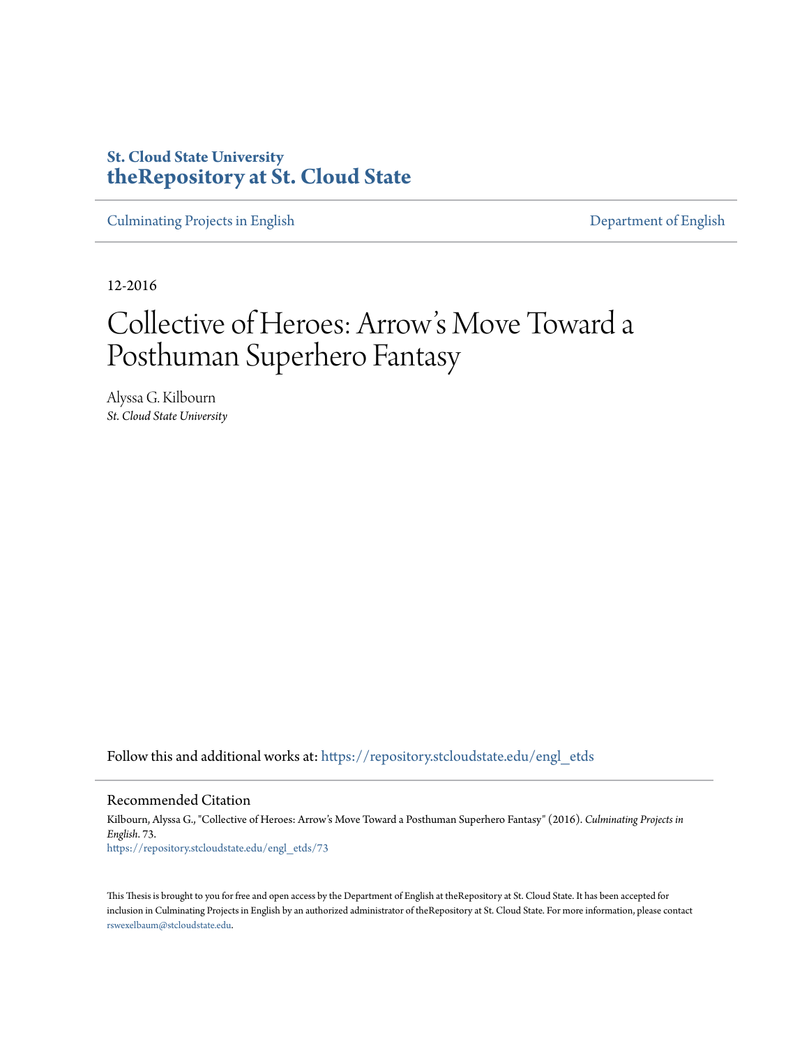**St. Cloud State University**
**theRepository at St. Cloud State**

Culminating Projects in English | Department of English

12-2016

# Collective of Heroes: Arrow's Move Toward a Posthuman Superhero Fantasy

Alyssa G. Kilbourn
*St. Cloud State University*

Follow this and additional works at: https://repository.stcloudstate.edu/engl_etds

## Recommended Citation

Kilbourn, Alyssa G., "Collective of Heroes: Arrow's Move Toward a Posthuman Superhero Fantasy" (2016). *Culminating Projects in English*. 73.
https://repository.stcloudstate.edu/engl_etds/73

This Thesis is brought to you for free and open access by the Department of English at theRepository at St. Cloud State. It has been accepted for inclusion in Culminating Projects in English by an authorized administrator of theRepository at St. Cloud State. For more information, please contact rswexelbaum@stcloudstate.edu.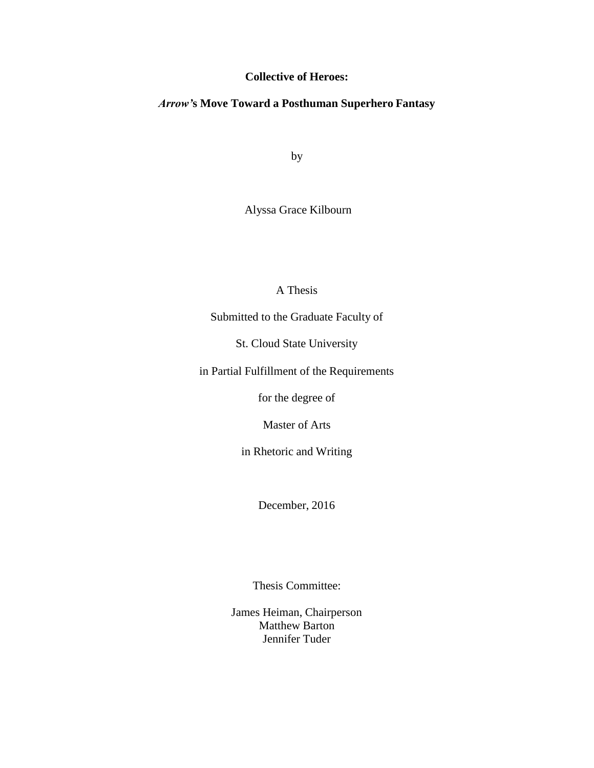**Collective of Heroes:**

***Arrow*'s Move Toward a Posthuman Superhero Fantasy**

by

Alyssa Grace Kilbourn

A Thesis

Submitted to the Graduate Faculty of

St. Cloud State University

in Partial Fulfillment of the Requirements

for the degree of

Master of Arts

in Rhetoric and Writing

December, 2016

Thesis Committee:

James Heiman, Chairperson
Matthew Barton
Jennifer Tuder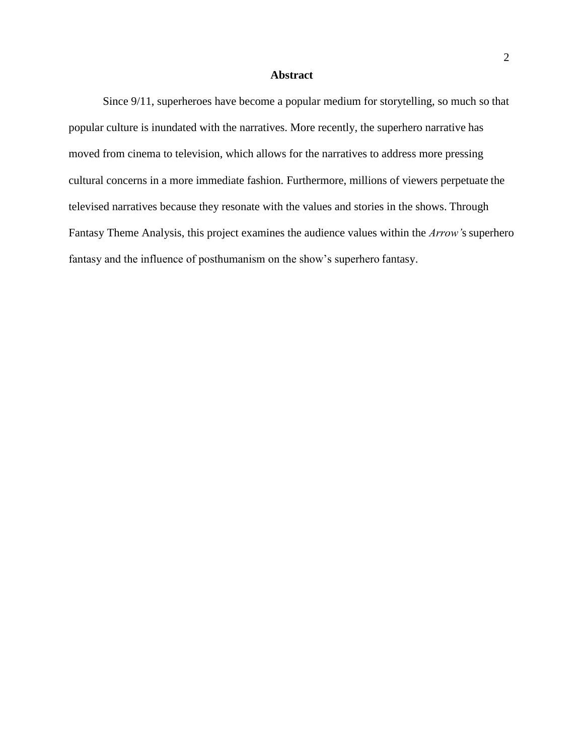# Abstract

Since 9/11, superheroes have become a popular medium for storytelling, so much so that popular culture is inundated with the narratives. More recently, the superhero narrative has moved from cinema to television, which allows for the narratives to address more pressing cultural concerns in a more immediate fashion. Furthermore, millions of viewers perpetuate the televised narratives because they resonate with the values and stories in the shows. Through Fantasy Theme Analysis, this project examines the audience values within the *Arrow'*s superhero fantasy and the influence of posthumanism on the show's superhero fantasy.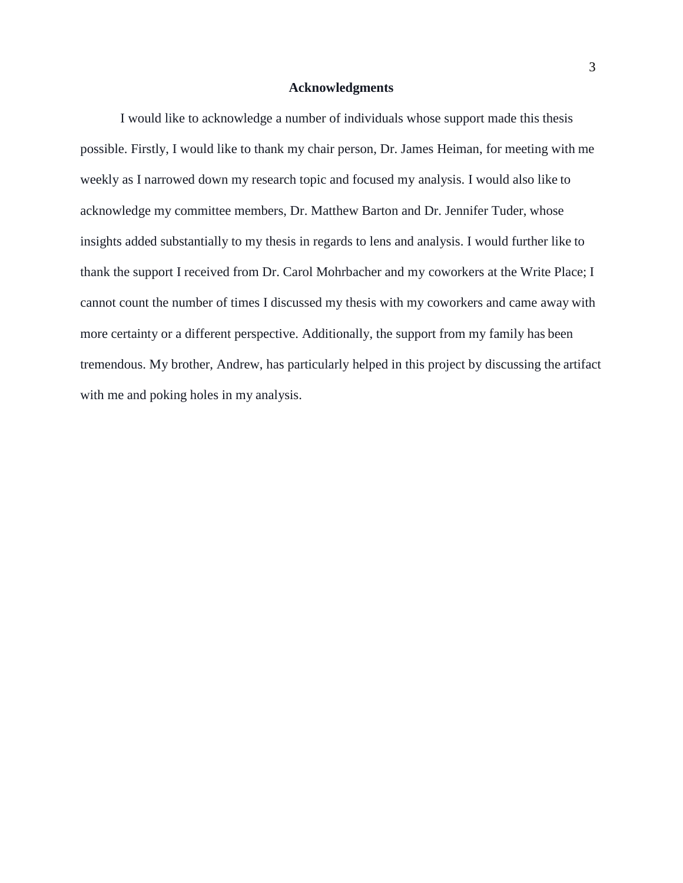# Acknowledgments

I would like to acknowledge a number of individuals whose support made this thesis possible. Firstly, I would like to thank my chair person, Dr. James Heiman, for meeting with me weekly as I narrowed down my research topic and focused my analysis. I would also like to acknowledge my committee members, Dr. Matthew Barton and Dr. Jennifer Tuder, whose insights added substantially to my thesis in regards to lens and analysis. I would further like to thank the support I received from Dr. Carol Mohrbacher and my coworkers at the Write Place; I cannot count the number of times I discussed my thesis with my coworkers and came away with more certainty or a different perspective. Additionally, the support from my family has been tremendous. My brother, Andrew, has particularly helped in this project by discussing the artifact with me and poking holes in my analysis.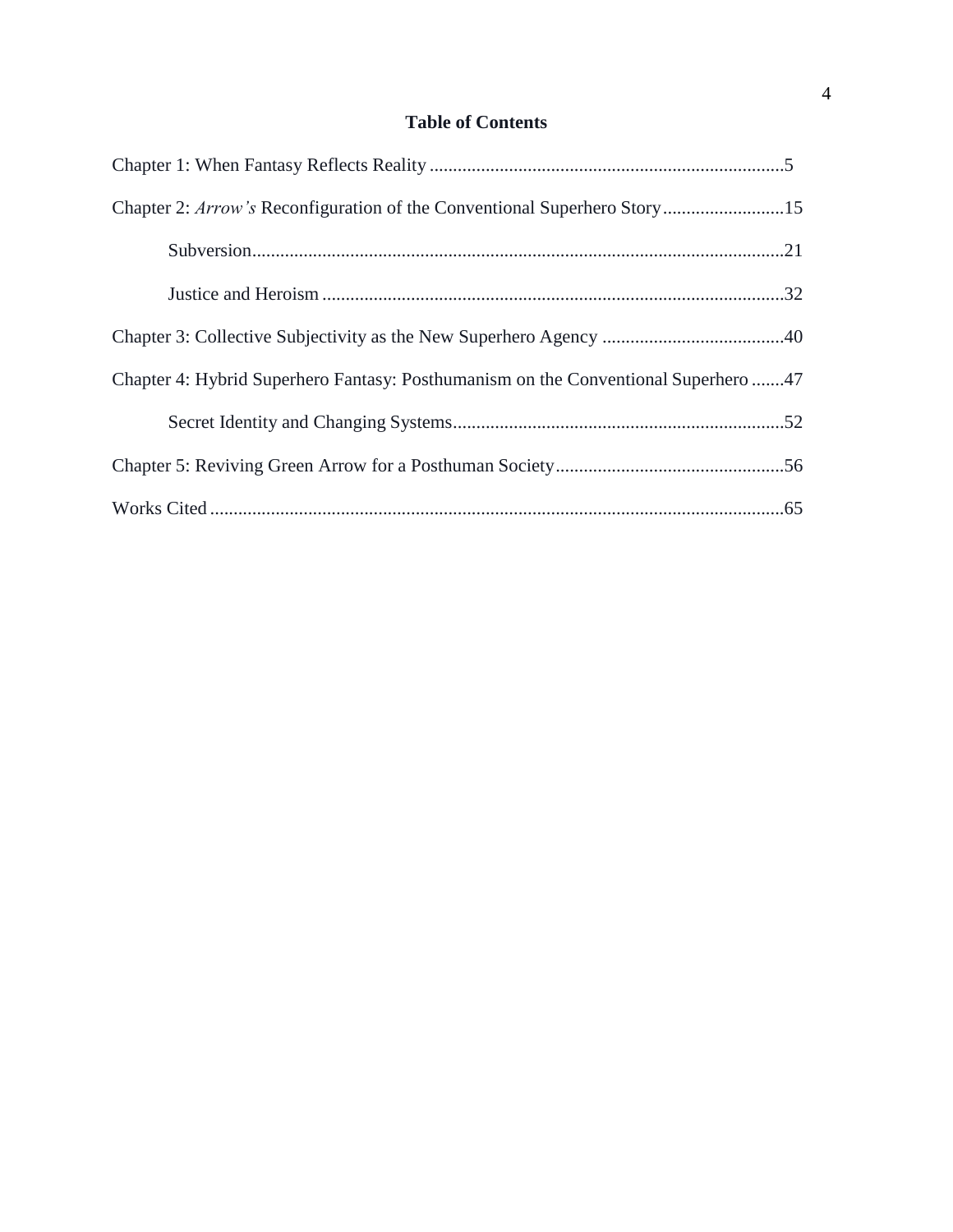## Table of Contents

Chapter 1: When Fantasy Reflects Reality ............................................................................5

Chapter 2: *Arrow's* Reconfiguration of the Conventional Superhero Story..........................15

Subversion..................................................................................................................21

Justice and Heroism ....................................................................................................32

Chapter 3: Collective Subjectivity as the New Superhero Agency .......................................40

Chapter 4: Hybrid Superhero Fantasy: Posthumanism on the Conventional Superhero .......47

Secret Identity and Changing Systems.......................................................................52

Chapter 5: Reviving Green Arrow for a Posthuman Society.................................................56

Works Cited ...........................................................................................................................65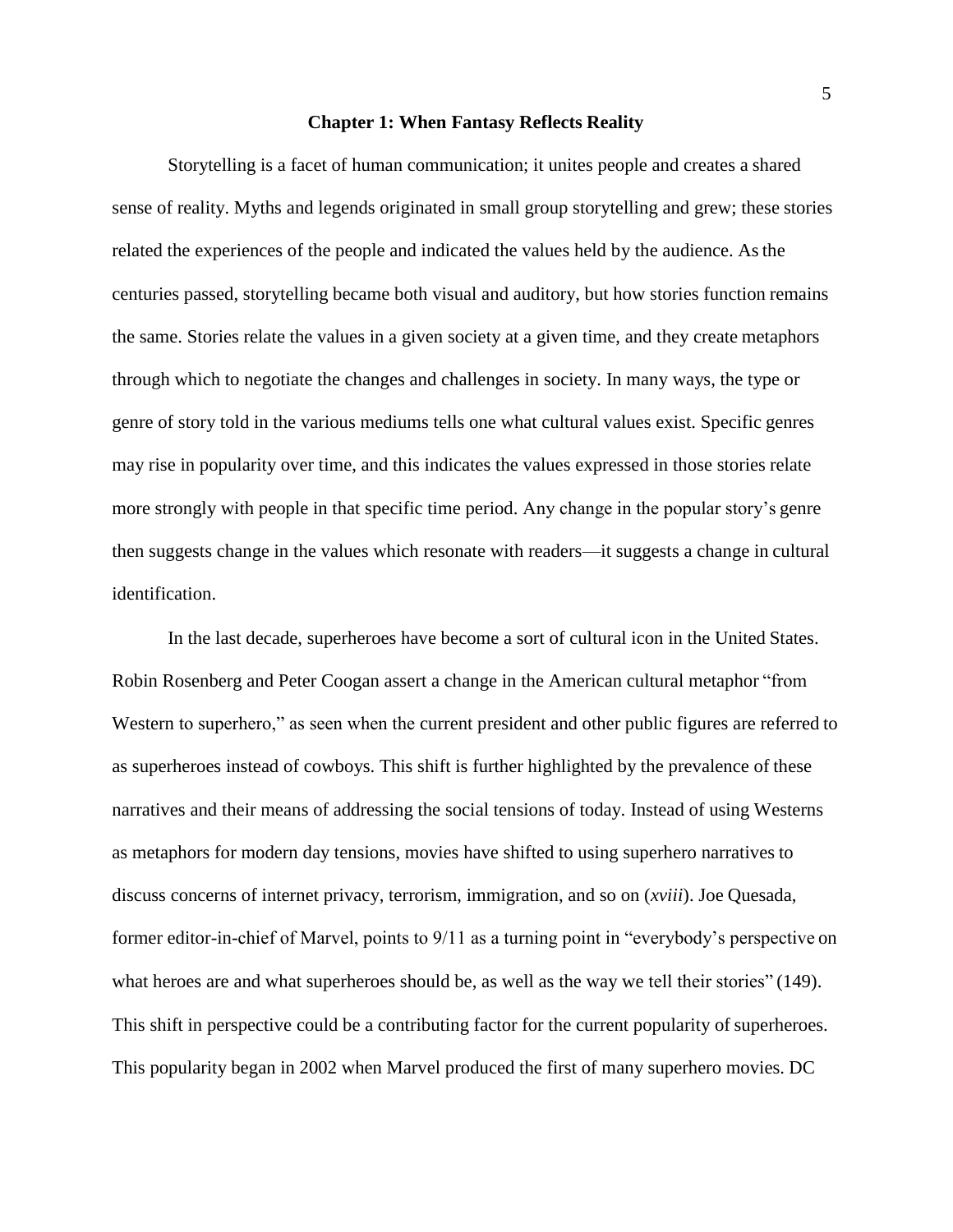# Chapter 1: When Fantasy Reflects Reality

Storytelling is a facet of human communication; it unites people and creates a shared sense of reality. Myths and legends originated in small group storytelling and grew; these stories related the experiences of the people and indicated the values held by the audience. As the centuries passed, storytelling became both visual and auditory, but how stories function remains the same. Stories relate the values in a given society at a given time, and they create metaphors through which to negotiate the changes and challenges in society. In many ways, the type or genre of story told in the various mediums tells one what cultural values exist. Specific genres may rise in popularity over time, and this indicates the values expressed in those stories relate more strongly with people in that specific time period. Any change in the popular story's genre then suggests change in the values which resonate with readers—it suggests a change in cultural identification.

In the last decade, superheroes have become a sort of cultural icon in the United States. Robin Rosenberg and Peter Coogan assert a change in the American cultural metaphor "from Western to superhero," as seen when the current president and other public figures are referred to as superheroes instead of cowboys. This shift is further highlighted by the prevalence of these narratives and their means of addressing the social tensions of today. Instead of using Westerns as metaphors for modern day tensions, movies have shifted to using superhero narratives to discuss concerns of internet privacy, terrorism, immigration, and so on (*xviii*). Joe Quesada, former editor-in-chief of Marvel, points to 9/11 as a turning point in "everybody's perspective on what heroes are and what superheroes should be, as well as the way we tell their stories" (149). This shift in perspective could be a contributing factor for the current popularity of superheroes. This popularity began in 2002 when Marvel produced the first of many superhero movies. DC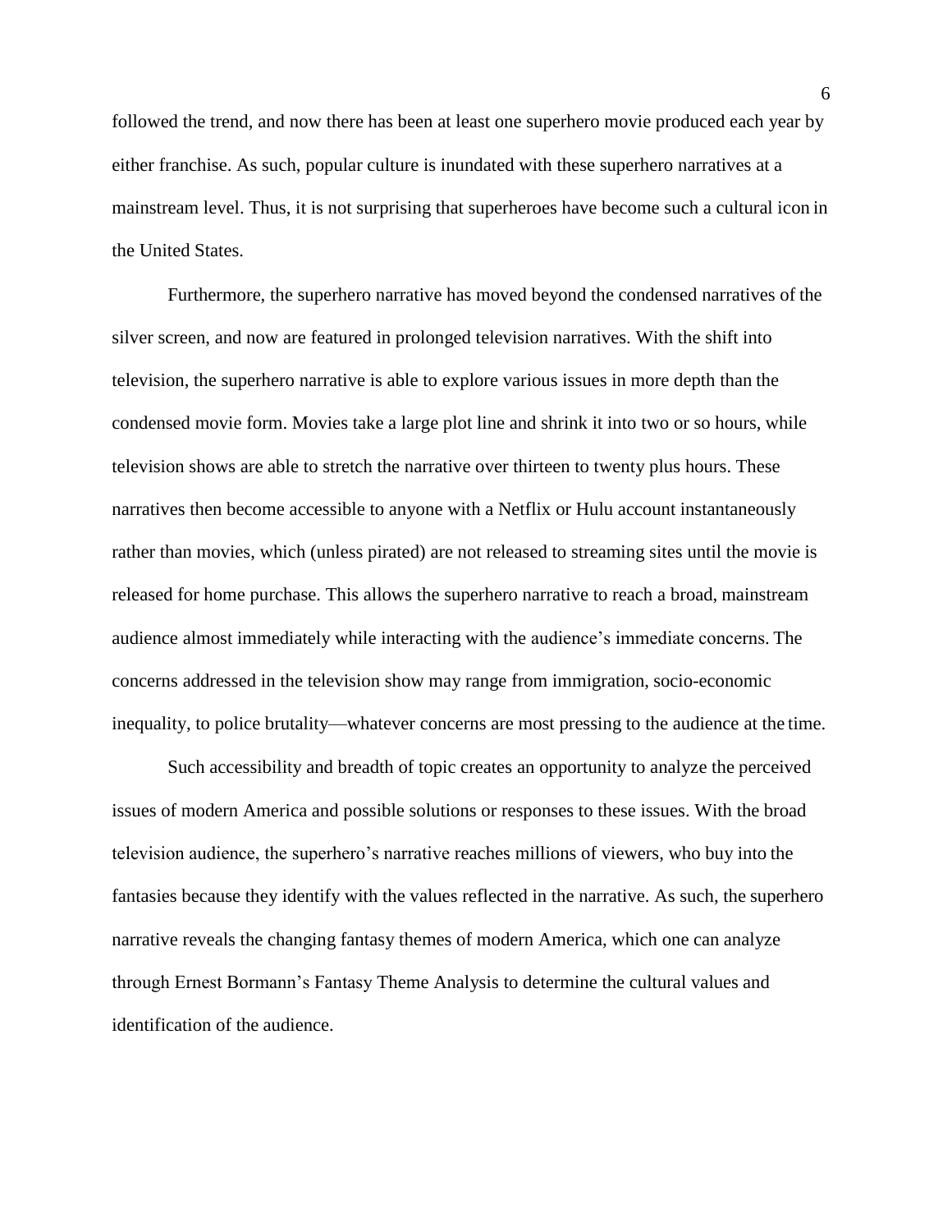followed the trend, and now there has been at least one superhero movie produced each year by either franchise. As such, popular culture is inundated with these superhero narratives at a mainstream level. Thus, it is not surprising that superheroes have become such a cultural icon in the United States.

Furthermore, the superhero narrative has moved beyond the condensed narratives of the silver screen, and now are featured in prolonged television narratives. With the shift into television, the superhero narrative is able to explore various issues in more depth than the condensed movie form. Movies take a large plot line and shrink it into two or so hours, while television shows are able to stretch the narrative over thirteen to twenty plus hours. These narratives then become accessible to anyone with a Netflix or Hulu account instantaneously rather than movies, which (unless pirated) are not released to streaming sites until the movie is released for home purchase. This allows the superhero narrative to reach a broad, mainstream audience almost immediately while interacting with the audience's immediate concerns. The concerns addressed in the television show may range from immigration, socio-economic inequality, to police brutality—whatever concerns are most pressing to the audience at the time.

Such accessibility and breadth of topic creates an opportunity to analyze the perceived issues of modern America and possible solutions or responses to these issues. With the broad television audience, the superhero's narrative reaches millions of viewers, who buy into the fantasies because they identify with the values reflected in the narrative. As such, the superhero narrative reveals the changing fantasy themes of modern America, which one can analyze through Ernest Bormann's Fantasy Theme Analysis to determine the cultural values and identification of the audience.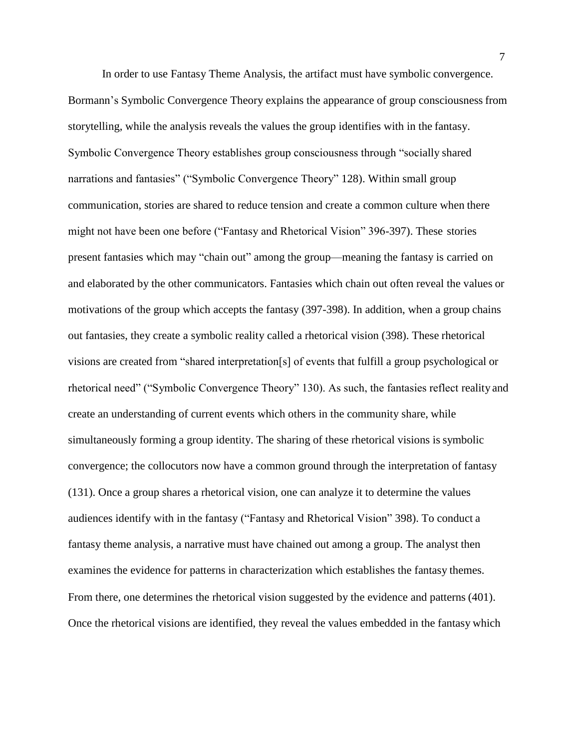In order to use Fantasy Theme Analysis, the artifact must have symbolic convergence. Bormann's Symbolic Convergence Theory explains the appearance of group consciousness from storytelling, while the analysis reveals the values the group identifies with in the fantasy. Symbolic Convergence Theory establishes group consciousness through "socially shared narrations and fantasies" ("Symbolic Convergence Theory" 128). Within small group communication, stories are shared to reduce tension and create a common culture when there might not have been one before ("Fantasy and Rhetorical Vision" 396-397). These stories present fantasies which may "chain out" among the group—meaning the fantasy is carried on and elaborated by the other communicators. Fantasies which chain out often reveal the values or motivations of the group which accepts the fantasy (397-398). In addition, when a group chains out fantasies, they create a symbolic reality called a rhetorical vision (398). These rhetorical visions are created from "shared interpretation[s] of events that fulfill a group psychological or rhetorical need" ("Symbolic Convergence Theory" 130). As such, the fantasies reflect reality and create an understanding of current events which others in the community share, while simultaneously forming a group identity. The sharing of these rhetorical visions is symbolic convergence; the collocutors now have a common ground through the interpretation of fantasy (131). Once a group shares a rhetorical vision, one can analyze it to determine the values audiences identify with in the fantasy ("Fantasy and Rhetorical Vision" 398). To conduct a fantasy theme analysis, a narrative must have chained out among a group. The analyst then examines the evidence for patterns in characterization which establishes the fantasy themes. From there, one determines the rhetorical vision suggested by the evidence and patterns (401). Once the rhetorical visions are identified, they reveal the values embedded in the fantasy which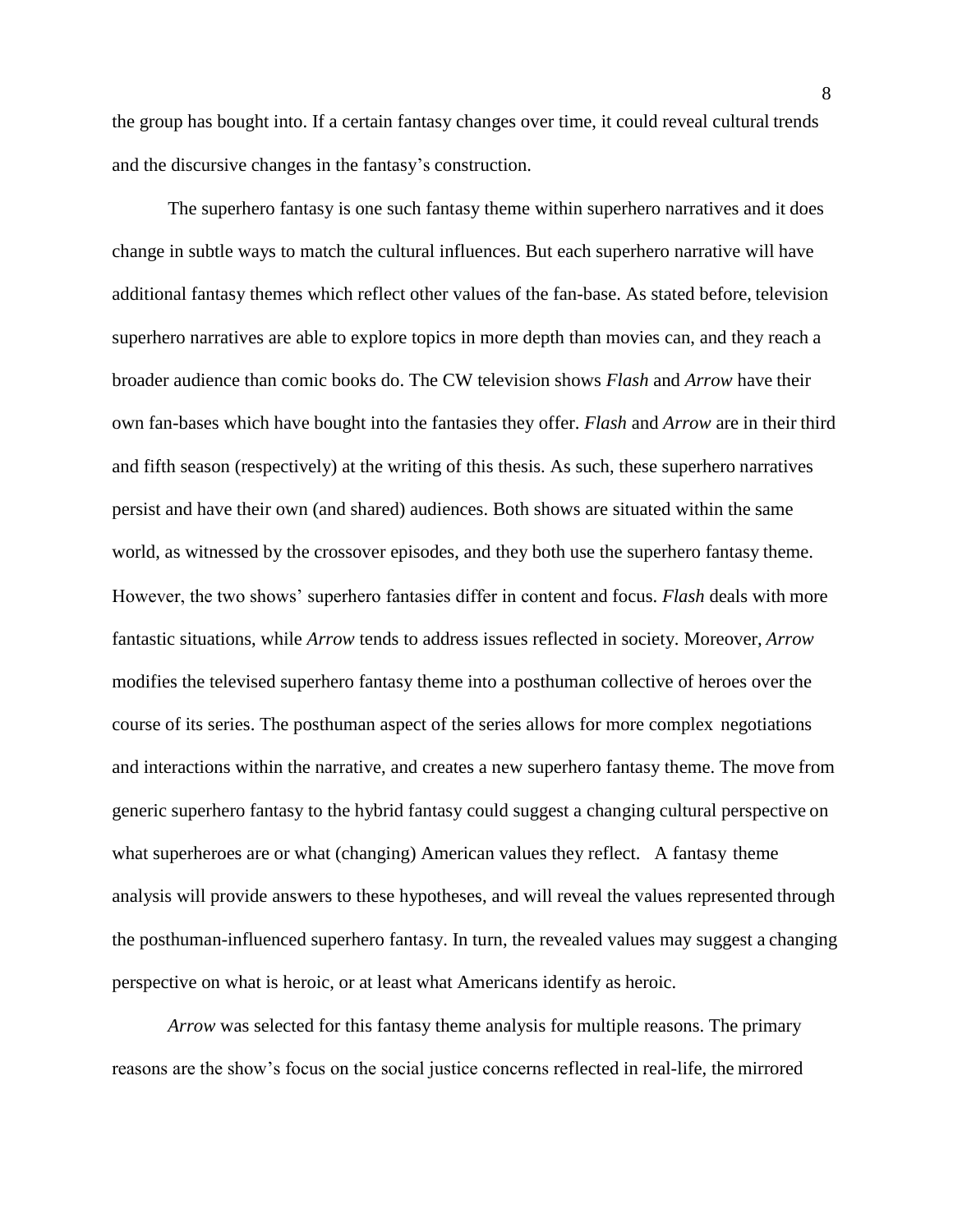the group has bought into. If a certain fantasy changes over time, it could reveal cultural trends and the discursive changes in the fantasy's construction.

The superhero fantasy is one such fantasy theme within superhero narratives and it does change in subtle ways to match the cultural influences. But each superhero narrative will have additional fantasy themes which reflect other values of the fan-base. As stated before, television superhero narratives are able to explore topics in more depth than movies can, and they reach a broader audience than comic books do. The CW television shows *Flash* and *Arrow* have their own fan-bases which have bought into the fantasies they offer. *Flash* and *Arrow* are in their third and fifth season (respectively) at the writing of this thesis. As such, these superhero narratives persist and have their own (and shared) audiences. Both shows are situated within the same world, as witnessed by the crossover episodes, and they both use the superhero fantasy theme. However, the two shows' superhero fantasies differ in content and focus. *Flash* deals with more fantastic situations, while *Arrow* tends to address issues reflected in society. Moreover, *Arrow* modifies the televised superhero fantasy theme into a posthuman collective of heroes over the course of its series. The posthuman aspect of the series allows for more complex negotiations and interactions within the narrative, and creates a new superhero fantasy theme. The move from generic superhero fantasy to the hybrid fantasy could suggest a changing cultural perspective on what superheroes are or what (changing) American values they reflect. A fantasy theme analysis will provide answers to these hypotheses, and will reveal the values represented through the posthuman-influenced superhero fantasy. In turn, the revealed values may suggest a changing perspective on what is heroic, or at least what Americans identify as heroic.

*Arrow* was selected for this fantasy theme analysis for multiple reasons. The primary reasons are the show's focus on the social justice concerns reflected in real-life, the mirrored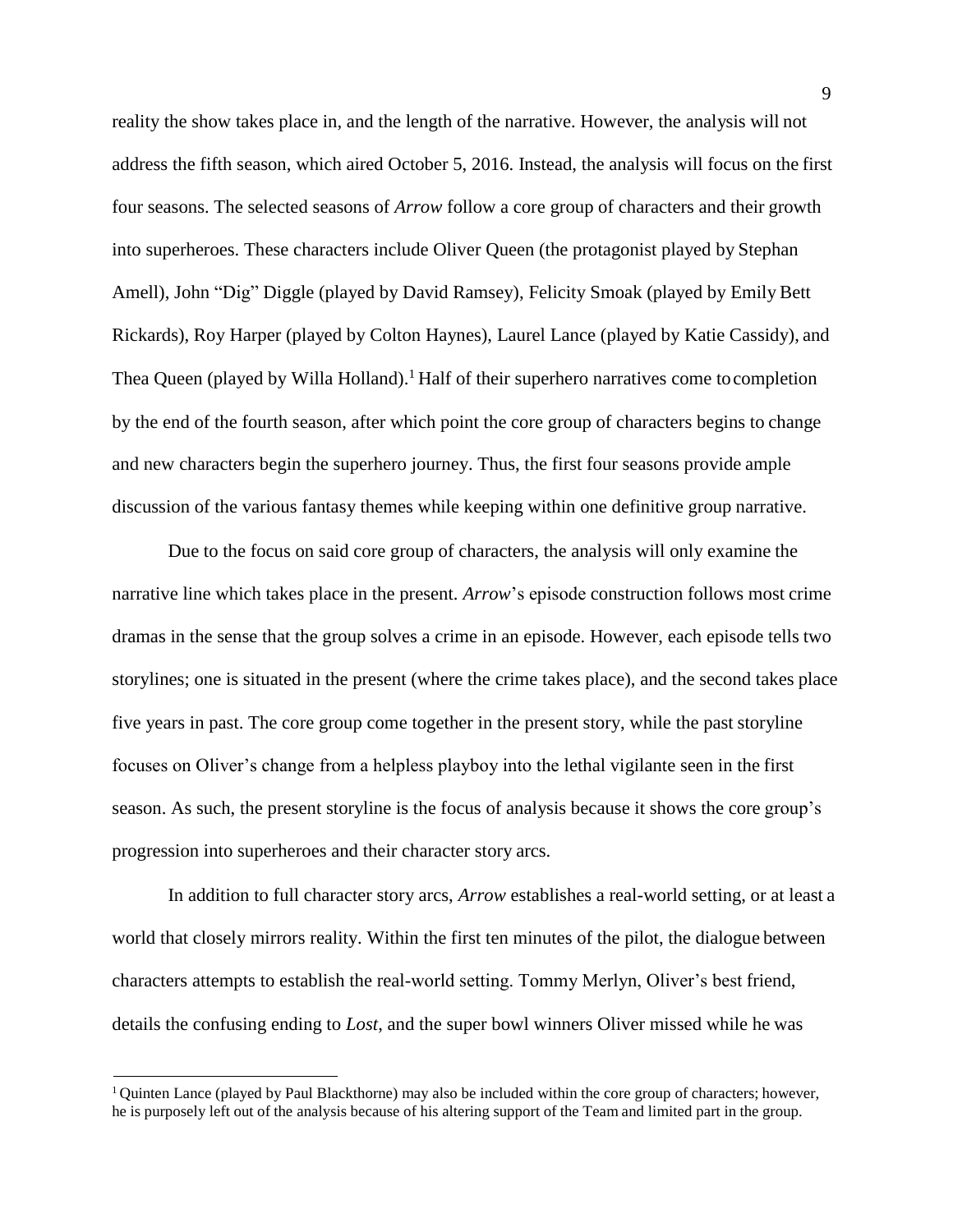reality the show takes place in, and the length of the narrative. However, the analysis will not address the fifth season, which aired October 5, 2016. Instead, the analysis will focus on the first four seasons. The selected seasons of *Arrow* follow a core group of characters and their growth into superheroes. These characters include Oliver Queen (the protagonist played by Stephan Amell), John "Dig" Diggle (played by David Ramsey), Felicity Smoak (played by Emily Bett Rickards), Roy Harper (played by Colton Haynes), Laurel Lance (played by Katie Cassidy), and Thea Queen (played by Willa Holland).[1] Half of their superhero narratives come to completion by the end of the fourth season, after which point the core group of characters begins to change and new characters begin the superhero journey. Thus, the first four seasons provide ample discussion of the various fantasy themes while keeping within one definitive group narrative.

Due to the focus on said core group of characters, the analysis will only examine the narrative line which takes place in the present. *Arrow*'s episode construction follows most crime dramas in the sense that the group solves a crime in an episode. However, each episode tells two storylines; one is situated in the present (where the crime takes place), and the second takes place five years in past. The core group come together in the present story, while the past storyline focuses on Oliver's change from a helpless playboy into the lethal vigilante seen in the first season. As such, the present storyline is the focus of analysis because it shows the core group's progression into superheroes and their character story arcs.

In addition to full character story arcs, *Arrow* establishes a real-world setting, or at least a world that closely mirrors reality. Within the first ten minutes of the pilot, the dialogue between characters attempts to establish the real-world setting. Tommy Merlyn, Oliver's best friend, details the confusing ending to *Lost*, and the super bowl winners Oliver missed while he was

---

[1] Quinten Lance (played by Paul Blackthorne) may also be included within the core group of characters; however, he is purposely left out of the analysis because of his altering support of the Team and limited part in the group.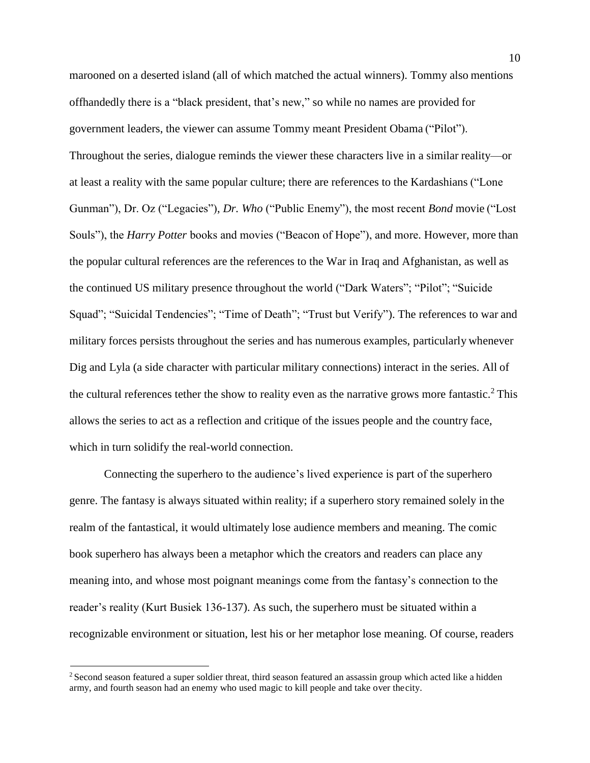marooned on a deserted island (all of which matched the actual winners). Tommy also mentions offhandedly there is a "black president, that's new," so while no names are provided for government leaders, the viewer can assume Tommy meant President Obama ("Pilot"). Throughout the series, dialogue reminds the viewer these characters live in a similar reality—or at least a reality with the same popular culture; there are references to the Kardashians ("Lone Gunman"), Dr. Oz ("Legacies"), *Dr. Who* ("Public Enemy"), the most recent *Bond* movie ("Lost Souls"), the *Harry Potter* books and movies ("Beacon of Hope"), and more. However, more than the popular cultural references are the references to the War in Iraq and Afghanistan, as well as the continued US military presence throughout the world ("Dark Waters"; "Pilot"; "Suicide Squad"; "Suicidal Tendencies"; "Time of Death"; "Trust but Verify"). The references to war and military forces persists throughout the series and has numerous examples, particularly whenever Dig and Lyla (a side character with particular military connections) interact in the series. All of the cultural references tether the show to reality even as the narrative grows more fantastic.[2] This allows the series to act as a reflection and critique of the issues people and the country face, which in turn solidify the real-world connection.

Connecting the superhero to the audience's lived experience is part of the superhero genre. The fantasy is always situated within reality; if a superhero story remained solely in the realm of the fantastical, it would ultimately lose audience members and meaning. The comic book superhero has always been a metaphor which the creators and readers can place any meaning into, and whose most poignant meanings come from the fantasy's connection to the reader's reality (Kurt Busiek 136-137). As such, the superhero must be situated within a recognizable environment or situation, lest his or her metaphor lose meaning. Of course, readers

[2] Second season featured a super soldier threat, third season featured an assassin group which acted like a hidden army, and fourth season had an enemy who used magic to kill people and take over the city.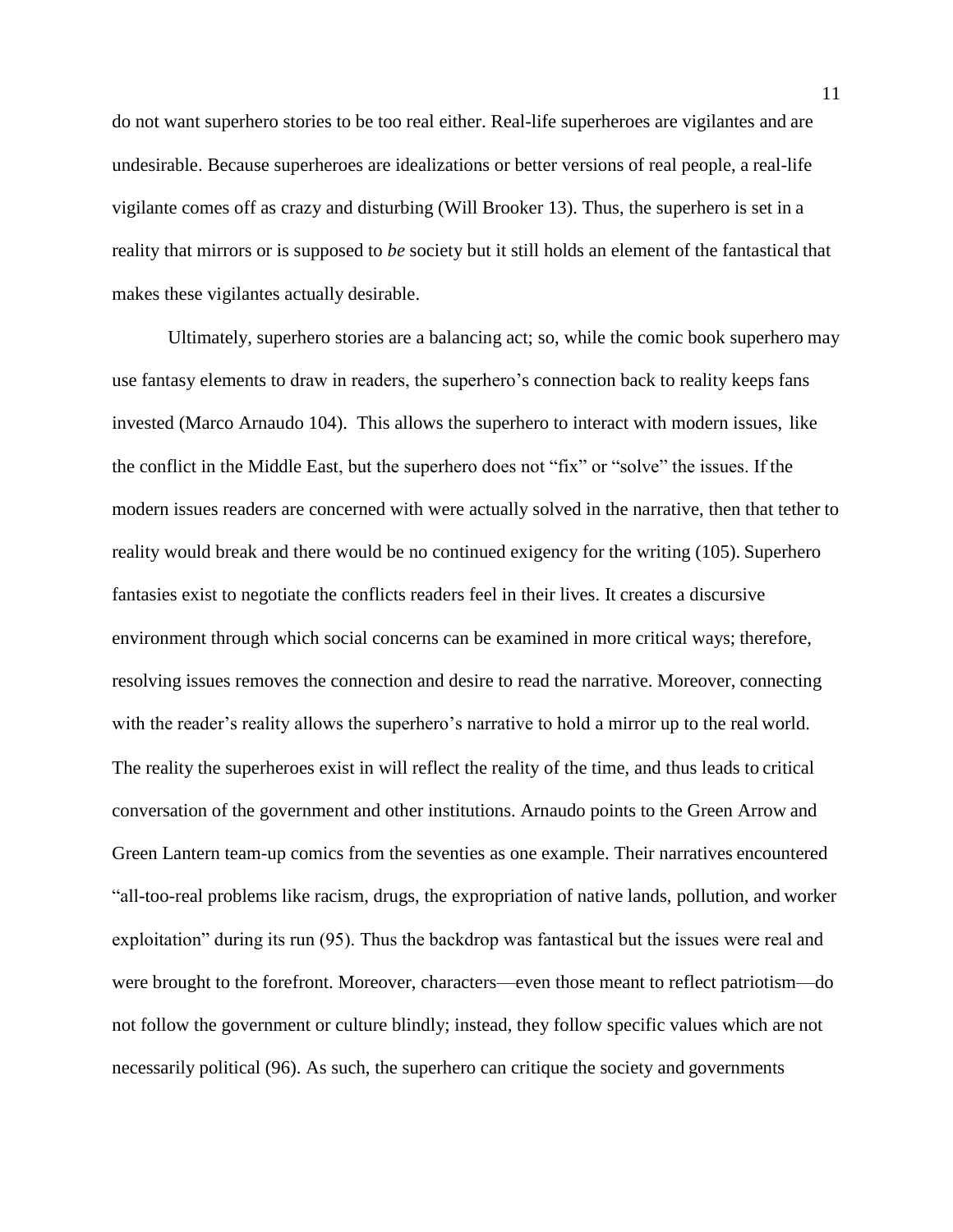do not want superhero stories to be too real either. Real-life superheroes are vigilantes and are undesirable. Because superheroes are idealizations or better versions of real people, a real-life vigilante comes off as crazy and disturbing (Will Brooker 13). Thus, the superhero is set in a reality that mirrors or is supposed to *be* society but it still holds an element of the fantastical that makes these vigilantes actually desirable.

Ultimately, superhero stories are a balancing act; so, while the comic book superhero may use fantasy elements to draw in readers, the superhero's connection back to reality keeps fans invested (Marco Arnaudo 104). This allows the superhero to interact with modern issues, like the conflict in the Middle East, but the superhero does not "fix" or "solve" the issues. If the modern issues readers are concerned with were actually solved in the narrative, then that tether to reality would break and there would be no continued exigency for the writing (105). Superhero fantasies exist to negotiate the conflicts readers feel in their lives. It creates a discursive environment through which social concerns can be examined in more critical ways; therefore, resolving issues removes the connection and desire to read the narrative. Moreover, connecting with the reader's reality allows the superhero's narrative to hold a mirror up to the real world. The reality the superheroes exist in will reflect the reality of the time, and thus leads to critical conversation of the government and other institutions. Arnaudo points to the Green Arrow and Green Lantern team-up comics from the seventies as one example. Their narratives encountered "all-too-real problems like racism, drugs, the expropriation of native lands, pollution, and worker exploitation" during its run (95). Thus the backdrop was fantastical but the issues were real and were brought to the forefront. Moreover, characters—even those meant to reflect patriotism—do not follow the government or culture blindly; instead, they follow specific values which are not necessarily political (96). As such, the superhero can critique the society and governments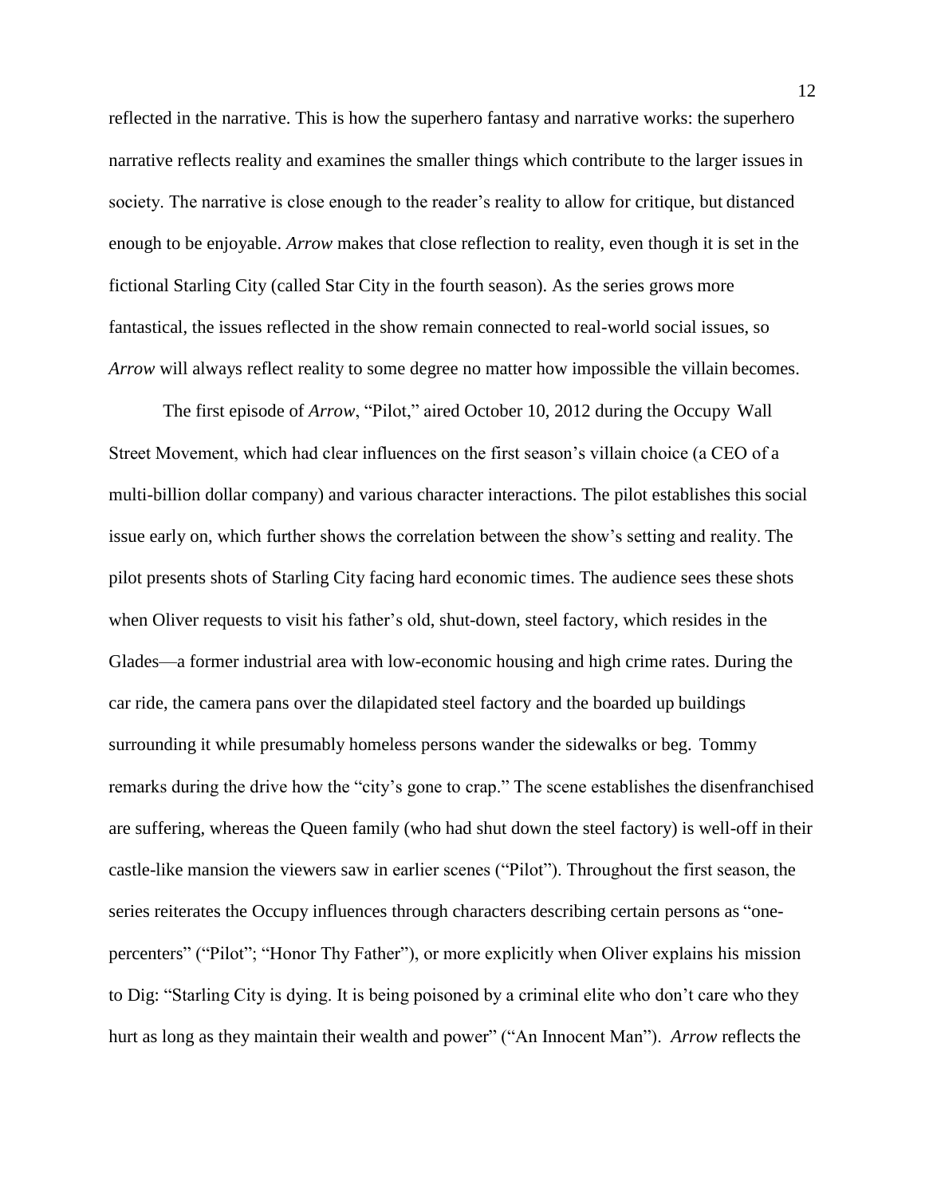reflected in the narrative. This is how the superhero fantasy and narrative works: the superhero narrative reflects reality and examines the smaller things which contribute to the larger issues in society. The narrative is close enough to the reader's reality to allow for critique, but distanced enough to be enjoyable. *Arrow* makes that close reflection to reality, even though it is set in the fictional Starling City (called Star City in the fourth season). As the series grows more fantastical, the issues reflected in the show remain connected to real-world social issues, so *Arrow* will always reflect reality to some degree no matter how impossible the villain becomes.

The first episode of *Arrow*, "Pilot," aired October 10, 2012 during the Occupy Wall Street Movement, which had clear influences on the first season's villain choice (a CEO of a multi-billion dollar company) and various character interactions. The pilot establishes this social issue early on, which further shows the correlation between the show's setting and reality. The pilot presents shots of Starling City facing hard economic times. The audience sees these shots when Oliver requests to visit his father's old, shut-down, steel factory, which resides in the Glades—a former industrial area with low-economic housing and high crime rates. During the car ride, the camera pans over the dilapidated steel factory and the boarded up buildings surrounding it while presumably homeless persons wander the sidewalks or beg. Tommy remarks during the drive how the "city's gone to crap." The scene establishes the disenfranchised are suffering, whereas the Queen family (who had shut down the steel factory) is well-off in their castle-like mansion the viewers saw in earlier scenes ("Pilot"). Throughout the first season, the series reiterates the Occupy influences through characters describing certain persons as "one-percenters" ("Pilot"; "Honor Thy Father"), or more explicitly when Oliver explains his mission to Dig: "Starling City is dying. It is being poisoned by a criminal elite who don't care who they hurt as long as they maintain their wealth and power" ("An Innocent Man"). *Arrow* reflects the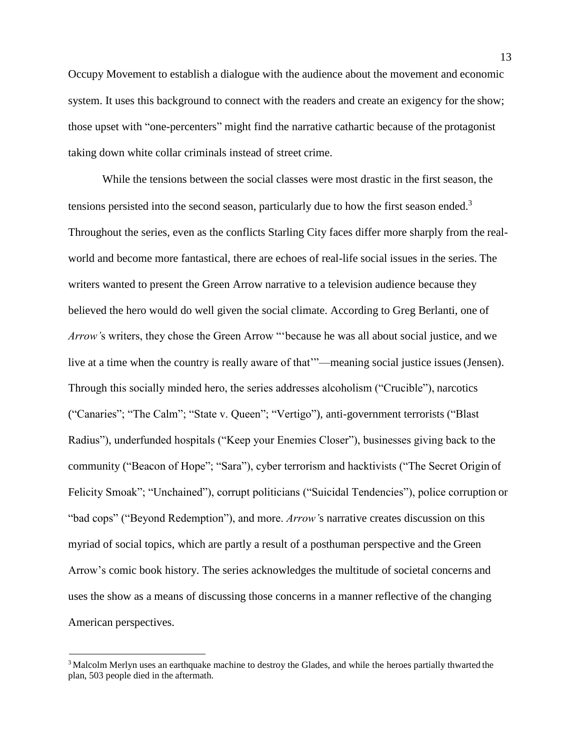Occupy Movement to establish a dialogue with the audience about the movement and economic system. It uses this background to connect with the readers and create an exigency for the show; those upset with "one-percenters" might find the narrative cathartic because of the protagonist taking down white collar criminals instead of street crime.

While the tensions between the social classes were most drastic in the first season, the tensions persisted into the second season, particularly due to how the first season ended.[3] Throughout the series, even as the conflicts Starling City faces differ more sharply from the real-world and become more fantastical, there are echoes of real-life social issues in the series. The writers wanted to present the Green Arrow narrative to a television audience because they believed the hero would do well given the social climate. According to Greg Berlanti, one of *Arrow'*s writers, they chose the Green Arrow "'because he was all about social justice, and we live at a time when the country is really aware of that'"—meaning social justice issues (Jensen). Through this socially minded hero, the series addresses alcoholism ("Crucible"), narcotics ("Canaries"; "The Calm"; "State v. Queen"; "Vertigo"), anti-government terrorists ("Blast Radius"), underfunded hospitals ("Keep your Enemies Closer"), businesses giving back to the community ("Beacon of Hope"; "Sara"), cyber terrorism and hacktivists ("The Secret Origin of Felicity Smoak"; "Unchained"), corrupt politicians ("Suicidal Tendencies"), police corruption or "bad cops" ("Beyond Redemption"), and more. *Arrow'*s narrative creates discussion on this myriad of social topics, which are partly a result of a posthuman perspective and the Green Arrow's comic book history. The series acknowledges the multitude of societal concerns and uses the show as a means of discussing those concerns in a manner reflective of the changing American perspectives.

[3] Malcolm Merlyn uses an earthquake machine to destroy the Glades, and while the heroes partially thwarted the plan, 503 people died in the aftermath.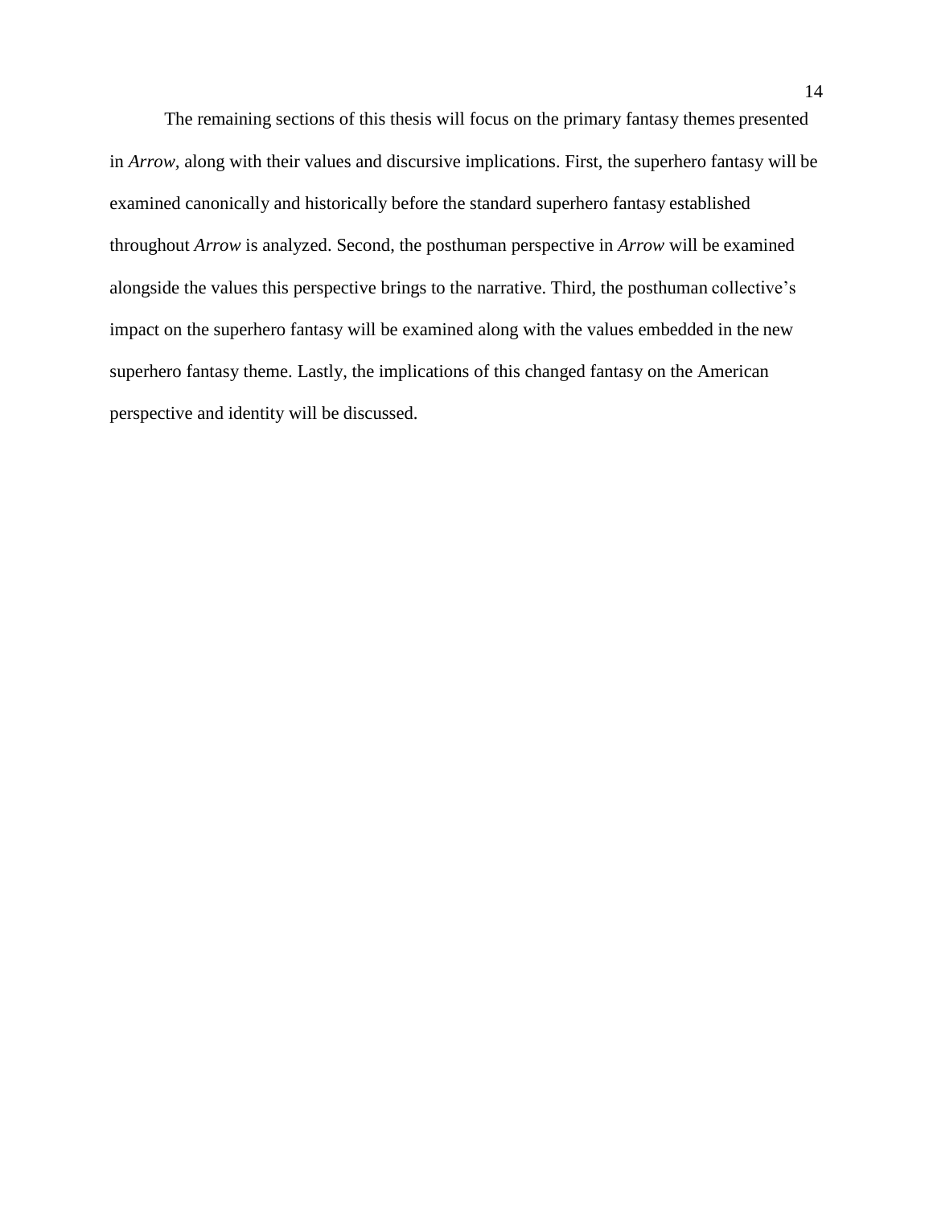The remaining sections of this thesis will focus on the primary fantasy themes presented in *Arrow*, along with their values and discursive implications. First, the superhero fantasy will be examined canonically and historically before the standard superhero fantasy established throughout *Arrow* is analyzed. Second, the posthuman perspective in *Arrow* will be examined alongside the values this perspective brings to the narrative. Third, the posthuman collective's impact on the superhero fantasy will be examined along with the values embedded in the new superhero fantasy theme. Lastly, the implications of this changed fantasy on the American perspective and identity will be discussed.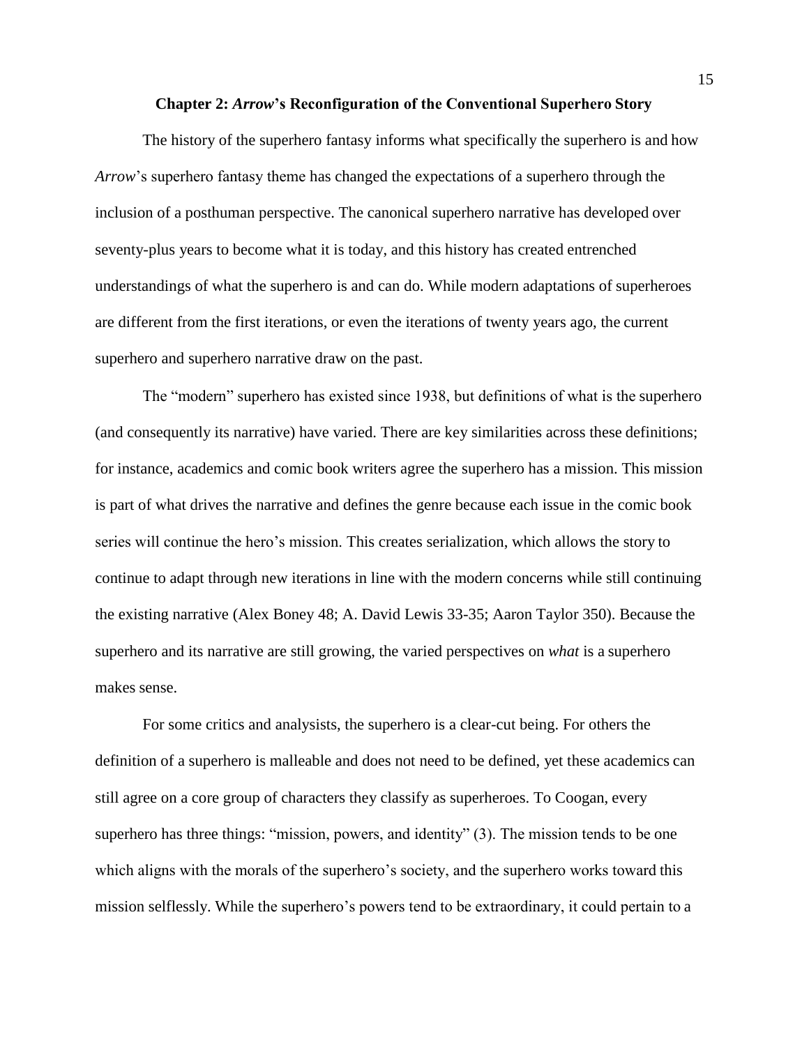## Chapter 2: *Arrow*'s Reconfiguration of the Conventional Superhero Story

The history of the superhero fantasy informs what specifically the superhero is and how *Arrow*'s superhero fantasy theme has changed the expectations of a superhero through the inclusion of a posthuman perspective. The canonical superhero narrative has developed over seventy-plus years to become what it is today, and this history has created entrenched understandings of what the superhero is and can do. While modern adaptations of superheroes are different from the first iterations, or even the iterations of twenty years ago, the current superhero and superhero narrative draw on the past.

The "modern" superhero has existed since 1938, but definitions of what is the superhero (and consequently its narrative) have varied. There are key similarities across these definitions; for instance, academics and comic book writers agree the superhero has a mission. This mission is part of what drives the narrative and defines the genre because each issue in the comic book series will continue the hero's mission. This creates serialization, which allows the story to continue to adapt through new iterations in line with the modern concerns while still continuing the existing narrative (Alex Boney 48; A. David Lewis 33-35; Aaron Taylor 350). Because the superhero and its narrative are still growing, the varied perspectives on *what* is a superhero makes sense.

For some critics and analysists, the superhero is a clear-cut being. For others the definition of a superhero is malleable and does not need to be defined, yet these academics can still agree on a core group of characters they classify as superheroes. To Coogan, every superhero has three things: "mission, powers, and identity" (3). The mission tends to be one which aligns with the morals of the superhero's society, and the superhero works toward this mission selflessly. While the superhero's powers tend to be extraordinary, it could pertain to a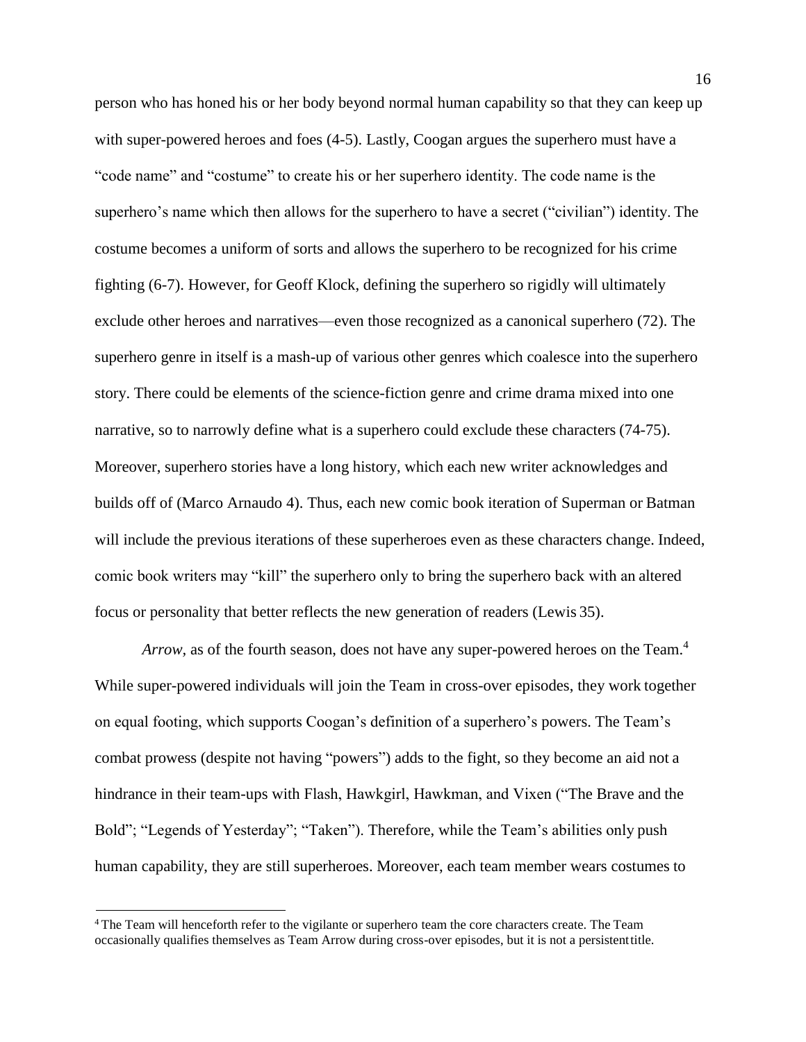person who has honed his or her body beyond normal human capability so that they can keep up with super-powered heroes and foes (4-5). Lastly, Coogan argues the superhero must have a "code name" and "costume" to create his or her superhero identity. The code name is the superhero's name which then allows for the superhero to have a secret ("civilian") identity. The costume becomes a uniform of sorts and allows the superhero to be recognized for his crime fighting (6-7). However, for Geoff Klock, defining the superhero so rigidly will ultimately exclude other heroes and narratives—even those recognized as a canonical superhero (72). The superhero genre in itself is a mash-up of various other genres which coalesce into the superhero story. There could be elements of the science-fiction genre and crime drama mixed into one narrative, so to narrowly define what is a superhero could exclude these characters (74-75). Moreover, superhero stories have a long history, which each new writer acknowledges and builds off of (Marco Arnaudo 4). Thus, each new comic book iteration of Superman or Batman will include the previous iterations of these superheroes even as these characters change. Indeed, comic book writers may "kill" the superhero only to bring the superhero back with an altered focus or personality that better reflects the new generation of readers (Lewis 35).

*Arrow,* as of the fourth season, does not have any super-powered heroes on the Team.[4] While super-powered individuals will join the Team in cross-over episodes, they work together on equal footing, which supports Coogan's definition of a superhero's powers. The Team's combat prowess (despite not having "powers") adds to the fight, so they become an aid not a hindrance in their team-ups with Flash, Hawkgirl, Hawkman, and Vixen ("The Brave and the Bold"; "Legends of Yesterday"; "Taken"). Therefore, while the Team's abilities only push human capability, they are still superheroes. Moreover, each team member wears costumes to

[4] The Team will henceforth refer to the vigilante or superhero team the core characters create. The Team occasionally qualifies themselves as Team Arrow during cross-over episodes, but it is not a persistent title.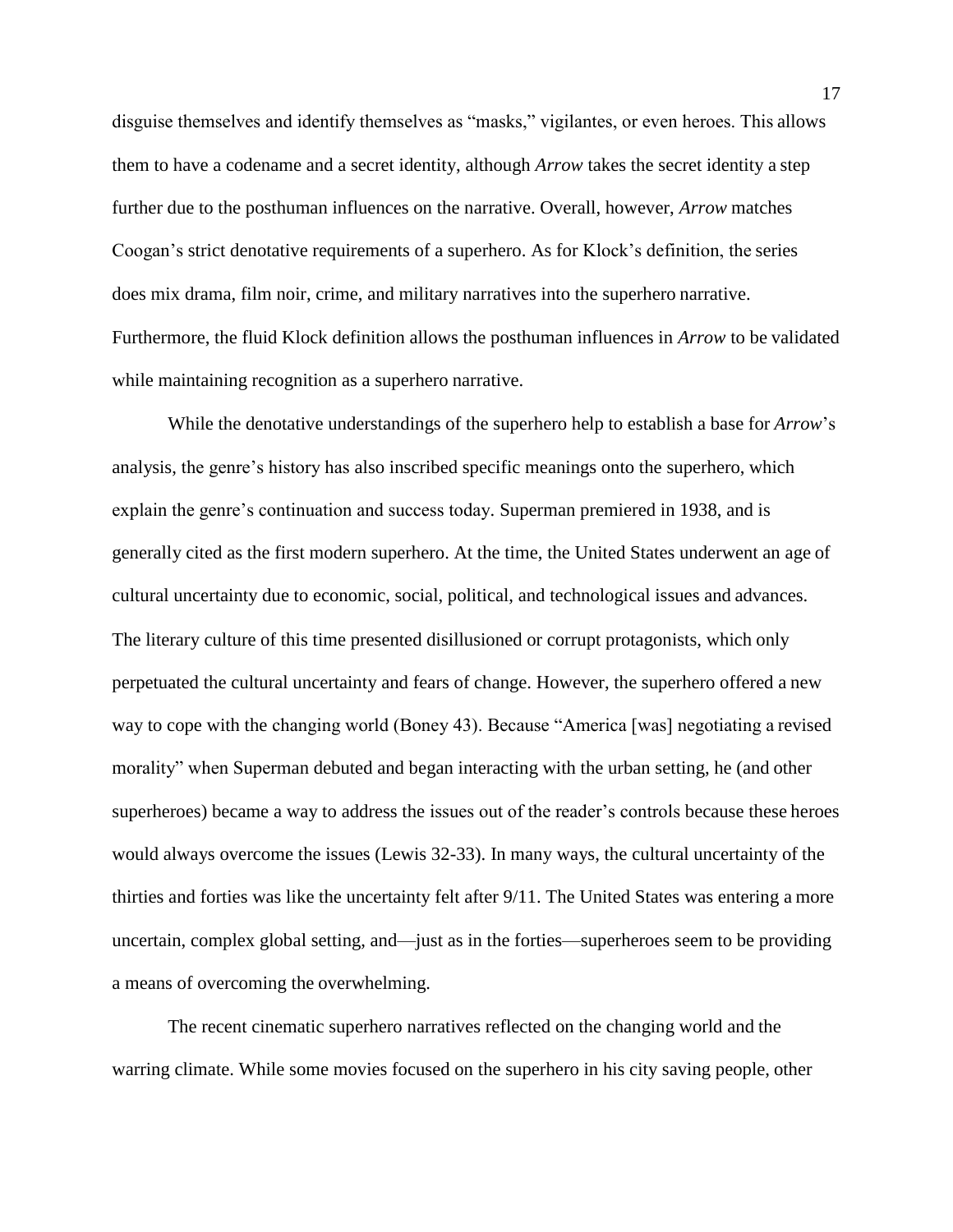disguise themselves and identify themselves as "masks," vigilantes, or even heroes. This allows them to have a codename and a secret identity, although *Arrow* takes the secret identity a step further due to the posthuman influences on the narrative. Overall, however, *Arrow* matches Coogan's strict denotative requirements of a superhero. As for Klock's definition, the series does mix drama, film noir, crime, and military narratives into the superhero narrative. Furthermore, the fluid Klock definition allows the posthuman influences in *Arrow* to be validated while maintaining recognition as a superhero narrative.

While the denotative understandings of the superhero help to establish a base for *Arrow*'s analysis, the genre's history has also inscribed specific meanings onto the superhero, which explain the genre's continuation and success today. Superman premiered in 1938, and is generally cited as the first modern superhero. At the time, the United States underwent an age of cultural uncertainty due to economic, social, political, and technological issues and advances. The literary culture of this time presented disillusioned or corrupt protagonists, which only perpetuated the cultural uncertainty and fears of change. However, the superhero offered a new way to cope with the changing world (Boney 43). Because "America [was] negotiating a revised morality" when Superman debuted and began interacting with the urban setting, he (and other superheroes) became a way to address the issues out of the reader's controls because these heroes would always overcome the issues (Lewis 32-33). In many ways, the cultural uncertainty of the thirties and forties was like the uncertainty felt after 9/11. The United States was entering a more uncertain, complex global setting, and—just as in the forties—superheroes seem to be providing a means of overcoming the overwhelming.

The recent cinematic superhero narratives reflected on the changing world and the warring climate. While some movies focused on the superhero in his city saving people, other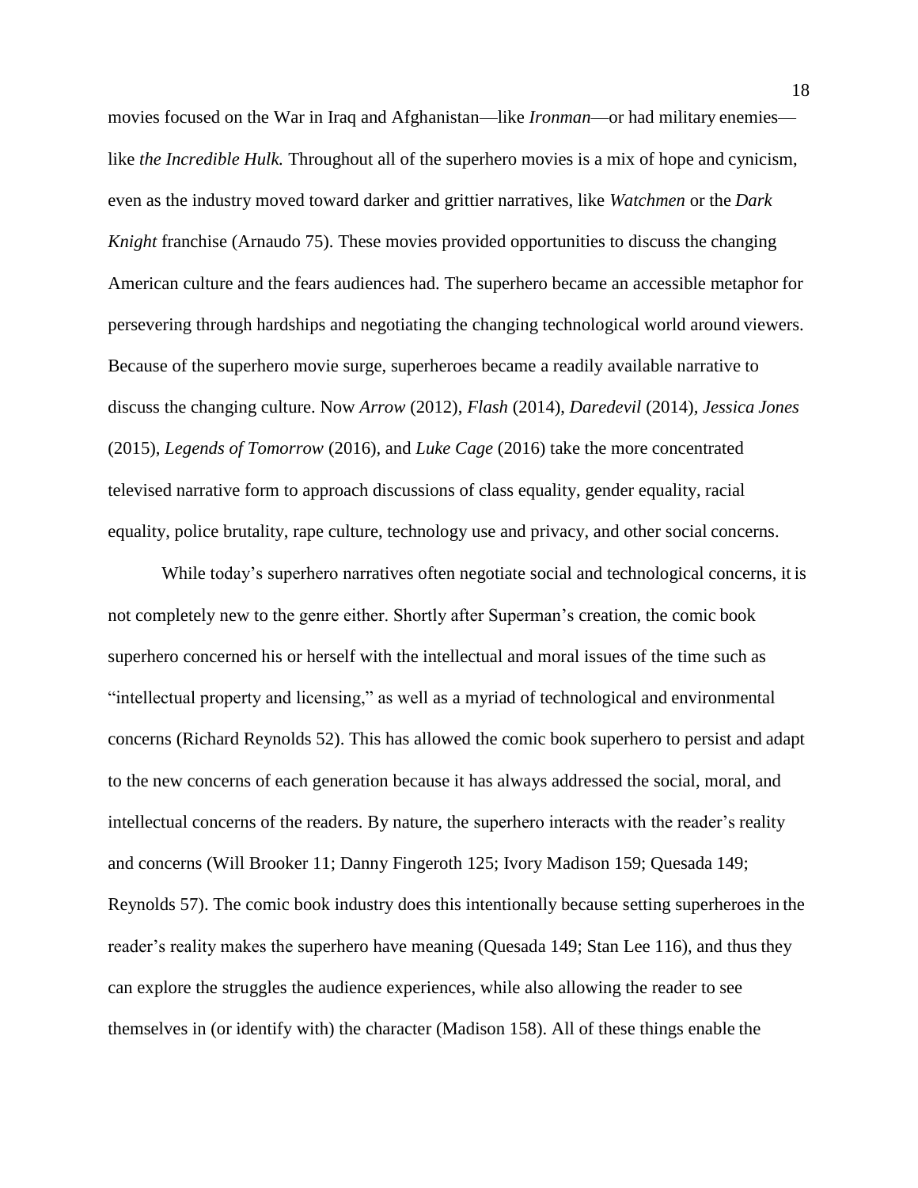movies focused on the War in Iraq and Afghanistan—like *Ironman*—or had military enemies—like *the Incredible Hulk.* Throughout all of the superhero movies is a mix of hope and cynicism, even as the industry moved toward darker and grittier narratives, like *Watchmen* or the *Dark Knight* franchise (Arnaudo 75). These movies provided opportunities to discuss the changing American culture and the fears audiences had. The superhero became an accessible metaphor for persevering through hardships and negotiating the changing technological world around viewers. Because of the superhero movie surge, superheroes became a readily available narrative to discuss the changing culture. Now *Arrow* (2012), *Flash* (2014), *Daredevil* (2014), *Jessica Jones* (2015), *Legends of Tomorrow* (2016), and *Luke Cage* (2016) take the more concentrated televised narrative form to approach discussions of class equality, gender equality, racial equality, police brutality, rape culture, technology use and privacy, and other social concerns.

While today's superhero narratives often negotiate social and technological concerns, it is not completely new to the genre either. Shortly after Superman's creation, the comic book superhero concerned his or herself with the intellectual and moral issues of the time such as "intellectual property and licensing," as well as a myriad of technological and environmental concerns (Richard Reynolds 52). This has allowed the comic book superhero to persist and adapt to the new concerns of each generation because it has always addressed the social, moral, and intellectual concerns of the readers. By nature, the superhero interacts with the reader's reality and concerns (Will Brooker 11; Danny Fingeroth 125; Ivory Madison 159; Quesada 149; Reynolds 57). The comic book industry does this intentionally because setting superheroes in the reader's reality makes the superhero have meaning (Quesada 149; Stan Lee 116), and thus they can explore the struggles the audience experiences, while also allowing the reader to see themselves in (or identify with) the character (Madison 158). All of these things enable the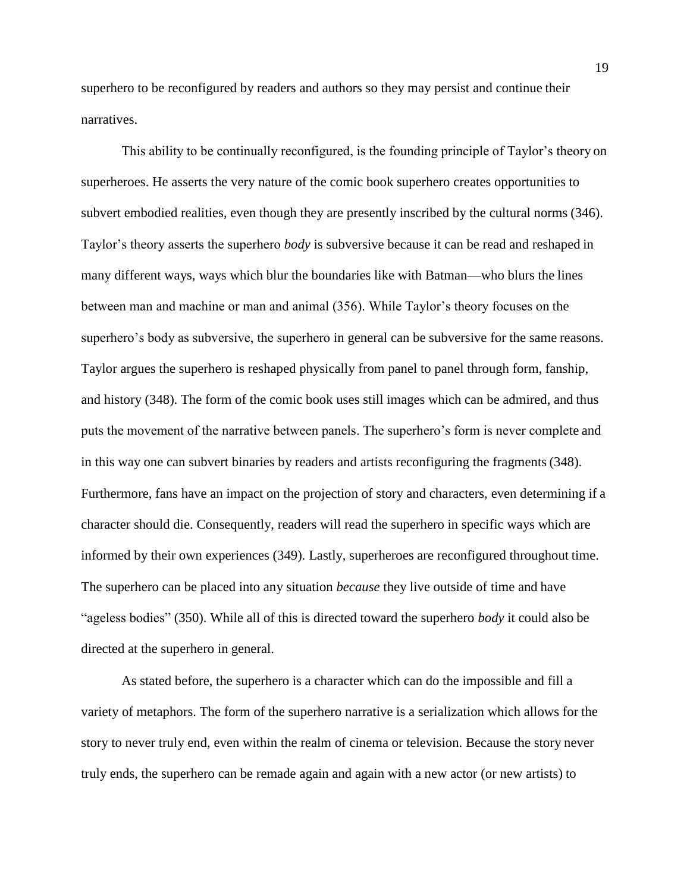superhero to be reconfigured by readers and authors so they may persist and continue their narratives.

This ability to be continually reconfigured, is the founding principle of Taylor's theory on superheroes. He asserts the very nature of the comic book superhero creates opportunities to subvert embodied realities, even though they are presently inscribed by the cultural norms (346). Taylor's theory asserts the superhero *body* is subversive because it can be read and reshaped in many different ways, ways which blur the boundaries like with Batman—who blurs the lines between man and machine or man and animal (356). While Taylor's theory focuses on the superhero's body as subversive, the superhero in general can be subversive for the same reasons. Taylor argues the superhero is reshaped physically from panel to panel through form, fanship, and history (348). The form of the comic book uses still images which can be admired, and thus puts the movement of the narrative between panels. The superhero's form is never complete and in this way one can subvert binaries by readers and artists reconfiguring the fragments (348). Furthermore, fans have an impact on the projection of story and characters, even determining if a character should die. Consequently, readers will read the superhero in specific ways which are informed by their own experiences (349). Lastly, superheroes are reconfigured throughout time. The superhero can be placed into any situation *because* they live outside of time and have "ageless bodies" (350). While all of this is directed toward the superhero *body* it could also be directed at the superhero in general.

As stated before, the superhero is a character which can do the impossible and fill a variety of metaphors. The form of the superhero narrative is a serialization which allows for the story to never truly end, even within the realm of cinema or television. Because the story never truly ends, the superhero can be remade again and again with a new actor (or new artists) to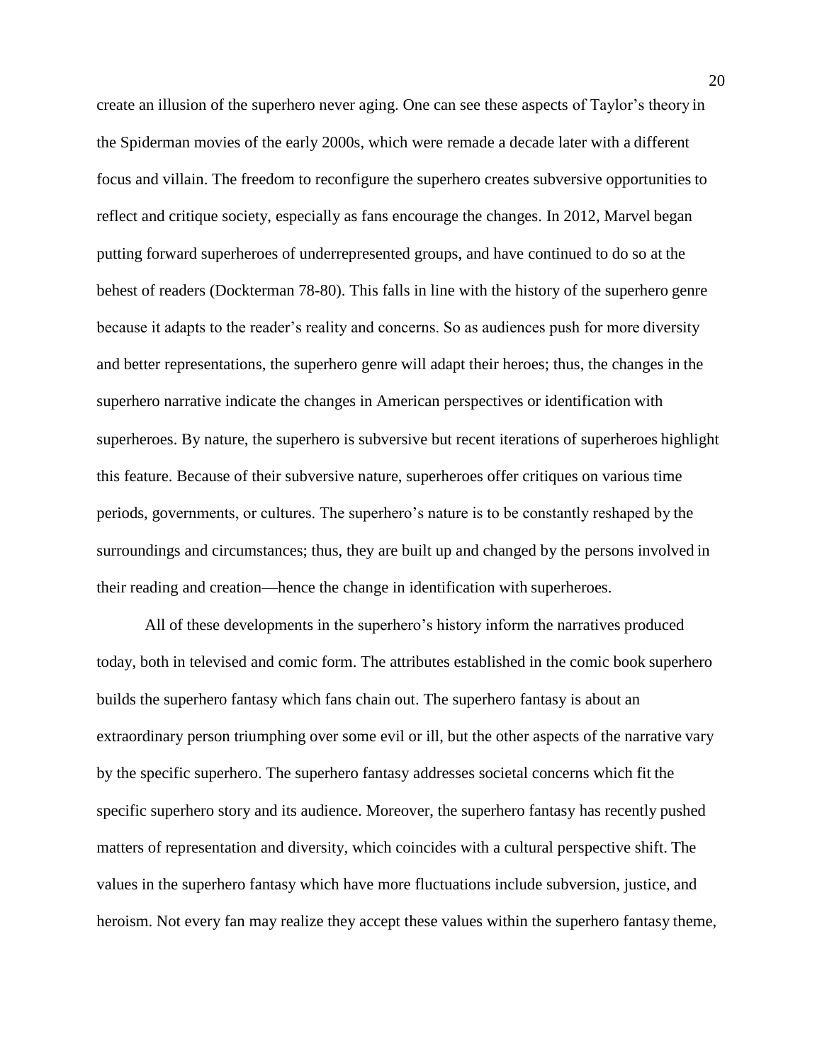create an illusion of the superhero never aging. One can see these aspects of Taylor's theory in the Spiderman movies of the early 2000s, which were remade a decade later with a different focus and villain. The freedom to reconfigure the superhero creates subversive opportunities to reflect and critique society, especially as fans encourage the changes. In 2012, Marvel began putting forward superheroes of underrepresented groups, and have continued to do so at the behest of readers (Dockterman 78-80). This falls in line with the history of the superhero genre because it adapts to the reader's reality and concerns. So as audiences push for more diversity and better representations, the superhero genre will adapt their heroes; thus, the changes in the superhero narrative indicate the changes in American perspectives or identification with superheroes. By nature, the superhero is subversive but recent iterations of superheroes highlight this feature. Because of their subversive nature, superheroes offer critiques on various time periods, governments, or cultures. The superhero's nature is to be constantly reshaped by the surroundings and circumstances; thus, they are built up and changed by the persons involved in their reading and creation—hence the change in identification with superheroes.

All of these developments in the superhero's history inform the narratives produced today, both in televised and comic form. The attributes established in the comic book superhero builds the superhero fantasy which fans chain out. The superhero fantasy is about an extraordinary person triumphing over some evil or ill, but the other aspects of the narrative vary by the specific superhero. The superhero fantasy addresses societal concerns which fit the specific superhero story and its audience. Moreover, the superhero fantasy has recently pushed matters of representation and diversity, which coincides with a cultural perspective shift. The values in the superhero fantasy which have more fluctuations include subversion, justice, and heroism. Not every fan may realize they accept these values within the superhero fantasy theme,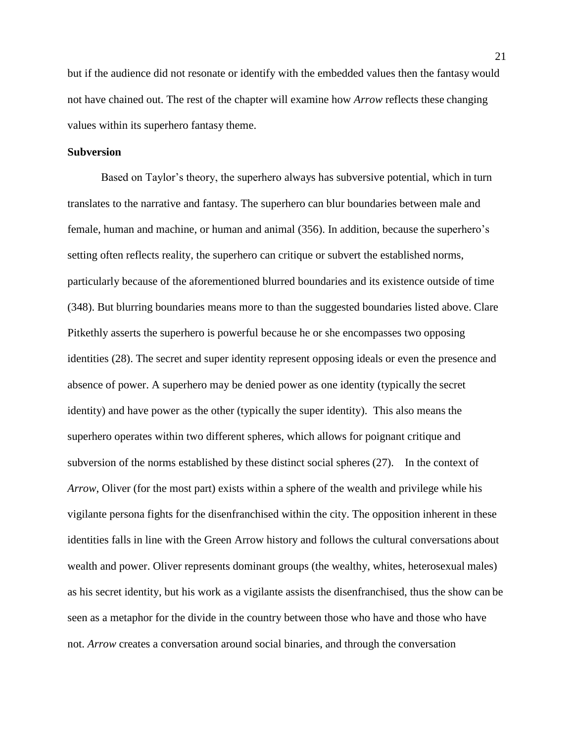but if the audience did not resonate or identify with the embedded values then the fantasy would not have chained out. The rest of the chapter will examine how *Arrow* reflects these changing values within its superhero fantasy theme.

**Subversion**

Based on Taylor's theory, the superhero always has subversive potential, which in turn translates to the narrative and fantasy. The superhero can blur boundaries between male and female, human and machine, or human and animal (356). In addition, because the superhero's setting often reflects reality, the superhero can critique or subvert the established norms, particularly because of the aforementioned blurred boundaries and its existence outside of time (348). But blurring boundaries means more to than the suggested boundaries listed above. Clare Pitkethly asserts the superhero is powerful because he or she encompasses two opposing identities (28). The secret and super identity represent opposing ideals or even the presence and absence of power. A superhero may be denied power as one identity (typically the secret identity) and have power as the other (typically the super identity). This also means the superhero operates within two different spheres, which allows for poignant critique and subversion of the norms established by these distinct social spheres (27). In the context of *Arrow*, Oliver (for the most part) exists within a sphere of the wealth and privilege while his vigilante persona fights for the disenfranchised within the city. The opposition inherent in these identities falls in line with the Green Arrow history and follows the cultural conversations about wealth and power. Oliver represents dominant groups (the wealthy, whites, heterosexual males) as his secret identity, but his work as a vigilante assists the disenfranchised, thus the show can be seen as a metaphor for the divide in the country between those who have and those who have not. *Arrow* creates a conversation around social binaries, and through the conversation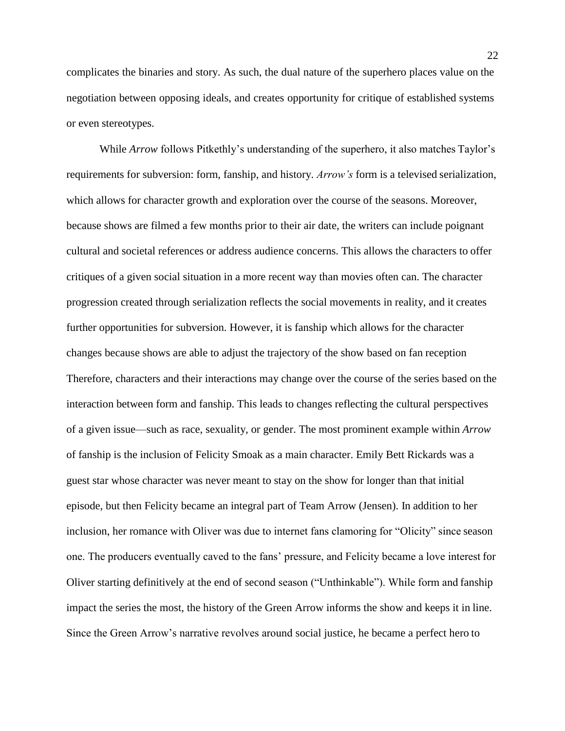complicates the binaries and story. As such, the dual nature of the superhero places value on the negotiation between opposing ideals, and creates opportunity for critique of established systems or even stereotypes.

While *Arrow* follows Pitkethly's understanding of the superhero, it also matches Taylor's requirements for subversion: form, fanship, and history. *Arrow's* form is a televised serialization, which allows for character growth and exploration over the course of the seasons. Moreover, because shows are filmed a few months prior to their air date, the writers can include poignant cultural and societal references or address audience concerns. This allows the characters to offer critiques of a given social situation in a more recent way than movies often can. The character progression created through serialization reflects the social movements in reality, and it creates further opportunities for subversion. However, it is fanship which allows for the character changes because shows are able to adjust the trajectory of the show based on fan reception Therefore, characters and their interactions may change over the course of the series based on the interaction between form and fanship. This leads to changes reflecting the cultural perspectives of a given issue—such as race, sexuality, or gender. The most prominent example within *Arrow* of fanship is the inclusion of Felicity Smoak as a main character. Emily Bett Rickards was a guest star whose character was never meant to stay on the show for longer than that initial episode, but then Felicity became an integral part of Team Arrow (Jensen). In addition to her inclusion, her romance with Oliver was due to internet fans clamoring for "Olicity" since season one. The producers eventually caved to the fans' pressure, and Felicity became a love interest for Oliver starting definitively at the end of second season ("Unthinkable"). While form and fanship impact the series the most, the history of the Green Arrow informs the show and keeps it in line. Since the Green Arrow's narrative revolves around social justice, he became a perfect hero to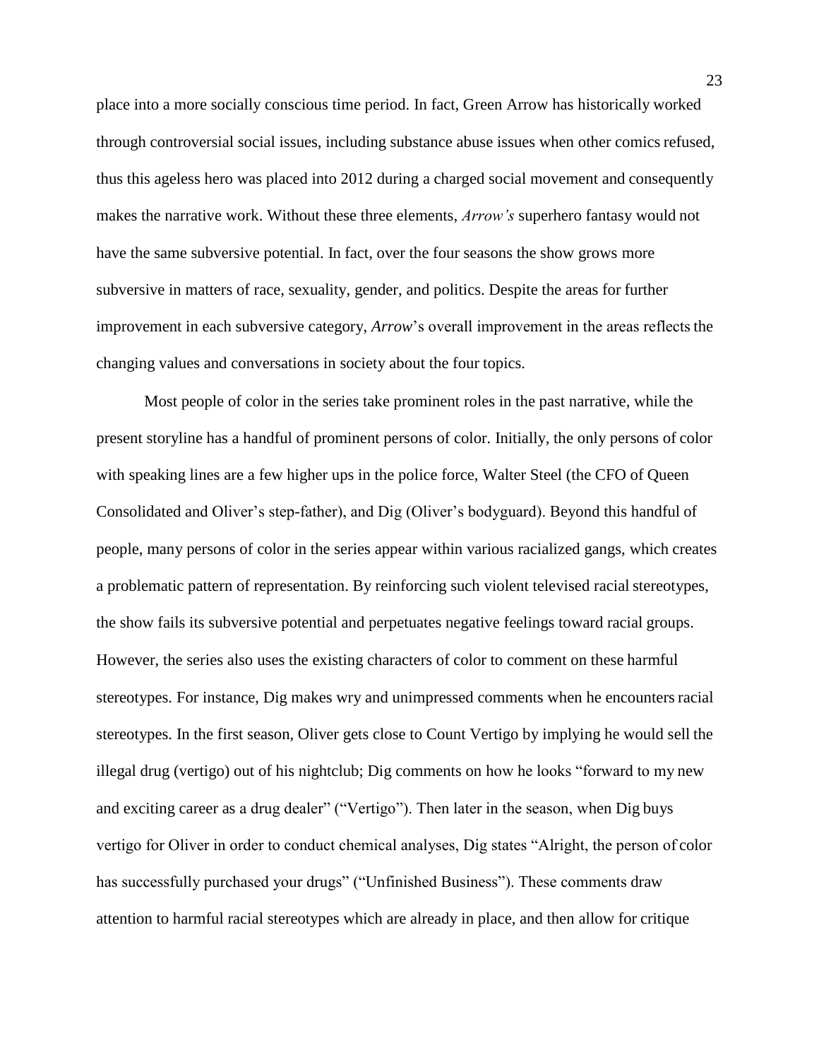place into a more socially conscious time period. In fact, Green Arrow has historically worked through controversial social issues, including substance abuse issues when other comics refused, thus this ageless hero was placed into 2012 during a charged social movement and consequently makes the narrative work. Without these three elements, *Arrow's* superhero fantasy would not have the same subversive potential. In fact, over the four seasons the show grows more subversive in matters of race, sexuality, gender, and politics. Despite the areas for further improvement in each subversive category, *Arrow*'s overall improvement in the areas reflects the changing values and conversations in society about the four topics.

Most people of color in the series take prominent roles in the past narrative, while the present storyline has a handful of prominent persons of color. Initially, the only persons of color with speaking lines are a few higher ups in the police force, Walter Steel (the CFO of Queen Consolidated and Oliver's step-father), and Dig (Oliver's bodyguard). Beyond this handful of people, many persons of color in the series appear within various racialized gangs, which creates a problematic pattern of representation. By reinforcing such violent televised racial stereotypes, the show fails its subversive potential and perpetuates negative feelings toward racial groups. However, the series also uses the existing characters of color to comment on these harmful stereotypes. For instance, Dig makes wry and unimpressed comments when he encounters racial stereotypes. In the first season, Oliver gets close to Count Vertigo by implying he would sell the illegal drug (vertigo) out of his nightclub; Dig comments on how he looks "forward to my new and exciting career as a drug dealer" ("Vertigo"). Then later in the season, when Dig buys vertigo for Oliver in order to conduct chemical analyses, Dig states "Alright, the person of color has successfully purchased your drugs" ("Unfinished Business"). These comments draw attention to harmful racial stereotypes which are already in place, and then allow for critique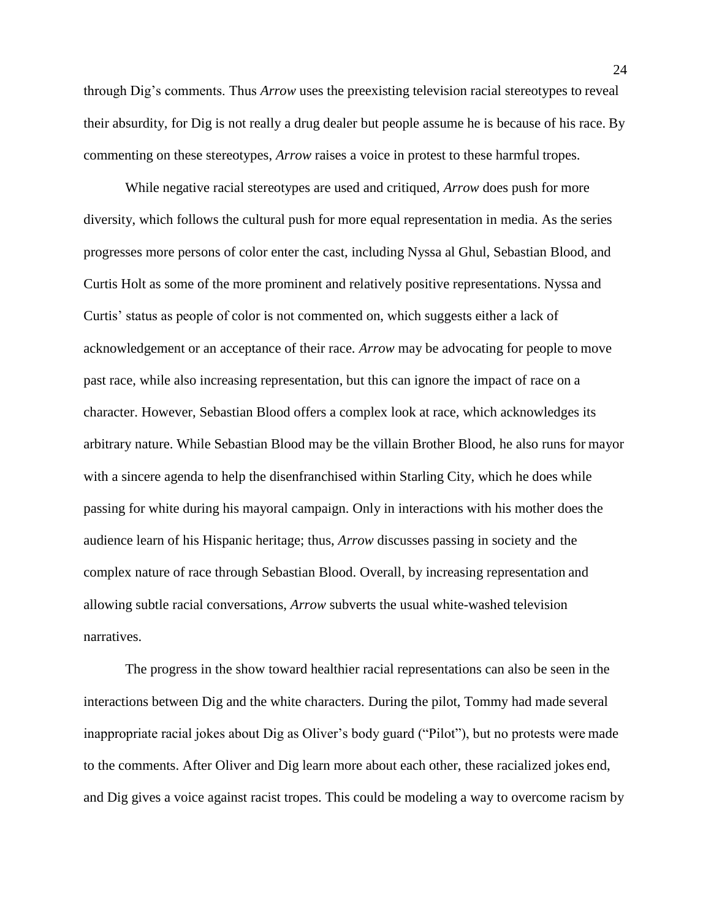through Dig's comments. Thus *Arrow* uses the preexisting television racial stereotypes to reveal their absurdity, for Dig is not really a drug dealer but people assume he is because of his race. By commenting on these stereotypes, *Arrow* raises a voice in protest to these harmful tropes.

While negative racial stereotypes are used and critiqued, *Arrow* does push for more diversity, which follows the cultural push for more equal representation in media. As the series progresses more persons of color enter the cast, including Nyssa al Ghul, Sebastian Blood, and Curtis Holt as some of the more prominent and relatively positive representations. Nyssa and Curtis' status as people of color is not commented on, which suggests either a lack of acknowledgement or an acceptance of their race. *Arrow* may be advocating for people to move past race, while also increasing representation, but this can ignore the impact of race on a character. However, Sebastian Blood offers a complex look at race, which acknowledges its arbitrary nature. While Sebastian Blood may be the villain Brother Blood, he also runs for mayor with a sincere agenda to help the disenfranchised within Starling City, which he does while passing for white during his mayoral campaign. Only in interactions with his mother does the audience learn of his Hispanic heritage; thus, *Arrow* discusses passing in society and the complex nature of race through Sebastian Blood. Overall, by increasing representation and allowing subtle racial conversations, *Arrow* subverts the usual white-washed television narratives.

The progress in the show toward healthier racial representations can also be seen in the interactions between Dig and the white characters. During the pilot, Tommy had made several inappropriate racial jokes about Dig as Oliver's body guard ("Pilot"), but no protests were made to the comments. After Oliver and Dig learn more about each other, these racialized jokes end, and Dig gives a voice against racist tropes. This could be modeling a way to overcome racism by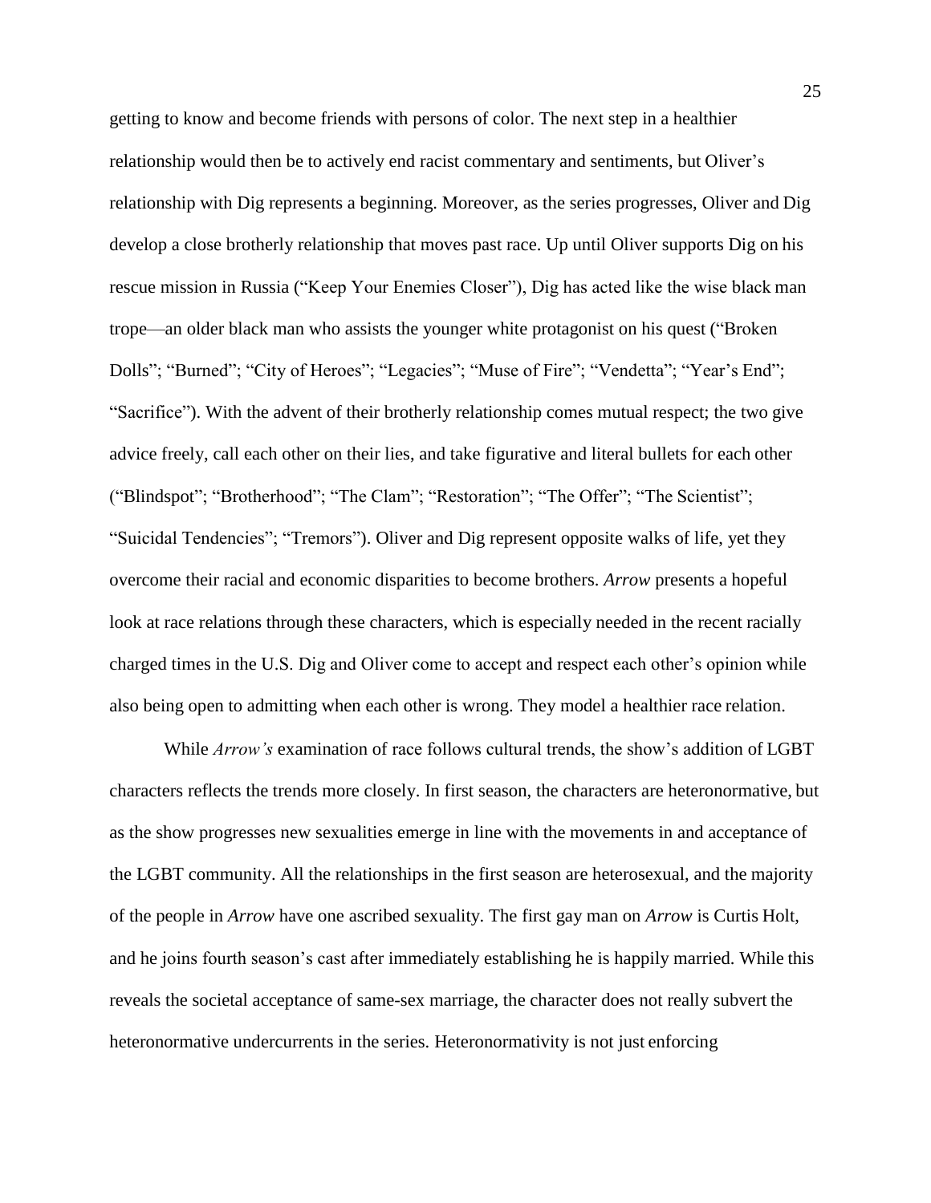getting to know and become friends with persons of color. The next step in a healthier relationship would then be to actively end racist commentary and sentiments, but Oliver's relationship with Dig represents a beginning. Moreover, as the series progresses, Oliver and Dig develop a close brotherly relationship that moves past race. Up until Oliver supports Dig on his rescue mission in Russia ("Keep Your Enemies Closer"), Dig has acted like the wise black man trope—an older black man who assists the younger white protagonist on his quest ("Broken Dolls"; "Burned"; "City of Heroes"; "Legacies"; "Muse of Fire"; "Vendetta"; "Year's End"; "Sacrifice"). With the advent of their brotherly relationship comes mutual respect; the two give advice freely, call each other on their lies, and take figurative and literal bullets for each other ("Blindspot"; "Brotherhood"; "The Clam"; "Restoration"; "The Offer"; "The Scientist"; "Suicidal Tendencies"; "Tremors"). Oliver and Dig represent opposite walks of life, yet they overcome their racial and economic disparities to become brothers. *Arrow* presents a hopeful look at race relations through these characters, which is especially needed in the recent racially charged times in the U.S. Dig and Oliver come to accept and respect each other's opinion while also being open to admitting when each other is wrong. They model a healthier race relation.

While *Arrow's* examination of race follows cultural trends, the show's addition of LGBT characters reflects the trends more closely. In first season, the characters are heteronormative, but as the show progresses new sexualities emerge in line with the movements in and acceptance of the LGBT community. All the relationships in the first season are heterosexual, and the majority of the people in *Arrow* have one ascribed sexuality. The first gay man on *Arrow* is Curtis Holt, and he joins fourth season's cast after immediately establishing he is happily married. While this reveals the societal acceptance of same-sex marriage, the character does not really subvert the heteronormative undercurrents in the series. Heteronormativity is not just enforcing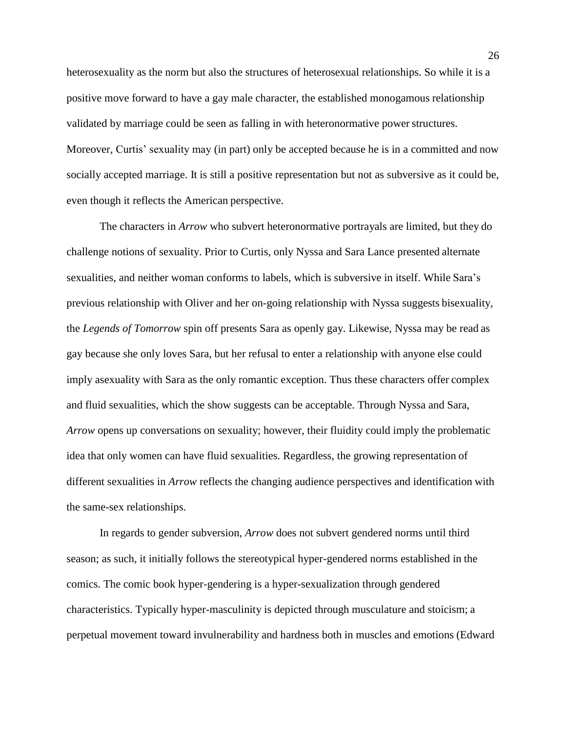heterosexuality as the norm but also the structures of heterosexual relationships. So while it is a positive move forward to have a gay male character, the established monogamous relationship validated by marriage could be seen as falling in with heteronormative power structures. Moreover, Curtis' sexuality may (in part) only be accepted because he is in a committed and now socially accepted marriage. It is still a positive representation but not as subversive as it could be, even though it reflects the American perspective.

The characters in *Arrow* who subvert heteronormative portrayals are limited, but they do challenge notions of sexuality. Prior to Curtis, only Nyssa and Sara Lance presented alternate sexualities, and neither woman conforms to labels, which is subversive in itself. While Sara's previous relationship with Oliver and her on-going relationship with Nyssa suggests bisexuality, the *Legends of Tomorrow* spin off presents Sara as openly gay. Likewise, Nyssa may be read as gay because she only loves Sara, but her refusal to enter a relationship with anyone else could imply asexuality with Sara as the only romantic exception. Thus these characters offer complex and fluid sexualities, which the show suggests can be acceptable. Through Nyssa and Sara, *Arrow* opens up conversations on sexuality; however, their fluidity could imply the problematic idea that only women can have fluid sexualities. Regardless, the growing representation of different sexualities in *Arrow* reflects the changing audience perspectives and identification with the same-sex relationships.

In regards to gender subversion, *Arrow* does not subvert gendered norms until third season; as such, it initially follows the stereotypical hyper-gendered norms established in the comics. The comic book hyper-gendering is a hyper-sexualization through gendered characteristics. Typically hyper-masculinity is depicted through musculature and stoicism; a perpetual movement toward invulnerability and hardness both in muscles and emotions (Edward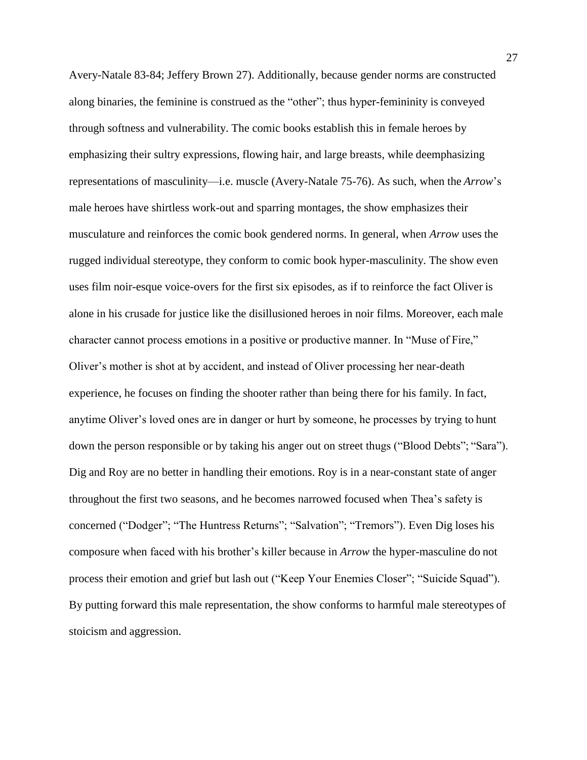Avery-Natale 83-84; Jeffery Brown 27). Additionally, because gender norms are constructed along binaries, the feminine is construed as the "other"; thus hyper-femininity is conveyed through softness and vulnerability. The comic books establish this in female heroes by emphasizing their sultry expressions, flowing hair, and large breasts, while deemphasizing representations of masculinity—i.e. muscle (Avery-Natale 75-76). As such, when the *Arrow*'s male heroes have shirtless work-out and sparring montages, the show emphasizes their musculature and reinforces the comic book gendered norms. In general, when *Arrow* uses the rugged individual stereotype, they conform to comic book hyper-masculinity. The show even uses film noir-esque voice-overs for the first six episodes, as if to reinforce the fact Oliver is alone in his crusade for justice like the disillusioned heroes in noir films. Moreover, each male character cannot process emotions in a positive or productive manner. In "Muse of Fire," Oliver's mother is shot at by accident, and instead of Oliver processing her near-death experience, he focuses on finding the shooter rather than being there for his family. In fact, anytime Oliver's loved ones are in danger or hurt by someone, he processes by trying to hunt down the person responsible or by taking his anger out on street thugs ("Blood Debts"; "Sara"). Dig and Roy are no better in handling their emotions. Roy is in a near-constant state of anger throughout the first two seasons, and he becomes narrowed focused when Thea's safety is concerned ("Dodger"; "The Huntress Returns"; "Salvation"; "Tremors"). Even Dig loses his composure when faced with his brother's killer because in *Arrow* the hyper-masculine do not process their emotion and grief but lash out ("Keep Your Enemies Closer"; "Suicide Squad"). By putting forward this male representation, the show conforms to harmful male stereotypes of stoicism and aggression.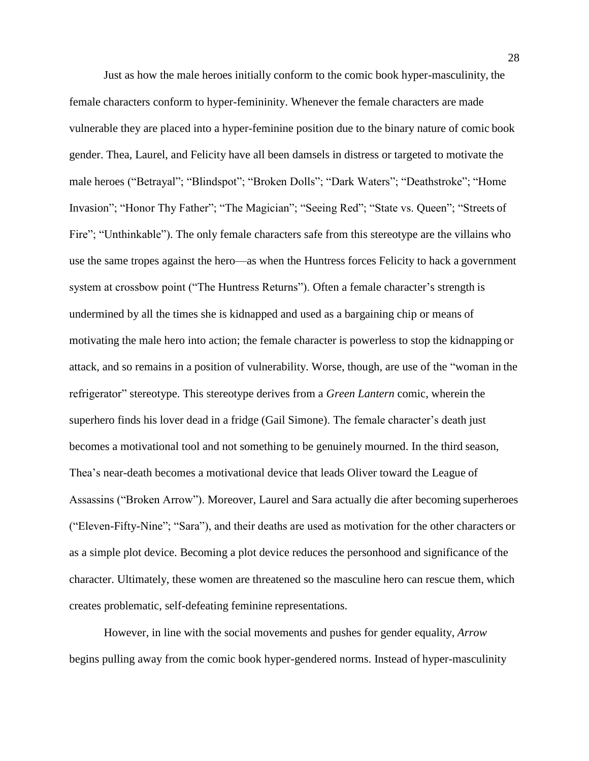Just as how the male heroes initially conform to the comic book hyper-masculinity, the female characters conform to hyper-femininity. Whenever the female characters are made vulnerable they are placed into a hyper-feminine position due to the binary nature of comic book gender. Thea, Laurel, and Felicity have all been damsels in distress or targeted to motivate the male heroes ("Betrayal"; "Blindspot"; "Broken Dolls"; "Dark Waters"; "Deathstroke"; "Home Invasion"; "Honor Thy Father"; "The Magician"; "Seeing Red"; "State vs. Queen"; "Streets of Fire"; "Unthinkable"). The only female characters safe from this stereotype are the villains who use the same tropes against the hero—as when the Huntress forces Felicity to hack a government system at crossbow point ("The Huntress Returns"). Often a female character's strength is undermined by all the times she is kidnapped and used as a bargaining chip or means of motivating the male hero into action; the female character is powerless to stop the kidnapping or attack, and so remains in a position of vulnerability. Worse, though, are use of the "woman in the refrigerator" stereotype. This stereotype derives from a *Green Lantern* comic, wherein the superhero finds his lover dead in a fridge (Gail Simone). The female character's death just becomes a motivational tool and not something to be genuinely mourned. In the third season, Thea's near-death becomes a motivational device that leads Oliver toward the League of Assassins ("Broken Arrow"). Moreover, Laurel and Sara actually die after becoming superheroes ("Eleven-Fifty-Nine"; "Sara"), and their deaths are used as motivation for the other characters or as a simple plot device. Becoming a plot device reduces the personhood and significance of the character. Ultimately, these women are threatened so the masculine hero can rescue them, which creates problematic, self-defeating feminine representations.

However, in line with the social movements and pushes for gender equality, *Arrow* begins pulling away from the comic book hyper-gendered norms. Instead of hyper-masculinity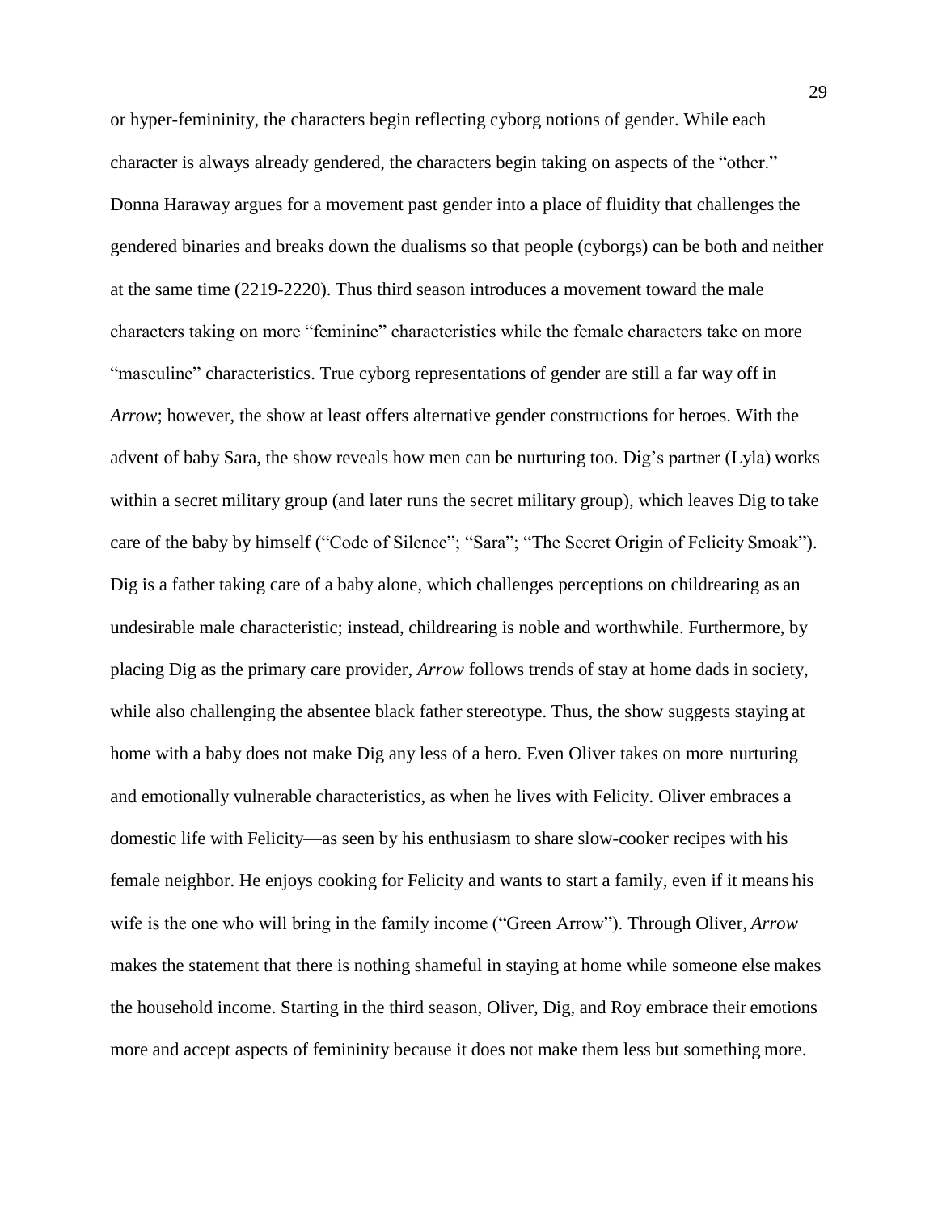or hyper-femininity, the characters begin reflecting cyborg notions of gender. While each character is always already gendered, the characters begin taking on aspects of the "other." Donna Haraway argues for a movement past gender into a place of fluidity that challenges the gendered binaries and breaks down the dualisms so that people (cyborgs) can be both and neither at the same time (2219-2220). Thus third season introduces a movement toward the male characters taking on more "feminine" characteristics while the female characters take on more "masculine" characteristics. True cyborg representations of gender are still a far way off in *Arrow*; however, the show at least offers alternative gender constructions for heroes. With the advent of baby Sara, the show reveals how men can be nurturing too. Dig's partner (Lyla) works within a secret military group (and later runs the secret military group), which leaves Dig to take care of the baby by himself ("Code of Silence"; "Sara"; "The Secret Origin of Felicity Smoak"). Dig is a father taking care of a baby alone, which challenges perceptions on childrearing as an undesirable male characteristic; instead, childrearing is noble and worthwhile. Furthermore, by placing Dig as the primary care provider, *Arrow* follows trends of stay at home dads in society, while also challenging the absentee black father stereotype. Thus, the show suggests staying at home with a baby does not make Dig any less of a hero. Even Oliver takes on more nurturing and emotionally vulnerable characteristics, as when he lives with Felicity. Oliver embraces a domestic life with Felicity—as seen by his enthusiasm to share slow-cooker recipes with his female neighbor. He enjoys cooking for Felicity and wants to start a family, even if it means his wife is the one who will bring in the family income ("Green Arrow"). Through Oliver, *Arrow* makes the statement that there is nothing shameful in staying at home while someone else makes the household income. Starting in the third season, Oliver, Dig, and Roy embrace their emotions more and accept aspects of femininity because it does not make them less but something more.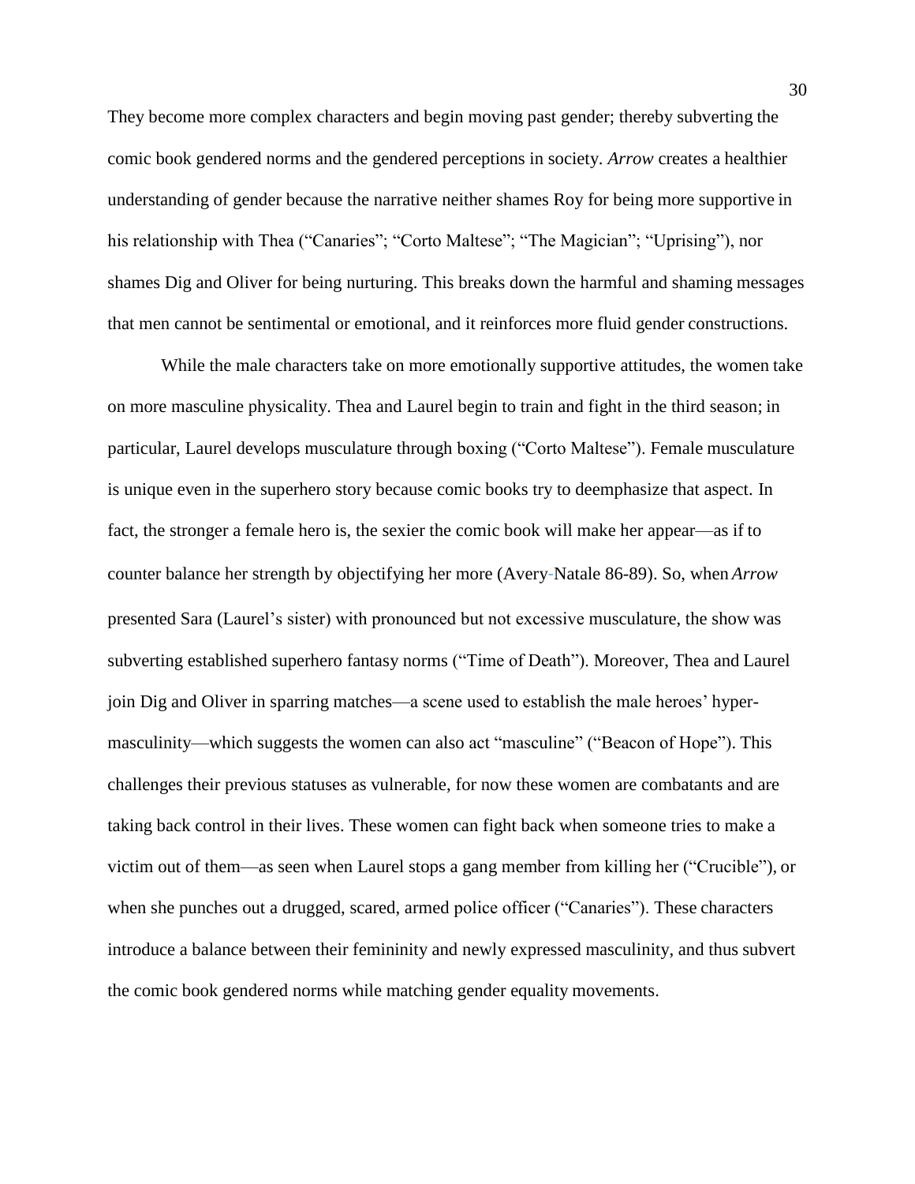They become more complex characters and begin moving past gender; thereby subverting the comic book gendered norms and the gendered perceptions in society. *Arrow* creates a healthier understanding of gender because the narrative neither shames Roy for being more supportive in his relationship with Thea ("Canaries"; "Corto Maltese"; "The Magician"; "Uprising"), nor shames Dig and Oliver for being nurturing. This breaks down the harmful and shaming messages that men cannot be sentimental or emotional, and it reinforces more fluid gender constructions.

While the male characters take on more emotionally supportive attitudes, the women take on more masculine physicality. Thea and Laurel begin to train and fight in the third season; in particular, Laurel develops musculature through boxing ("Corto Maltese"). Female musculature is unique even in the superhero story because comic books try to deemphasize that aspect. In fact, the stronger a female hero is, the sexier the comic book will make her appear—as if to counter balance her strength by objectifying her more (Avery-Natale 86-89). So, when *Arrow* presented Sara (Laurel's sister) with pronounced but not excessive musculature, the show was subverting established superhero fantasy norms ("Time of Death"). Moreover, Thea and Laurel join Dig and Oliver in sparring matches—a scene used to establish the male heroes' hyper-masculinity—which suggests the women can also act "masculine" ("Beacon of Hope"). This challenges their previous statuses as vulnerable, for now these women are combatants and are taking back control in their lives. These women can fight back when someone tries to make a victim out of them—as seen when Laurel stops a gang member from killing her ("Crucible"), or when she punches out a drugged, scared, armed police officer ("Canaries"). These characters introduce a balance between their femininity and newly expressed masculinity, and thus subvert the comic book gendered norms while matching gender equality movements.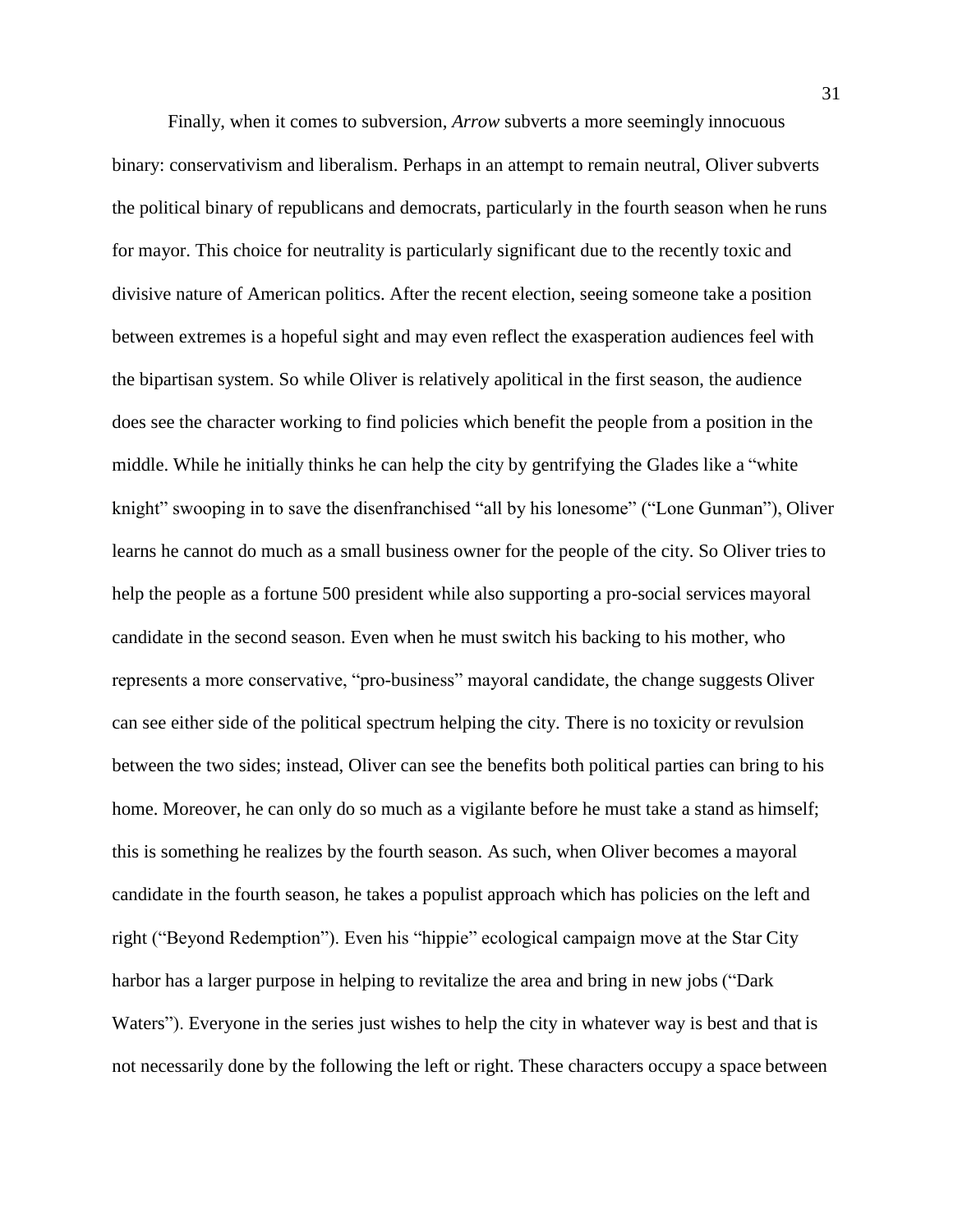Finally, when it comes to subversion, *Arrow* subverts a more seemingly innocuous binary: conservativism and liberalism. Perhaps in an attempt to remain neutral, Oliver subverts the political binary of republicans and democrats, particularly in the fourth season when he runs for mayor. This choice for neutrality is particularly significant due to the recently toxic and divisive nature of American politics. After the recent election, seeing someone take a position between extremes is a hopeful sight and may even reflect the exasperation audiences feel with the bipartisan system. So while Oliver is relatively apolitical in the first season, the audience does see the character working to find policies which benefit the people from a position in the middle. While he initially thinks he can help the city by gentrifying the Glades like a "white knight" swooping in to save the disenfranchised "all by his lonesome" ("Lone Gunman"), Oliver learns he cannot do much as a small business owner for the people of the city. So Oliver tries to help the people as a fortune 500 president while also supporting a pro-social services mayoral candidate in the second season. Even when he must switch his backing to his mother, who represents a more conservative, "pro-business" mayoral candidate, the change suggests Oliver can see either side of the political spectrum helping the city. There is no toxicity or revulsion between the two sides; instead, Oliver can see the benefits both political parties can bring to his home. Moreover, he can only do so much as a vigilante before he must take a stand as himself; this is something he realizes by the fourth season. As such, when Oliver becomes a mayoral candidate in the fourth season, he takes a populist approach which has policies on the left and right ("Beyond Redemption"). Even his "hippie" ecological campaign move at the Star City harbor has a larger purpose in helping to revitalize the area and bring in new jobs ("Dark Waters"). Everyone in the series just wishes to help the city in whatever way is best and that is not necessarily done by the following the left or right. These characters occupy a space between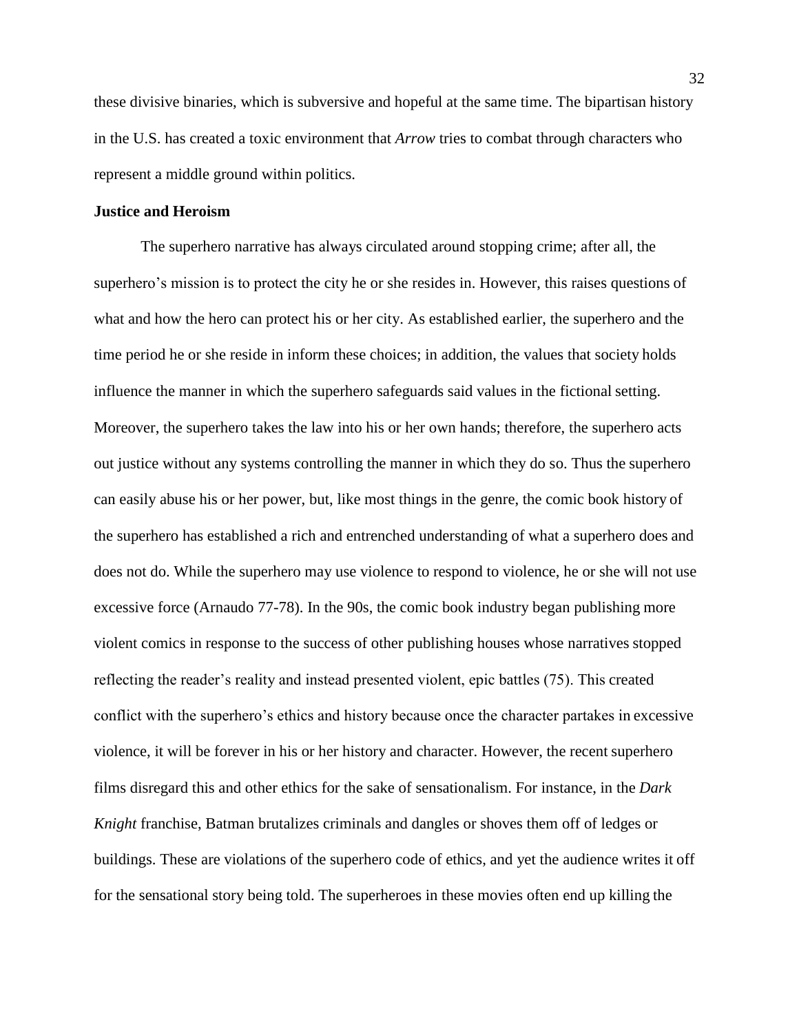these divisive binaries, which is subversive and hopeful at the same time. The bipartisan history in the U.S. has created a toxic environment that *Arrow* tries to combat through characters who represent a middle ground within politics.

### Justice and Heroism

The superhero narrative has always circulated around stopping crime; after all, the superhero's mission is to protect the city he or she resides in. However, this raises questions of what and how the hero can protect his or her city. As established earlier, the superhero and the time period he or she reside in inform these choices; in addition, the values that society holds influence the manner in which the superhero safeguards said values in the fictional setting. Moreover, the superhero takes the law into his or her own hands; therefore, the superhero acts out justice without any systems controlling the manner in which they do so. Thus the superhero can easily abuse his or her power, but, like most things in the genre, the comic book history of the superhero has established a rich and entrenched understanding of what a superhero does and does not do. While the superhero may use violence to respond to violence, he or she will not use excessive force (Arnaudo 77-78). In the 90s, the comic book industry began publishing more violent comics in response to the success of other publishing houses whose narratives stopped reflecting the reader's reality and instead presented violent, epic battles (75). This created conflict with the superhero's ethics and history because once the character partakes in excessive violence, it will be forever in his or her history and character. However, the recent superhero films disregard this and other ethics for the sake of sensationalism. For instance, in the *Dark Knight* franchise, Batman brutalizes criminals and dangles or shoves them off of ledges or buildings. These are violations of the superhero code of ethics, and yet the audience writes it off for the sensational story being told. The superheroes in these movies often end up killing the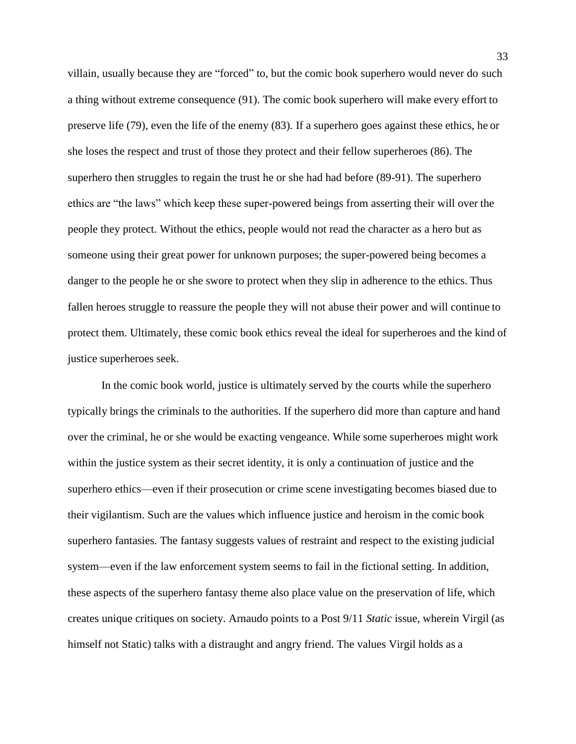villain, usually because they are "forced" to, but the comic book superhero would never do such a thing without extreme consequence (91). The comic book superhero will make every effort to preserve life (79), even the life of the enemy (83). If a superhero goes against these ethics, he or she loses the respect and trust of those they protect and their fellow superheroes (86). The superhero then struggles to regain the trust he or she had had before (89-91). The superhero ethics are "the laws" which keep these super-powered beings from asserting their will over the people they protect. Without the ethics, people would not read the character as a hero but as someone using their great power for unknown purposes; the super-powered being becomes a danger to the people he or she swore to protect when they slip in adherence to the ethics. Thus fallen heroes struggle to reassure the people they will not abuse their power and will continue to protect them. Ultimately, these comic book ethics reveal the ideal for superheroes and the kind of justice superheroes seek.

In the comic book world, justice is ultimately served by the courts while the superhero typically brings the criminals to the authorities. If the superhero did more than capture and hand over the criminal, he or she would be exacting vengeance. While some superheroes might work within the justice system as their secret identity, it is only a continuation of justice and the superhero ethics—even if their prosecution or crime scene investigating becomes biased due to their vigilantism. Such are the values which influence justice and heroism in the comic book superhero fantasies. The fantasy suggests values of restraint and respect to the existing judicial system—even if the law enforcement system seems to fail in the fictional setting. In addition, these aspects of the superhero fantasy theme also place value on the preservation of life, which creates unique critiques on society. Arnaudo points to a Post 9/11 *Static* issue, wherein Virgil (as himself not Static) talks with a distraught and angry friend. The values Virgil holds as a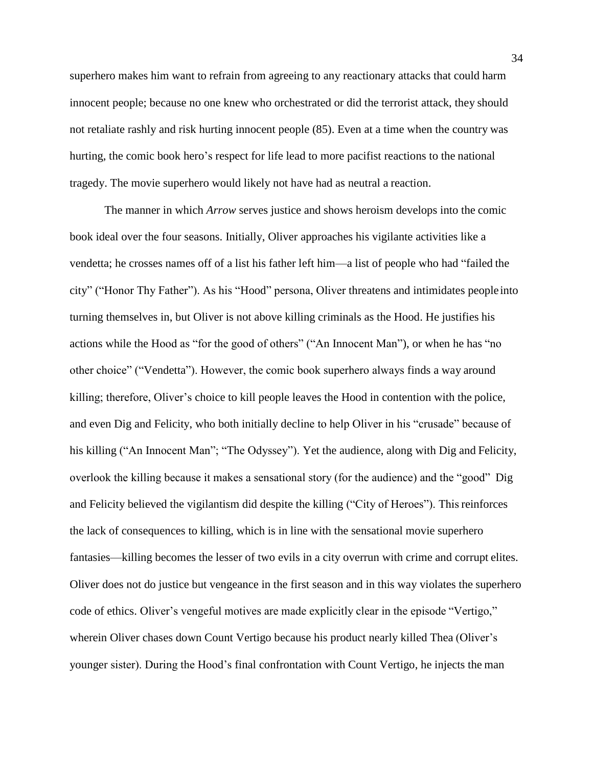superhero makes him want to refrain from agreeing to any reactionary attacks that could harm innocent people; because no one knew who orchestrated or did the terrorist attack, they should not retaliate rashly and risk hurting innocent people (85). Even at a time when the country was hurting, the comic book hero's respect for life lead to more pacifist reactions to the national tragedy. The movie superhero would likely not have had as neutral a reaction.

The manner in which *Arrow* serves justice and shows heroism develops into the comic book ideal over the four seasons. Initially, Oliver approaches his vigilante activities like a vendetta; he crosses names off of a list his father left him—a list of people who had "failed the city" ("Honor Thy Father"). As his "Hood" persona, Oliver threatens and intimidates people into turning themselves in, but Oliver is not above killing criminals as the Hood. He justifies his actions while the Hood as "for the good of others" ("An Innocent Man"), or when he has "no other choice" ("Vendetta"). However, the comic book superhero always finds a way around killing; therefore, Oliver's choice to kill people leaves the Hood in contention with the police, and even Dig and Felicity, who both initially decline to help Oliver in his "crusade" because of his killing ("An Innocent Man"; "The Odyssey"). Yet the audience, along with Dig and Felicity, overlook the killing because it makes a sensational story (for the audience) and the "good" Dig and Felicity believed the vigilantism did despite the killing ("City of Heroes"). This reinforces the lack of consequences to killing, which is in line with the sensational movie superhero fantasies—killing becomes the lesser of two evils in a city overrun with crime and corrupt elites. Oliver does not do justice but vengeance in the first season and in this way violates the superhero code of ethics. Oliver's vengeful motives are made explicitly clear in the episode "Vertigo," wherein Oliver chases down Count Vertigo because his product nearly killed Thea (Oliver's younger sister). During the Hood's final confrontation with Count Vertigo, he injects the man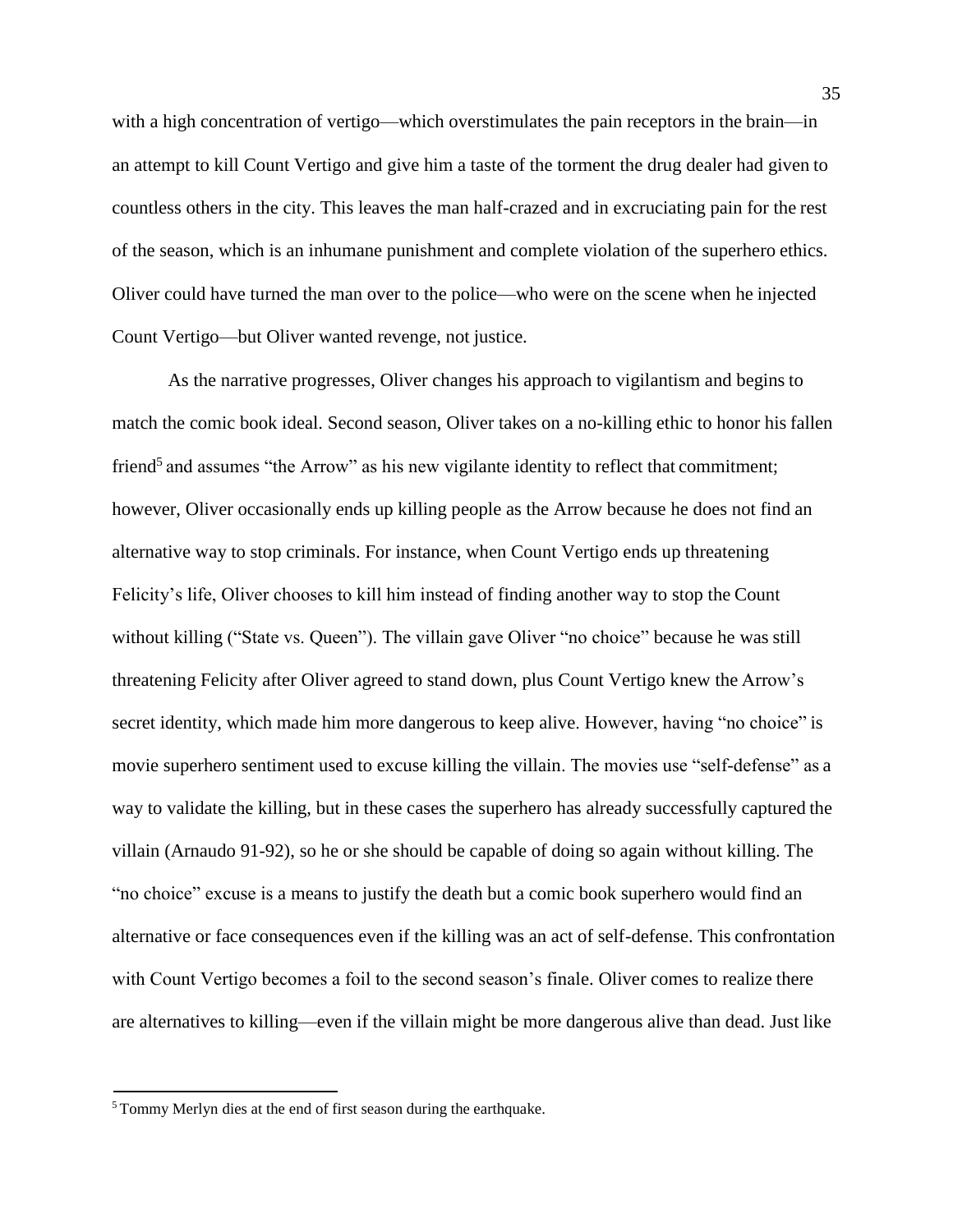with a high concentration of vertigo—which overstimulates the pain receptors in the brain—in an attempt to kill Count Vertigo and give him a taste of the torment the drug dealer had given to countless others in the city. This leaves the man half-crazed and in excruciating pain for the rest of the season, which is an inhumane punishment and complete violation of the superhero ethics. Oliver could have turned the man over to the police—who were on the scene when he injected Count Vertigo—but Oliver wanted revenge, not justice.

As the narrative progresses, Oliver changes his approach to vigilantism and begins to match the comic book ideal. Second season, Oliver takes on a no-killing ethic to honor his fallen friend[5] and assumes "the Arrow" as his new vigilante identity to reflect that commitment; however, Oliver occasionally ends up killing people as the Arrow because he does not find an alternative way to stop criminals. For instance, when Count Vertigo ends up threatening Felicity's life, Oliver chooses to kill him instead of finding another way to stop the Count without killing ("State vs. Queen"). The villain gave Oliver "no choice" because he was still threatening Felicity after Oliver agreed to stand down, plus Count Vertigo knew the Arrow's secret identity, which made him more dangerous to keep alive. However, having "no choice" is movie superhero sentiment used to excuse killing the villain. The movies use "self-defense" as a way to validate the killing, but in these cases the superhero has already successfully captured the villain (Arnaudo 91-92), so he or she should be capable of doing so again without killing. The "no choice" excuse is a means to justify the death but a comic book superhero would find an alternative or face consequences even if the killing was an act of self-defense. This confrontation with Count Vertigo becomes a foil to the second season's finale. Oliver comes to realize there are alternatives to killing—even if the villain might be more dangerous alive than dead. Just like

[5] Tommy Merlyn dies at the end of first season during the earthquake.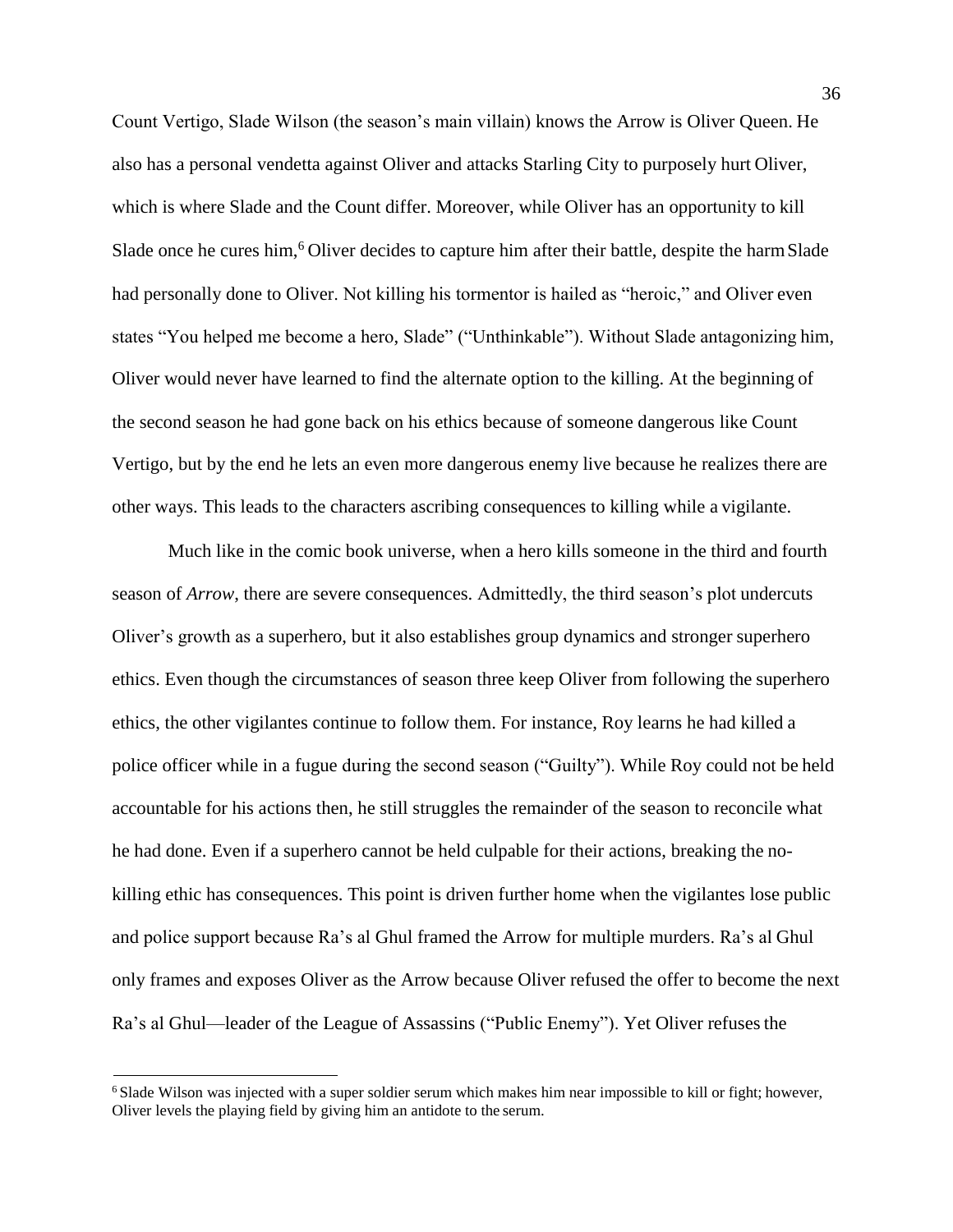Count Vertigo, Slade Wilson (the season's main villain) knows the Arrow is Oliver Queen. He also has a personal vendetta against Oliver and attacks Starling City to purposely hurt Oliver, which is where Slade and the Count differ. Moreover, while Oliver has an opportunity to kill Slade once he cures him,[6] Oliver decides to capture him after their battle, despite the harm Slade had personally done to Oliver. Not killing his tormentor is hailed as "heroic," and Oliver even states "You helped me become a hero, Slade" ("Unthinkable"). Without Slade antagonizing him, Oliver would never have learned to find the alternate option to the killing. At the beginning of the second season he had gone back on his ethics because of someone dangerous like Count Vertigo, but by the end he lets an even more dangerous enemy live because he realizes there are other ways. This leads to the characters ascribing consequences to killing while a vigilante.

Much like in the comic book universe, when a hero kills someone in the third and fourth season of *Arrow*, there are severe consequences. Admittedly, the third season's plot undercuts Oliver's growth as a superhero, but it also establishes group dynamics and stronger superhero ethics. Even though the circumstances of season three keep Oliver from following the superhero ethics, the other vigilantes continue to follow them. For instance, Roy learns he had killed a police officer while in a fugue during the second season ("Guilty"). While Roy could not be held accountable for his actions then, he still struggles the remainder of the season to reconcile what he had done. Even if a superhero cannot be held culpable for their actions, breaking the no-killing ethic has consequences. This point is driven further home when the vigilantes lose public and police support because Ra's al Ghul framed the Arrow for multiple murders. Ra's al Ghul only frames and exposes Oliver as the Arrow because Oliver refused the offer to become the next Ra's al Ghul—leader of the League of Assassins ("Public Enemy"). Yet Oliver refuses the

[6] Slade Wilson was injected with a super soldier serum which makes him near impossible to kill or fight; however, Oliver levels the playing field by giving him an antidote to the serum.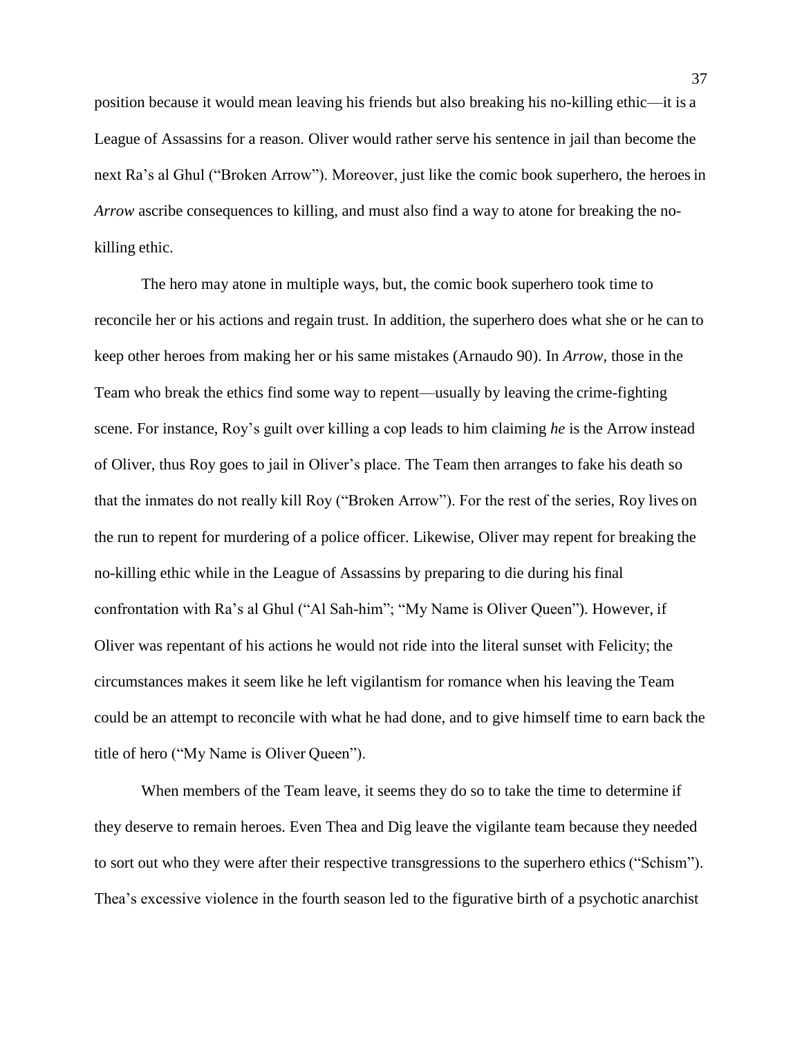position because it would mean leaving his friends but also breaking his no-killing ethic—it is a League of Assassins for a reason. Oliver would rather serve his sentence in jail than become the next Ra's al Ghul ("Broken Arrow"). Moreover, just like the comic book superhero, the heroes in *Arrow* ascribe consequences to killing, and must also find a way to atone for breaking the no-killing ethic.

The hero may atone in multiple ways, but, the comic book superhero took time to reconcile her or his actions and regain trust. In addition, the superhero does what she or he can to keep other heroes from making her or his same mistakes (Arnaudo 90). In *Arrow,* those in the Team who break the ethics find some way to repent—usually by leaving the crime-fighting scene. For instance, Roy's guilt over killing a cop leads to him claiming *he* is the Arrow instead of Oliver, thus Roy goes to jail in Oliver's place. The Team then arranges to fake his death so that the inmates do not really kill Roy ("Broken Arrow"). For the rest of the series, Roy lives on the run to repent for murdering of a police officer. Likewise, Oliver may repent for breaking the no-killing ethic while in the League of Assassins by preparing to die during his final confrontation with Ra's al Ghul ("Al Sah-him"; "My Name is Oliver Queen"). However, if Oliver was repentant of his actions he would not ride into the literal sunset with Felicity; the circumstances makes it seem like he left vigilantism for romance when his leaving the Team could be an attempt to reconcile with what he had done, and to give himself time to earn back the title of hero ("My Name is Oliver Queen").

When members of the Team leave, it seems they do so to take the time to determine if they deserve to remain heroes. Even Thea and Dig leave the vigilante team because they needed to sort out who they were after their respective transgressions to the superhero ethics ("Schism"). Thea's excessive violence in the fourth season led to the figurative birth of a psychotic anarchist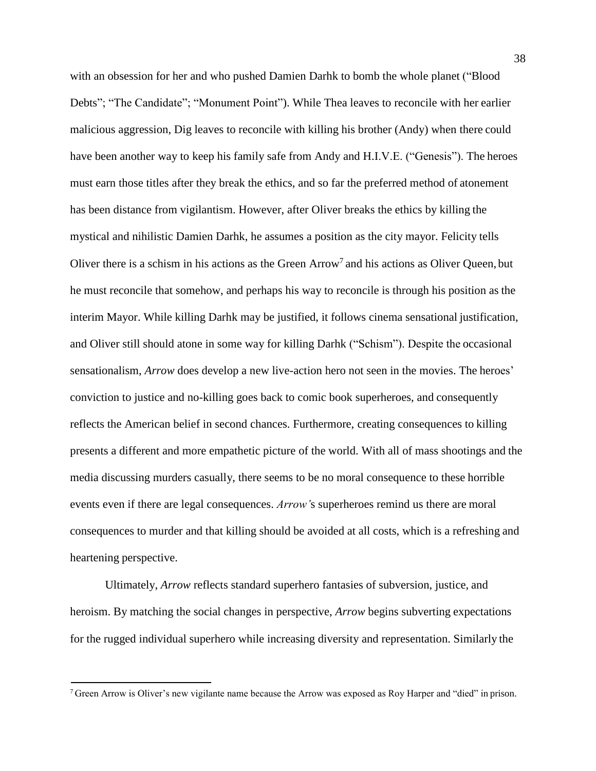with an obsession for her and who pushed Damien Darhk to bomb the whole planet ("Blood Debts"; "The Candidate"; "Monument Point"). While Thea leaves to reconcile with her earlier malicious aggression, Dig leaves to reconcile with killing his brother (Andy) when there could have been another way to keep his family safe from Andy and H.I.V.E. ("Genesis"). The heroes must earn those titles after they break the ethics, and so far the preferred method of atonement has been distance from vigilantism. However, after Oliver breaks the ethics by killing the mystical and nihilistic Damien Darhk, he assumes a position as the city mayor. Felicity tells Oliver there is a schism in his actions as the Green Arrow[7] and his actions as Oliver Queen, but he must reconcile that somehow, and perhaps his way to reconcile is through his position as the interim Mayor. While killing Darhk may be justified, it follows cinema sensational justification, and Oliver still should atone in some way for killing Darhk ("Schism"). Despite the occasional sensationalism, *Arrow* does develop a new live-action hero not seen in the movies. The heroes' conviction to justice and no-killing goes back to comic book superheroes, and consequently reflects the American belief in second chances. Furthermore, creating consequences to killing presents a different and more empathetic picture of the world. With all of mass shootings and the media discussing murders casually, there seems to be no moral consequence to these horrible events even if there are legal consequences. *Arrow'*s superheroes remind us there are moral consequences to murder and that killing should be avoided at all costs, which is a refreshing and heartening perspective.

Ultimately, *Arrow* reflects standard superhero fantasies of subversion, justice, and heroism. By matching the social changes in perspective, *Arrow* begins subverting expectations for the rugged individual superhero while increasing diversity and representation. Similarly the

---

[7] Green Arrow is Oliver's new vigilante name because the Arrow was exposed as Roy Harper and "died" in prison.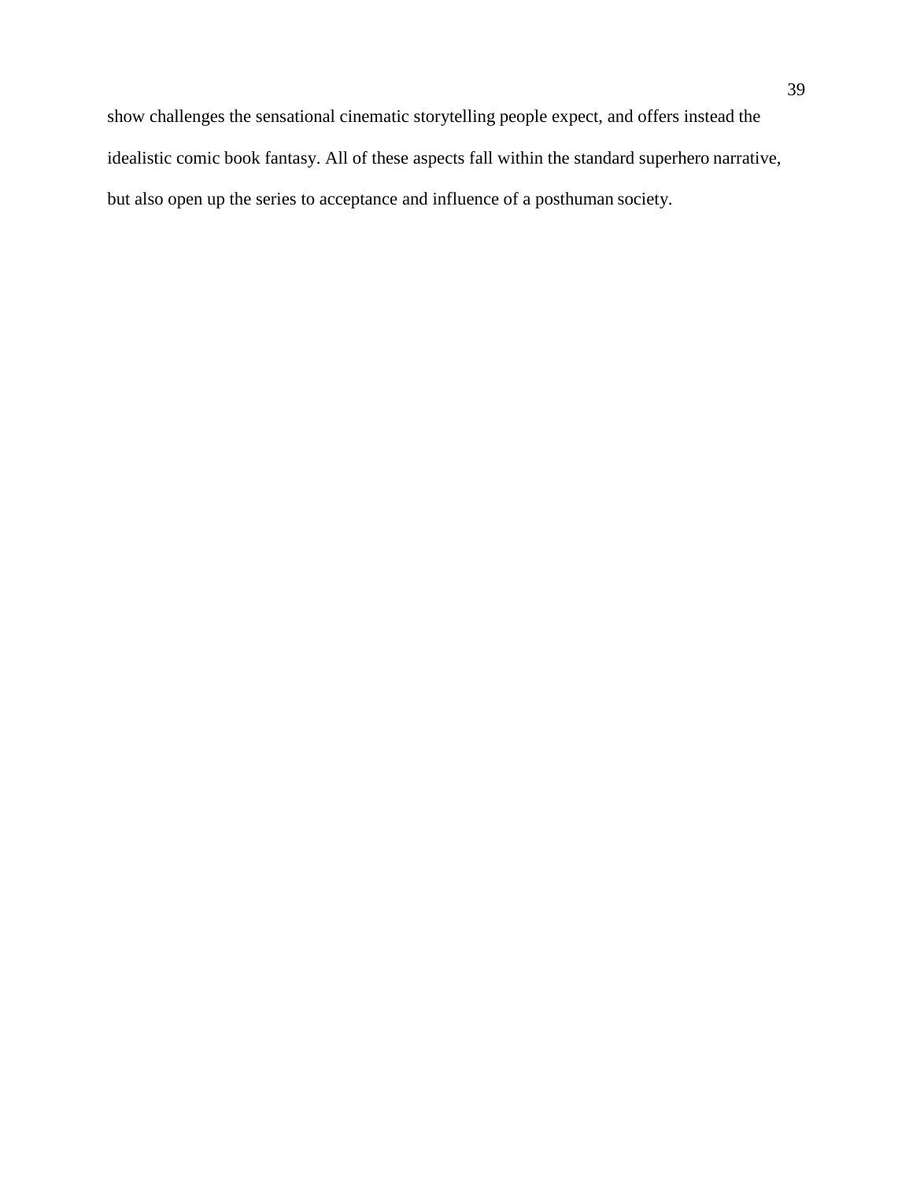show challenges the sensational cinematic storytelling people expect, and offers instead the idealistic comic book fantasy. All of these aspects fall within the standard superhero narrative, but also open up the series to acceptance and influence of a posthuman society.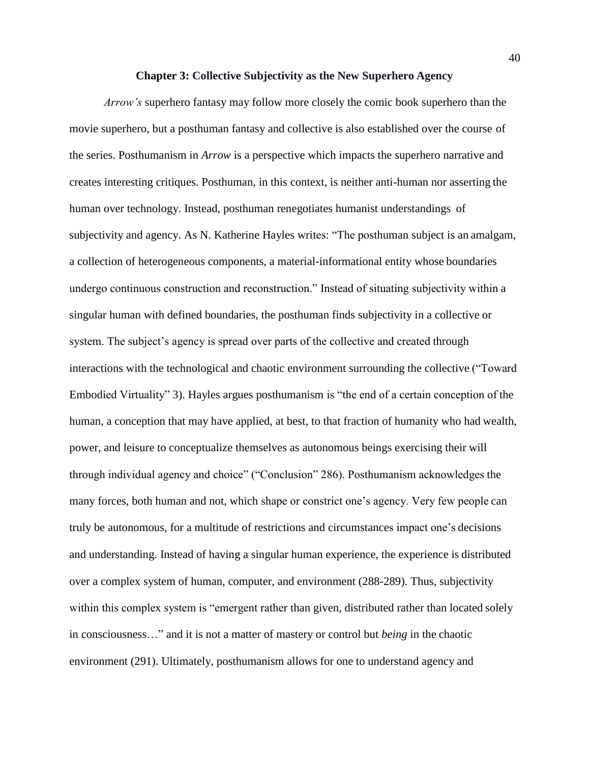## Chapter 3: Collective Subjectivity as the New Superhero Agency

*Arrow's* superhero fantasy may follow more closely the comic book superhero than the movie superhero, but a posthuman fantasy and collective is also established over the course of the series. Posthumanism in *Arrow* is a perspective which impacts the superhero narrative and creates interesting critiques. Posthuman, in this context, is neither anti-human nor asserting the human over technology. Instead, posthuman renegotiates humanist understandings of subjectivity and agency. As N. Katherine Hayles writes: "The posthuman subject is an amalgam, a collection of heterogeneous components, a material-informational entity whose boundaries undergo continuous construction and reconstruction." Instead of situating subjectivity within a singular human with defined boundaries, the posthuman finds subjectivity in a collective or system. The subject's agency is spread over parts of the collective and created through interactions with the technological and chaotic environment surrounding the collective ("Toward Embodied Virtuality" 3). Hayles argues posthumanism is "the end of a certain conception of the human, a conception that may have applied, at best, to that fraction of humanity who had wealth, power, and leisure to conceptualize themselves as autonomous beings exercising their will through individual agency and choice" ("Conclusion" 286). Posthumanism acknowledges the many forces, both human and not, which shape or constrict one's agency. Very few people can truly be autonomous, for a multitude of restrictions and circumstances impact one's decisions and understanding. Instead of having a singular human experience, the experience is distributed over a complex system of human, computer, and environment (288-289). Thus, subjectivity within this complex system is "emergent rather than given, distributed rather than located solely in consciousness…" and it is not a matter of mastery or control but *being* in the chaotic environment (291). Ultimately, posthumanism allows for one to understand agency and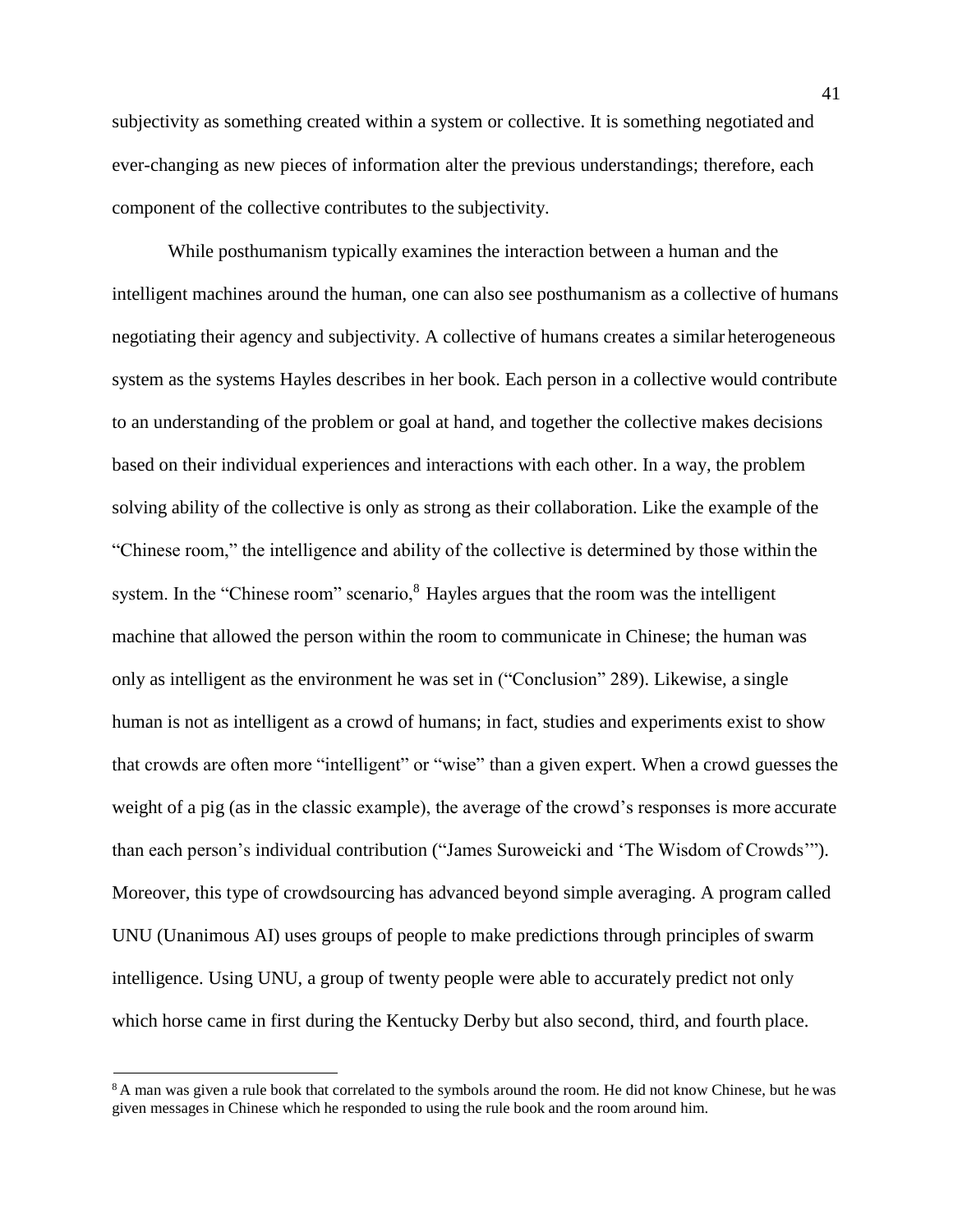subjectivity as something created within a system or collective. It is something negotiated and ever-changing as new pieces of information alter the previous understandings; therefore, each component of the collective contributes to the subjectivity.

While posthumanism typically examines the interaction between a human and the intelligent machines around the human, one can also see posthumanism as a collective of humans negotiating their agency and subjectivity. A collective of humans creates a similar heterogeneous system as the systems Hayles describes in her book. Each person in a collective would contribute to an understanding of the problem or goal at hand, and together the collective makes decisions based on their individual experiences and interactions with each other. In a way, the problem solving ability of the collective is only as strong as their collaboration. Like the example of the "Chinese room," the intelligence and ability of the collective is determined by those within the system. In the "Chinese room" scenario,[8] Hayles argues that the room was the intelligent machine that allowed the person within the room to communicate in Chinese; the human was only as intelligent as the environment he was set in ("Conclusion" 289). Likewise, a single human is not as intelligent as a crowd of humans; in fact, studies and experiments exist to show that crowds are often more "intelligent" or "wise" than a given expert. When a crowd guesses the weight of a pig (as in the classic example), the average of the crowd's responses is more accurate than each person's individual contribution ("James Suroweicki and 'The Wisdom of Crowds'"). Moreover, this type of crowdsourcing has advanced beyond simple averaging. A program called UNU (Unanimous AI) uses groups of people to make predictions through principles of swarm intelligence. Using UNU, a group of twenty people were able to accurately predict not only which horse came in first during the Kentucky Derby but also second, third, and fourth place.

---

[8] A man was given a rule book that correlated to the symbols around the room. He did not know Chinese, but he was given messages in Chinese which he responded to using the rule book and the room around him.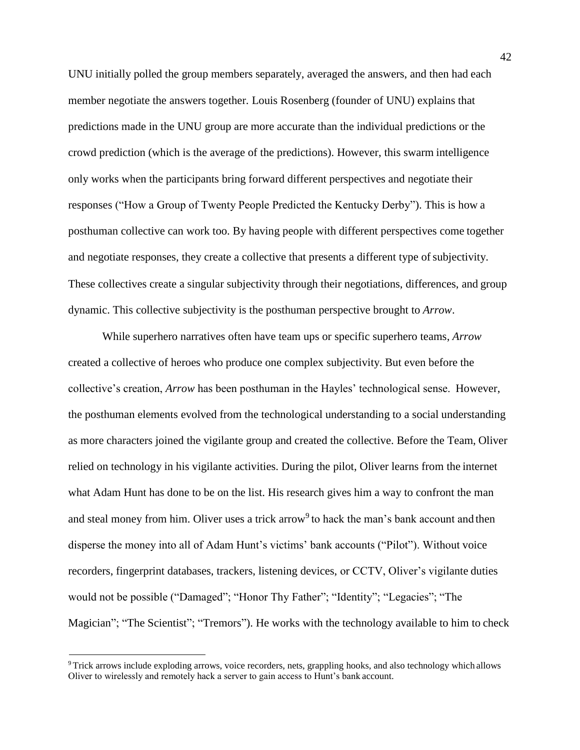UNU initially polled the group members separately, averaged the answers, and then had each member negotiate the answers together. Louis Rosenberg (founder of UNU) explains that predictions made in the UNU group are more accurate than the individual predictions or the crowd prediction (which is the average of the predictions). However, this swarm intelligence only works when the participants bring forward different perspectives and negotiate their responses ("How a Group of Twenty People Predicted the Kentucky Derby"). This is how a posthuman collective can work too. By having people with different perspectives come together and negotiate responses, they create a collective that presents a different type of subjectivity. These collectives create a singular subjectivity through their negotiations, differences, and group dynamic. This collective subjectivity is the posthuman perspective brought to *Arrow*.

While superhero narratives often have team ups or specific superhero teams, *Arrow* created a collective of heroes who produce one complex subjectivity. But even before the collective's creation, *Arrow* has been posthuman in the Hayles' technological sense. However, the posthuman elements evolved from the technological understanding to a social understanding as more characters joined the vigilante group and created the collective. Before the Team, Oliver relied on technology in his vigilante activities. During the pilot, Oliver learns from the internet what Adam Hunt has done to be on the list. His research gives him a way to confront the man and steal money from him. Oliver uses a trick arrow[9] to hack the man's bank account and then disperse the money into all of Adam Hunt's victims' bank accounts ("Pilot"). Without voice recorders, fingerprint databases, trackers, listening devices, or CCTV, Oliver's vigilante duties would not be possible ("Damaged"; "Honor Thy Father"; "Identity"; "Legacies"; "The Magician"; "The Scientist"; "Tremors"). He works with the technology available to him to check

---

[9] Trick arrows include exploding arrows, voice recorders, nets, grappling hooks, and also technology which allows Oliver to wirelessly and remotely hack a server to gain access to Hunt's bank account.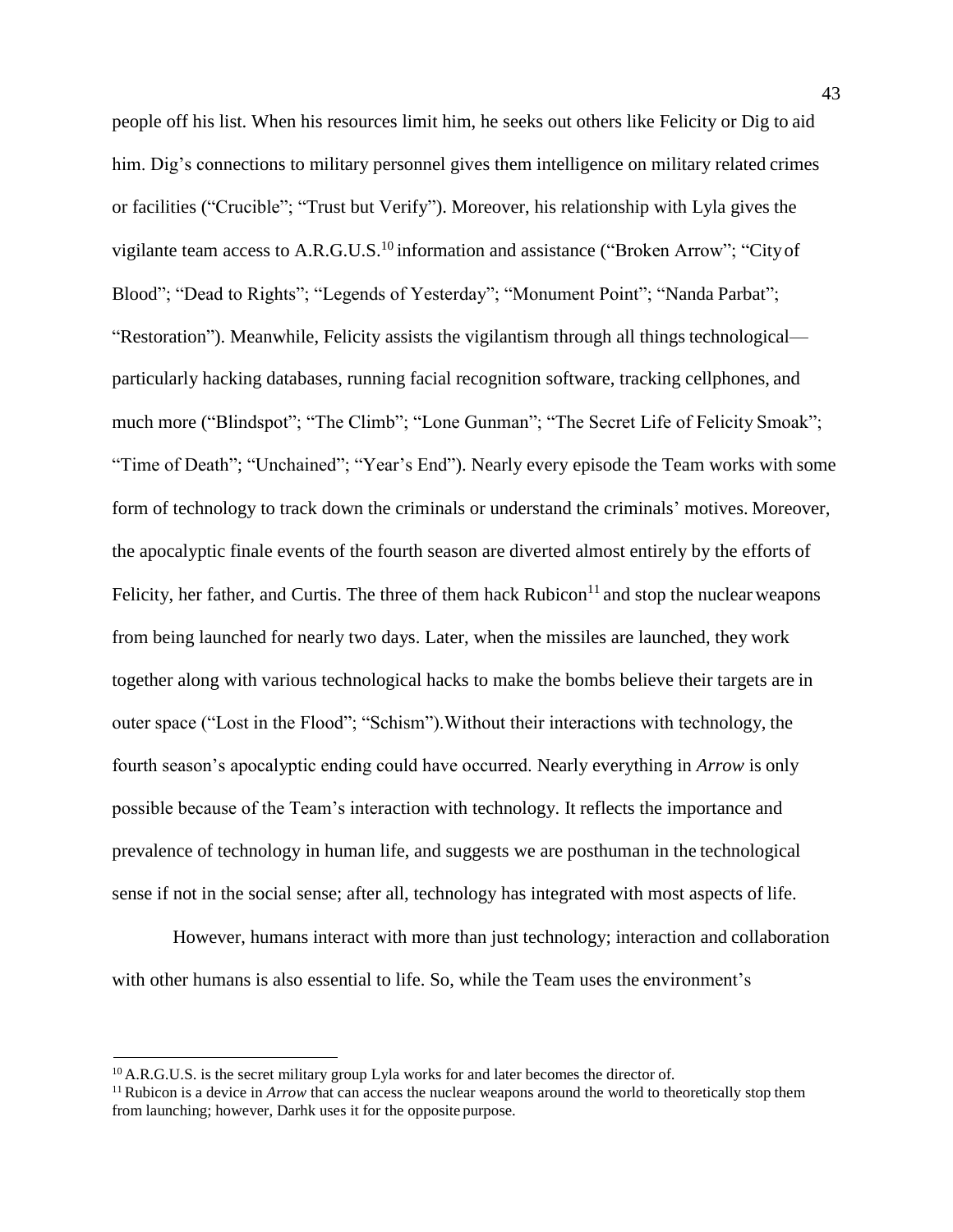people off his list. When his resources limit him, he seeks out others like Felicity or Dig to aid him. Dig's connections to military personnel gives them intelligence on military related crimes or facilities ("Crucible"; "Trust but Verify"). Moreover, his relationship with Lyla gives the vigilante team access to A.R.G.U.S.[10] information and assistance ("Broken Arrow"; "City of Blood"; "Dead to Rights"; "Legends of Yesterday"; "Monument Point"; "Nanda Parbat"; "Restoration"). Meanwhile, Felicity assists the vigilantism through all things technological—particularly hacking databases, running facial recognition software, tracking cellphones, and much more ("Blindspot"; "The Climb"; "Lone Gunman"; "The Secret Life of Felicity Smoak"; "Time of Death"; "Unchained"; "Year's End"). Nearly every episode the Team works with some form of technology to track down the criminals or understand the criminals' motives. Moreover, the apocalyptic finale events of the fourth season are diverted almost entirely by the efforts of Felicity, her father, and Curtis. The three of them hack Rubicon[11] and stop the nuclear weapons from being launched for nearly two days. Later, when the missiles are launched, they work together along with various technological hacks to make the bombs believe their targets are in outer space ("Lost in the Flood"; "Schism").Without their interactions with technology, the fourth season's apocalyptic ending could have occurred. Nearly everything in *Arrow* is only possible because of the Team's interaction with technology. It reflects the importance and prevalence of technology in human life, and suggests we are posthuman in the technological sense if not in the social sense; after all, technology has integrated with most aspects of life.

However, humans interact with more than just technology; interaction and collaboration with other humans is also essential to life. So, while the Team uses the environment's

---

[10] A.R.G.U.S. is the secret military group Lyla works for and later becomes the director of.

[11] Rubicon is a device in *Arrow* that can access the nuclear weapons around the world to theoretically stop them from launching; however, Darhk uses it for the opposite purpose.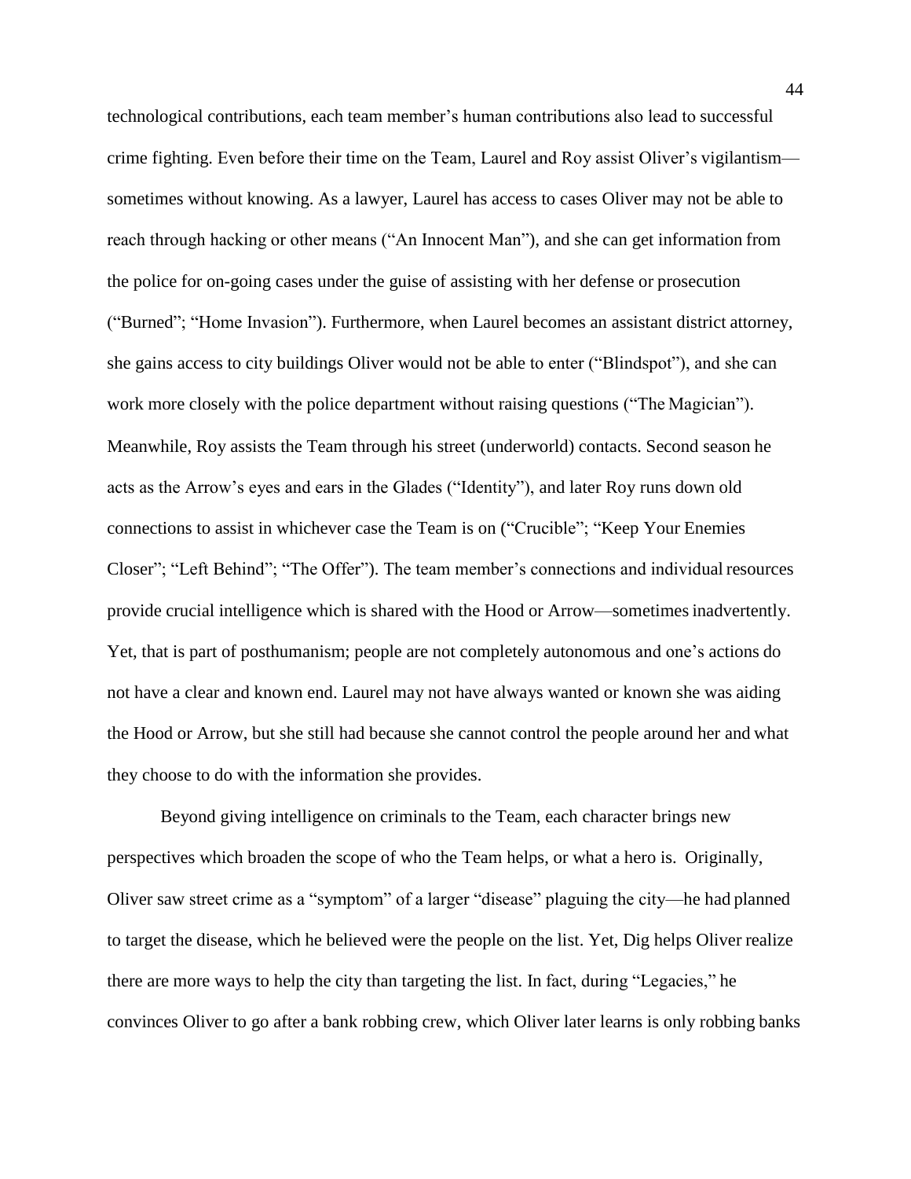technological contributions, each team member's human contributions also lead to successful crime fighting. Even before their time on the Team, Laurel and Roy assist Oliver's vigilantism—sometimes without knowing. As a lawyer, Laurel has access to cases Oliver may not be able to reach through hacking or other means ("An Innocent Man"), and she can get information from the police for on-going cases under the guise of assisting with her defense or prosecution ("Burned"; "Home Invasion"). Furthermore, when Laurel becomes an assistant district attorney, she gains access to city buildings Oliver would not be able to enter ("Blindspot"), and she can work more closely with the police department without raising questions ("The Magician"). Meanwhile, Roy assists the Team through his street (underworld) contacts. Second season he acts as the Arrow's eyes and ears in the Glades ("Identity"), and later Roy runs down old connections to assist in whichever case the Team is on ("Crucible"; "Keep Your Enemies Closer"; "Left Behind"; "The Offer"). The team member's connections and individual resources provide crucial intelligence which is shared with the Hood or Arrow—sometimes inadvertently. Yet, that is part of posthumanism; people are not completely autonomous and one's actions do not have a clear and known end. Laurel may not have always wanted or known she was aiding the Hood or Arrow, but she still had because she cannot control the people around her and what they choose to do with the information she provides.

Beyond giving intelligence on criminals to the Team, each character brings new perspectives which broaden the scope of who the Team helps, or what a hero is. Originally, Oliver saw street crime as a "symptom" of a larger "disease" plaguing the city—he had planned to target the disease, which he believed were the people on the list. Yet, Dig helps Oliver realize there are more ways to help the city than targeting the list. In fact, during "Legacies," he convinces Oliver to go after a bank robbing crew, which Oliver later learns is only robbing banks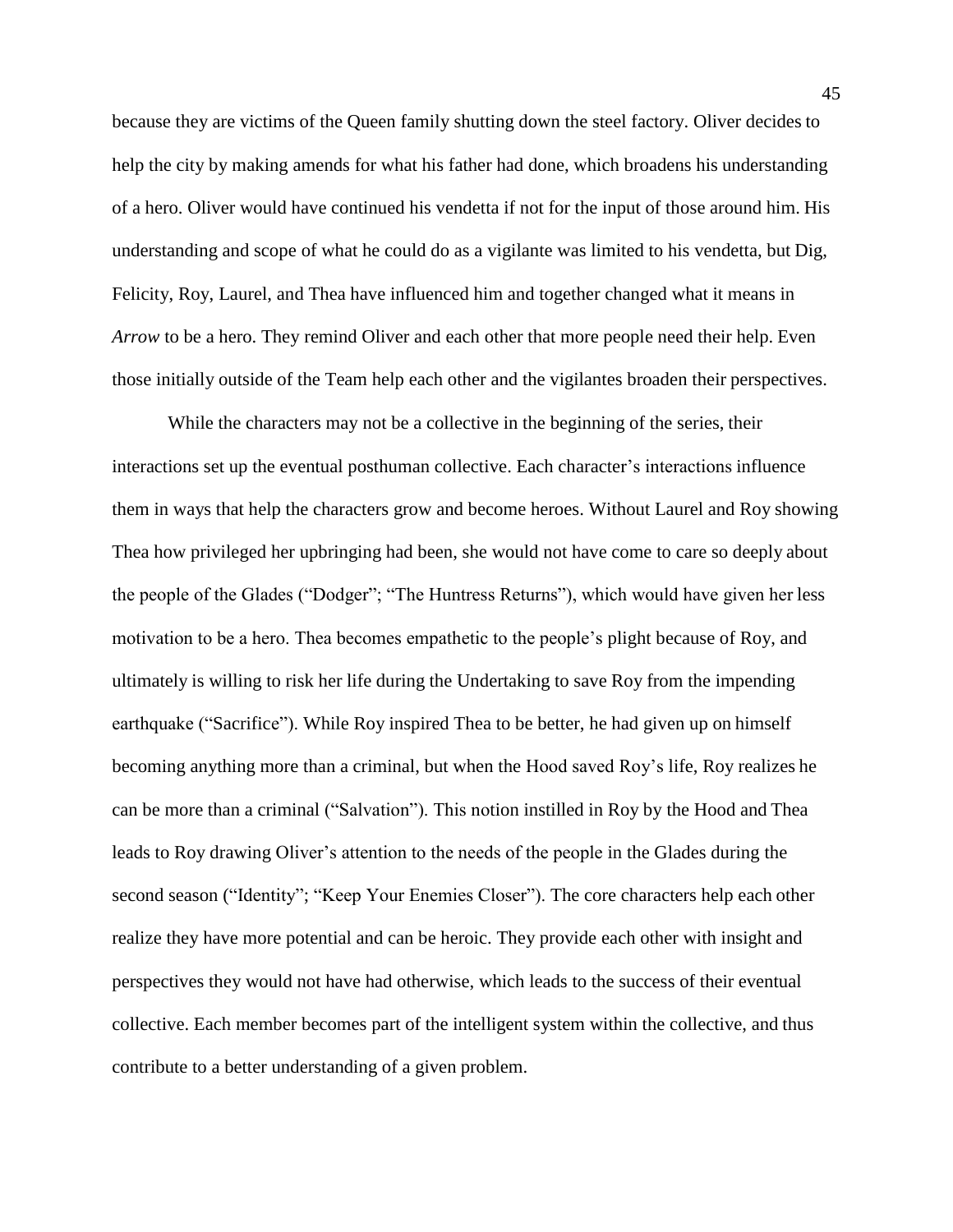because they are victims of the Queen family shutting down the steel factory. Oliver decides to help the city by making amends for what his father had done, which broadens his understanding of a hero. Oliver would have continued his vendetta if not for the input of those around him. His understanding and scope of what he could do as a vigilante was limited to his vendetta, but Dig, Felicity, Roy, Laurel, and Thea have influenced him and together changed what it means in *Arrow* to be a hero. They remind Oliver and each other that more people need their help. Even those initially outside of the Team help each other and the vigilantes broaden their perspectives.

While the characters may not be a collective in the beginning of the series, their interactions set up the eventual posthuman collective. Each character's interactions influence them in ways that help the characters grow and become heroes. Without Laurel and Roy showing Thea how privileged her upbringing had been, she would not have come to care so deeply about the people of the Glades ("Dodger"; "The Huntress Returns"), which would have given her less motivation to be a hero. Thea becomes empathetic to the people's plight because of Roy, and ultimately is willing to risk her life during the Undertaking to save Roy from the impending earthquake ("Sacrifice"). While Roy inspired Thea to be better, he had given up on himself becoming anything more than a criminal, but when the Hood saved Roy's life, Roy realizes he can be more than a criminal ("Salvation"). This notion instilled in Roy by the Hood and Thea leads to Roy drawing Oliver's attention to the needs of the people in the Glades during the second season ("Identity"; "Keep Your Enemies Closer"). The core characters help each other realize they have more potential and can be heroic. They provide each other with insight and perspectives they would not have had otherwise, which leads to the success of their eventual collective. Each member becomes part of the intelligent system within the collective, and thus contribute to a better understanding of a given problem.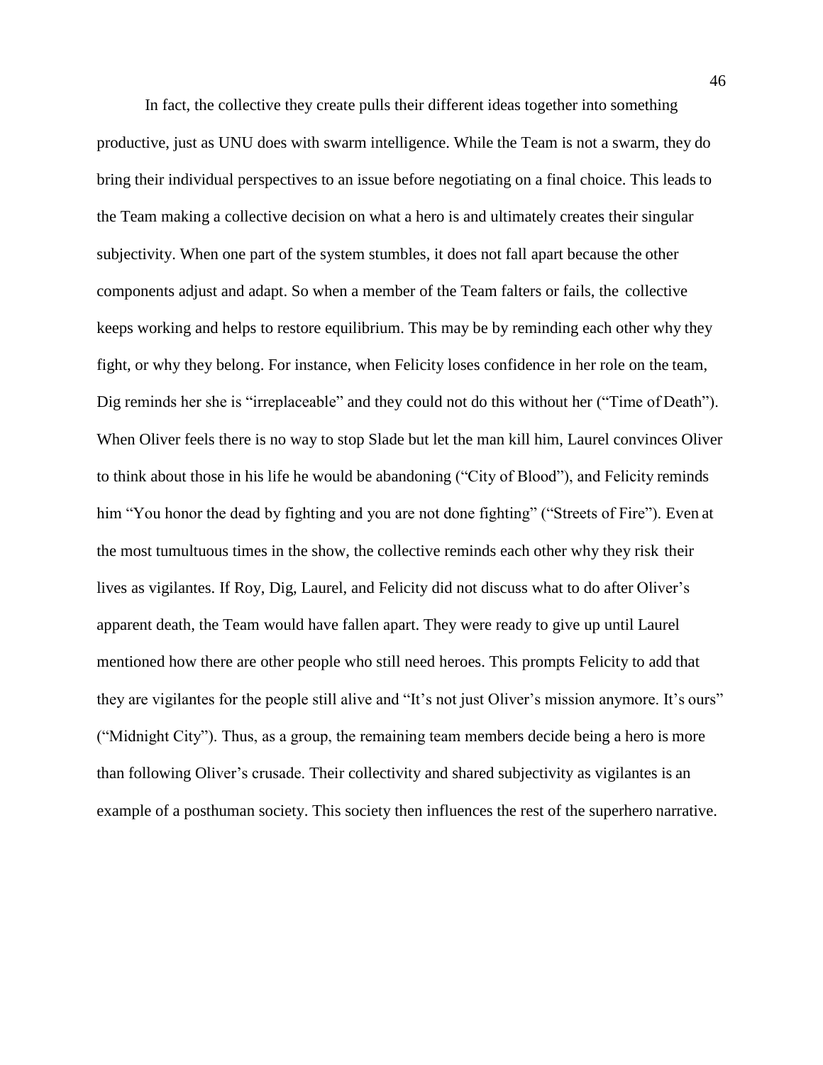In fact, the collective they create pulls their different ideas together into something productive, just as UNU does with swarm intelligence. While the Team is not a swarm, they do bring their individual perspectives to an issue before negotiating on a final choice. This leads to the Team making a collective decision on what a hero is and ultimately creates their singular subjectivity. When one part of the system stumbles, it does not fall apart because the other components adjust and adapt. So when a member of the Team falters or fails, the collective keeps working and helps to restore equilibrium. This may be by reminding each other why they fight, or why they belong. For instance, when Felicity loses confidence in her role on the team, Dig reminds her she is "irreplaceable" and they could not do this without her ("Time of Death"). When Oliver feels there is no way to stop Slade but let the man kill him, Laurel convinces Oliver to think about those in his life he would be abandoning ("City of Blood"), and Felicity reminds him "You honor the dead by fighting and you are not done fighting" ("Streets of Fire"). Even at the most tumultuous times in the show, the collective reminds each other why they risk their lives as vigilantes. If Roy, Dig, Laurel, and Felicity did not discuss what to do after Oliver's apparent death, the Team would have fallen apart. They were ready to give up until Laurel mentioned how there are other people who still need heroes. This prompts Felicity to add that they are vigilantes for the people still alive and "It's not just Oliver's mission anymore. It's ours" ("Midnight City"). Thus, as a group, the remaining team members decide being a hero is more than following Oliver's crusade. Their collectivity and shared subjectivity as vigilantes is an example of a posthuman society. This society then influences the rest of the superhero narrative.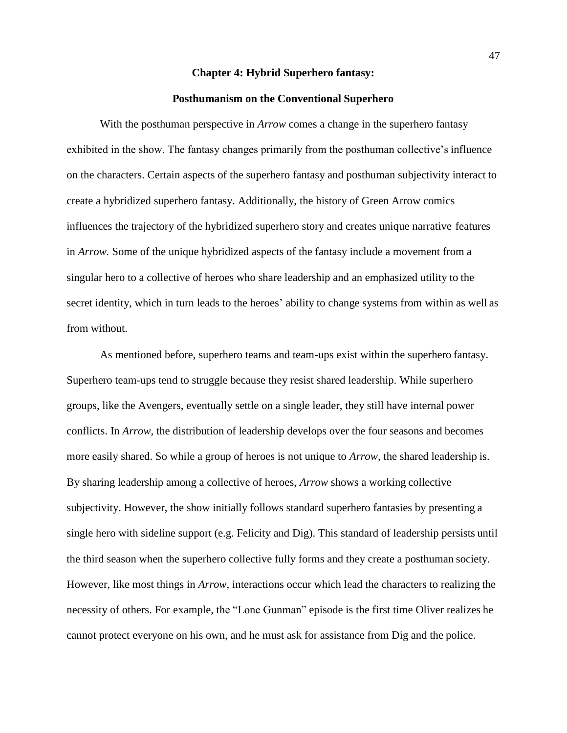# Chapter 4: Hybrid Superhero fantasy:

## Posthumanism on the Conventional Superhero

With the posthuman perspective in *Arrow* comes a change in the superhero fantasy exhibited in the show. The fantasy changes primarily from the posthuman collective's influence on the characters. Certain aspects of the superhero fantasy and posthuman subjectivity interact to create a hybridized superhero fantasy. Additionally, the history of Green Arrow comics influences the trajectory of the hybridized superhero story and creates unique narrative features in *Arrow.* Some of the unique hybridized aspects of the fantasy include a movement from a singular hero to a collective of heroes who share leadership and an emphasized utility to the secret identity, which in turn leads to the heroes' ability to change systems from within as well as from without.

As mentioned before, superhero teams and team-ups exist within the superhero fantasy. Superhero team-ups tend to struggle because they resist shared leadership. While superhero groups, like the Avengers, eventually settle on a single leader, they still have internal power conflicts. In *Arrow*, the distribution of leadership develops over the four seasons and becomes more easily shared. So while a group of heroes is not unique to *Arrow*, the shared leadership is. By sharing leadership among a collective of heroes, *Arrow* shows a working collective subjectivity. However, the show initially follows standard superhero fantasies by presenting a single hero with sideline support (e.g. Felicity and Dig). This standard of leadership persists until the third season when the superhero collective fully forms and they create a posthuman society. However, like most things in *Arrow*, interactions occur which lead the characters to realizing the necessity of others. For example, the "Lone Gunman" episode is the first time Oliver realizes he cannot protect everyone on his own, and he must ask for assistance from Dig and the police.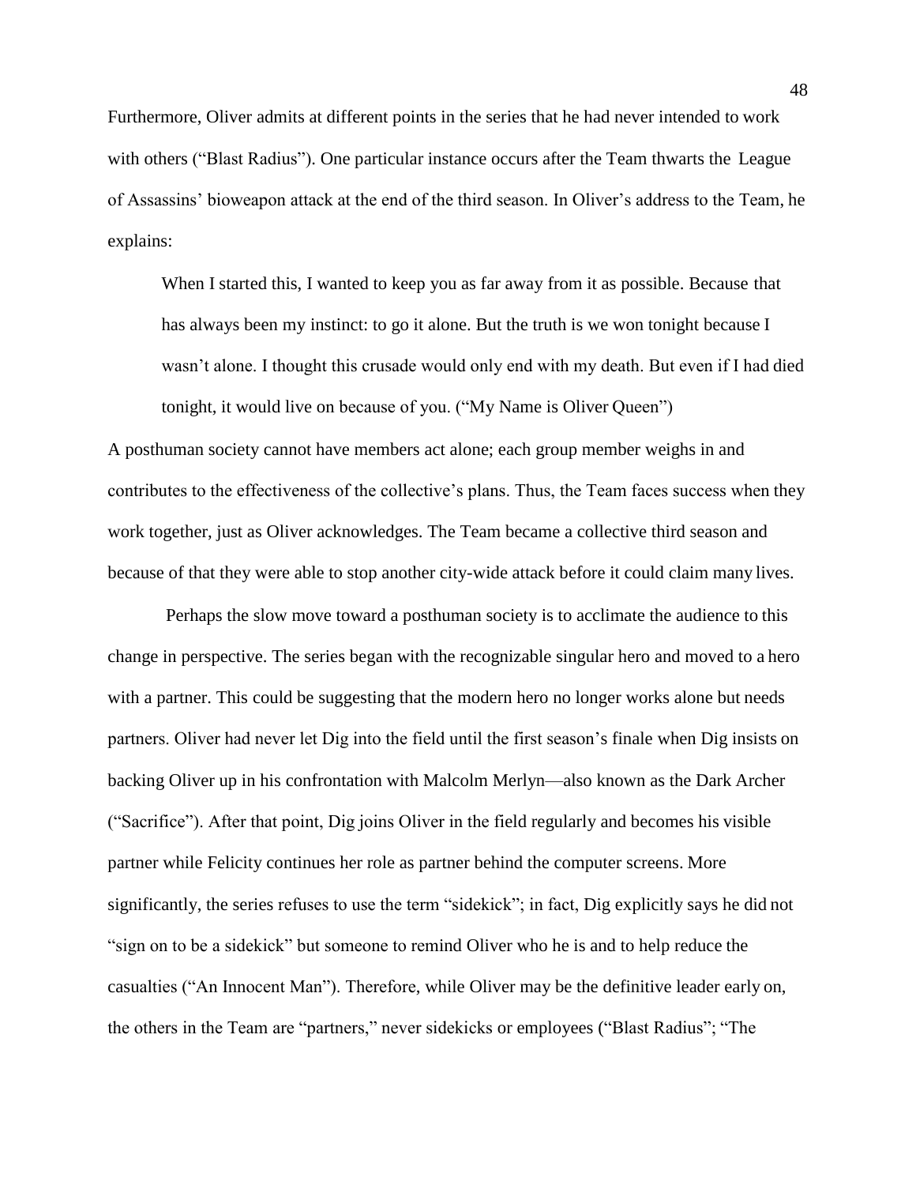Furthermore, Oliver admits at different points in the series that he had never intended to work with others ("Blast Radius"). One particular instance occurs after the Team thwarts the League of Assassins' bioweapon attack at the end of the third season. In Oliver's address to the Team, he explains:

> When I started this, I wanted to keep you as far away from it as possible. Because that has always been my instinct: to go it alone. But the truth is we won tonight because I wasn't alone. I thought this crusade would only end with my death. But even if I had died tonight, it would live on because of you. ("My Name is Oliver Queen")

A posthuman society cannot have members act alone; each group member weighs in and contributes to the effectiveness of the collective's plans. Thus, the Team faces success when they work together, just as Oliver acknowledges. The Team became a collective third season and because of that they were able to stop another city-wide attack before it could claim many lives.

Perhaps the slow move toward a posthuman society is to acclimate the audience to this change in perspective. The series began with the recognizable singular hero and moved to a hero with a partner. This could be suggesting that the modern hero no longer works alone but needs partners. Oliver had never let Dig into the field until the first season's finale when Dig insists on backing Oliver up in his confrontation with Malcolm Merlyn—also known as the Dark Archer ("Sacrifice"). After that point, Dig joins Oliver in the field regularly and becomes his visible partner while Felicity continues her role as partner behind the computer screens. More significantly, the series refuses to use the term "sidekick"; in fact, Dig explicitly says he did not "sign on to be a sidekick" but someone to remind Oliver who he is and to help reduce the casualties ("An Innocent Man"). Therefore, while Oliver may be the definitive leader early on, the others in the Team are "partners," never sidekicks or employees ("Blast Radius"; "The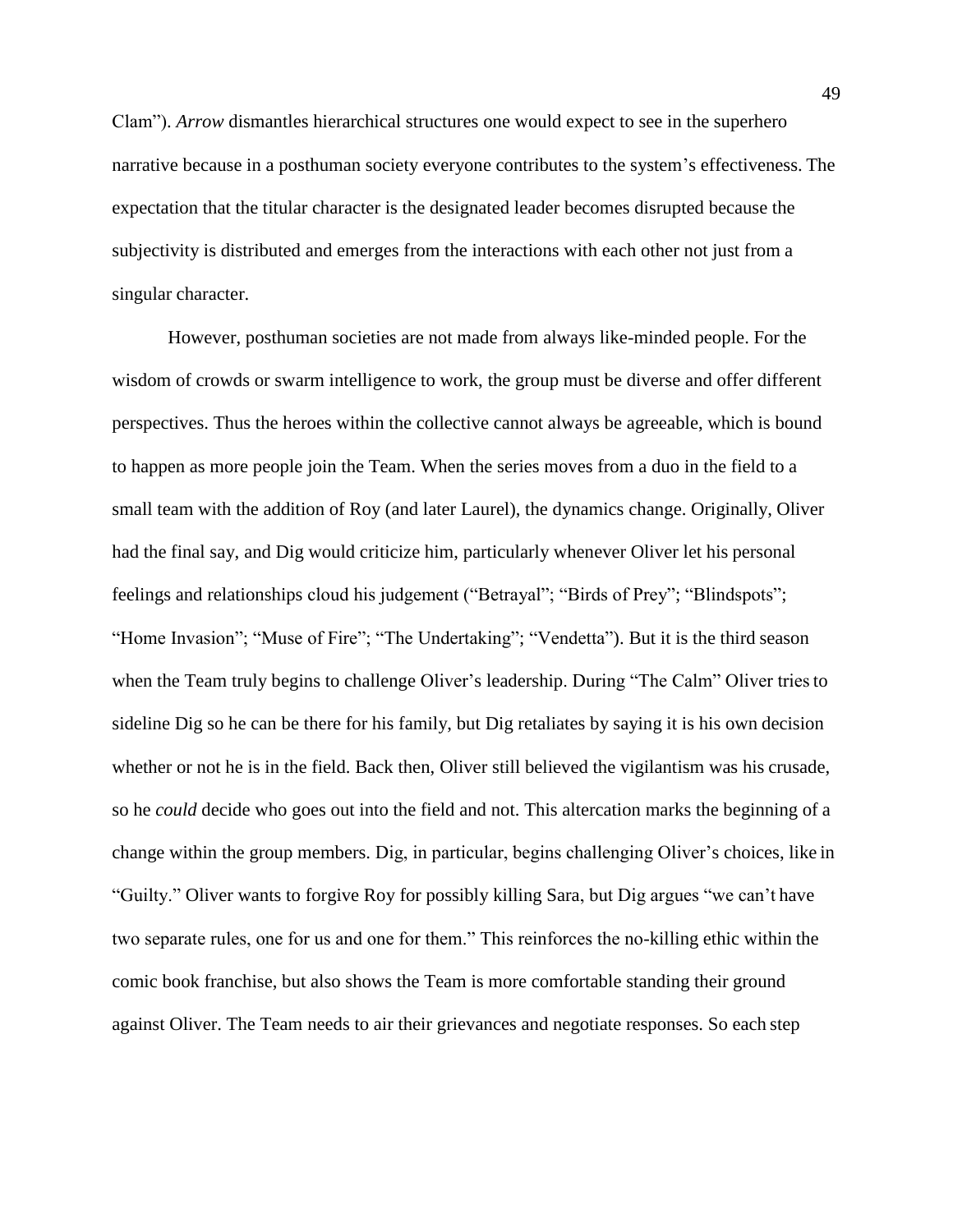Clam"). *Arrow* dismantles hierarchical structures one would expect to see in the superhero narrative because in a posthuman society everyone contributes to the system's effectiveness. The expectation that the titular character is the designated leader becomes disrupted because the subjectivity is distributed and emerges from the interactions with each other not just from a singular character.

However, posthuman societies are not made from always like-minded people. For the wisdom of crowds or swarm intelligence to work, the group must be diverse and offer different perspectives. Thus the heroes within the collective cannot always be agreeable, which is bound to happen as more people join the Team. When the series moves from a duo in the field to a small team with the addition of Roy (and later Laurel), the dynamics change. Originally, Oliver had the final say, and Dig would criticize him, particularly whenever Oliver let his personal feelings and relationships cloud his judgement ("Betrayal"; "Birds of Prey"; "Blindspots"; "Home Invasion"; "Muse of Fire"; "The Undertaking"; "Vendetta"). But it is the third season when the Team truly begins to challenge Oliver's leadership. During "The Calm" Oliver tries to sideline Dig so he can be there for his family, but Dig retaliates by saying it is his own decision whether or not he is in the field. Back then, Oliver still believed the vigilantism was his crusade, so he *could* decide who goes out into the field and not. This altercation marks the beginning of a change within the group members. Dig, in particular, begins challenging Oliver's choices, like in "Guilty." Oliver wants to forgive Roy for possibly killing Sara, but Dig argues "we can't have two separate rules, one for us and one for them." This reinforces the no-killing ethic within the comic book franchise, but also shows the Team is more comfortable standing their ground against Oliver. The Team needs to air their grievances and negotiate responses. So each step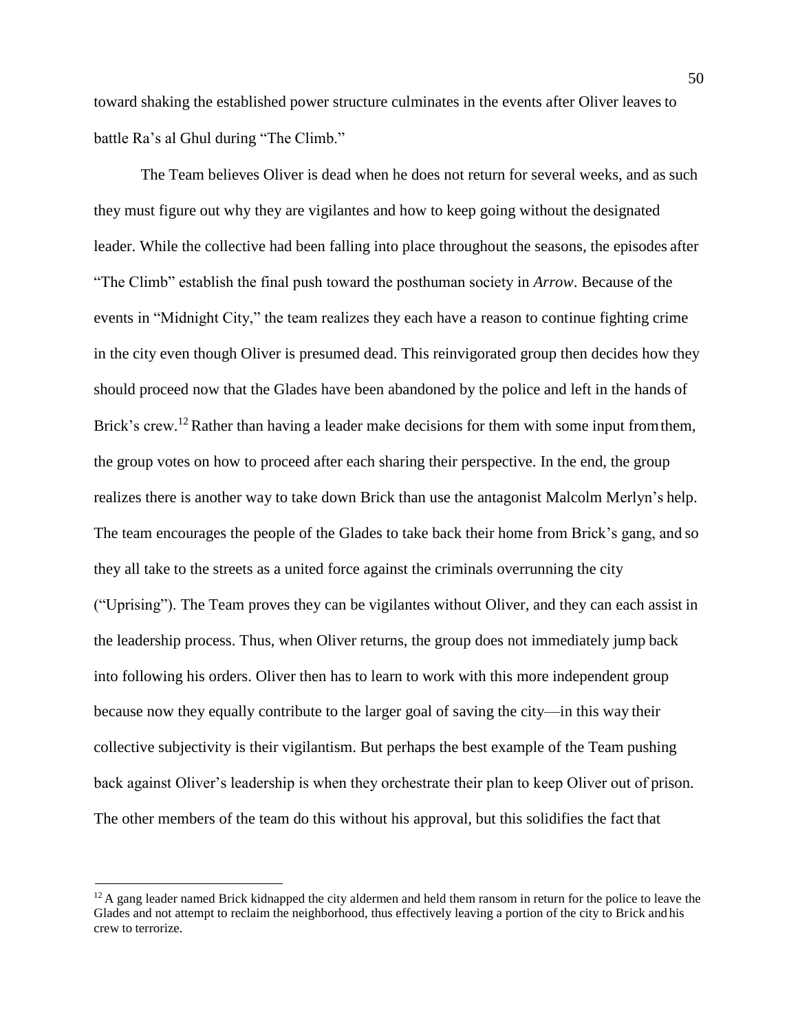toward shaking the established power structure culminates in the events after Oliver leaves to battle Ra's al Ghul during "The Climb."

The Team believes Oliver is dead when he does not return for several weeks, and as such they must figure out why they are vigilantes and how to keep going without the designated leader. While the collective had been falling into place throughout the seasons, the episodes after "The Climb" establish the final push toward the posthuman society in *Arrow*. Because of the events in "Midnight City," the team realizes they each have a reason to continue fighting crime in the city even though Oliver is presumed dead. This reinvigorated group then decides how they should proceed now that the Glades have been abandoned by the police and left in the hands of Brick's crew.[12] Rather than having a leader make decisions for them with some input from them, the group votes on how to proceed after each sharing their perspective. In the end, the group realizes there is another way to take down Brick than use the antagonist Malcolm Merlyn's help. The team encourages the people of the Glades to take back their home from Brick's gang, and so they all take to the streets as a united force against the criminals overrunning the city ("Uprising"). The Team proves they can be vigilantes without Oliver, and they can each assist in the leadership process. Thus, when Oliver returns, the group does not immediately jump back into following his orders. Oliver then has to learn to work with this more independent group because now they equally contribute to the larger goal of saving the city—in this way their collective subjectivity is their vigilantism. But perhaps the best example of the Team pushing back against Oliver's leadership is when they orchestrate their plan to keep Oliver out of prison. The other members of the team do this without his approval, but this solidifies the fact that

[12] A gang leader named Brick kidnapped the city aldermen and held them ransom in return for the police to leave the Glades and not attempt to reclaim the neighborhood, thus effectively leaving a portion of the city to Brick and his crew to terrorize.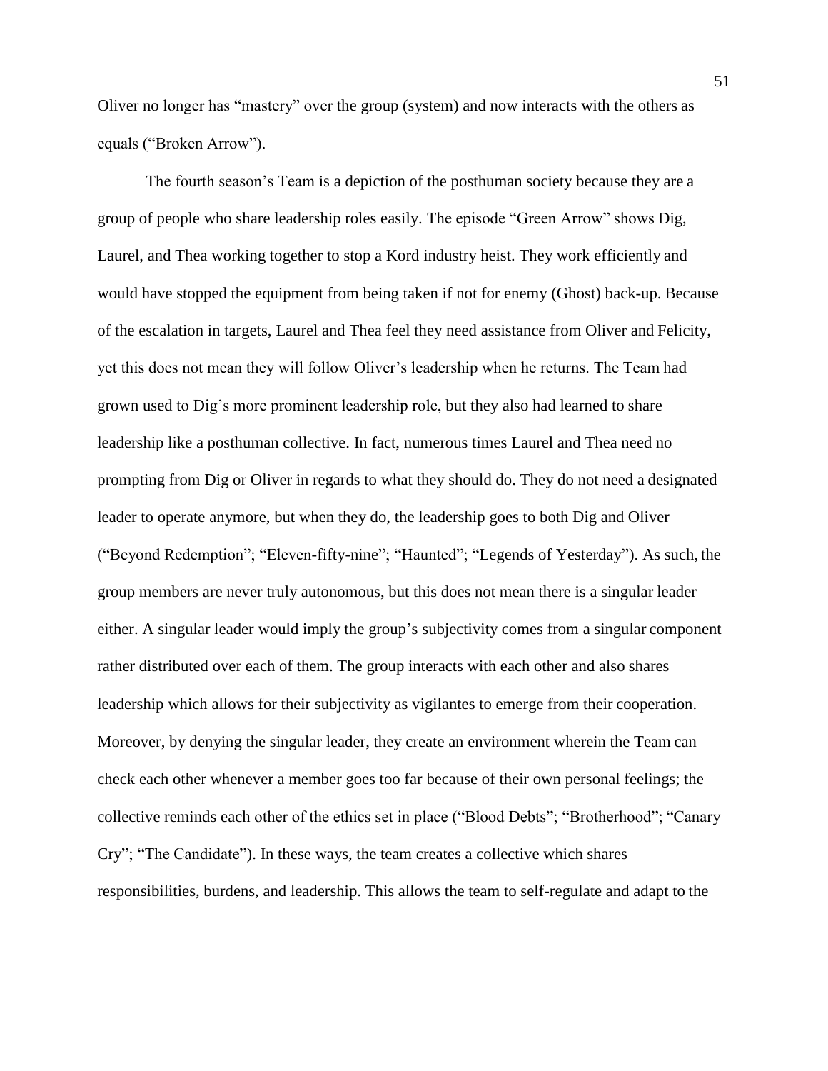Oliver no longer has "mastery" over the group (system) and now interacts with the others as equals ("Broken Arrow").

The fourth season's Team is a depiction of the posthuman society because they are a group of people who share leadership roles easily. The episode "Green Arrow" shows Dig, Laurel, and Thea working together to stop a Kord industry heist. They work efficiently and would have stopped the equipment from being taken if not for enemy (Ghost) back-up. Because of the escalation in targets, Laurel and Thea feel they need assistance from Oliver and Felicity, yet this does not mean they will follow Oliver's leadership when he returns. The Team had grown used to Dig's more prominent leadership role, but they also had learned to share leadership like a posthuman collective. In fact, numerous times Laurel and Thea need no prompting from Dig or Oliver in regards to what they should do. They do not need a designated leader to operate anymore, but when they do, the leadership goes to both Dig and Oliver ("Beyond Redemption"; "Eleven-fifty-nine"; "Haunted"; "Legends of Yesterday"). As such, the group members are never truly autonomous, but this does not mean there is a singular leader either. A singular leader would imply the group's subjectivity comes from a singular component rather distributed over each of them. The group interacts with each other and also shares leadership which allows for their subjectivity as vigilantes to emerge from their cooperation. Moreover, by denying the singular leader, they create an environment wherein the Team can check each other whenever a member goes too far because of their own personal feelings; the collective reminds each other of the ethics set in place ("Blood Debts"; "Brotherhood"; "Canary Cry"; "The Candidate"). In these ways, the team creates a collective which shares responsibilities, burdens, and leadership. This allows the team to self-regulate and adapt to the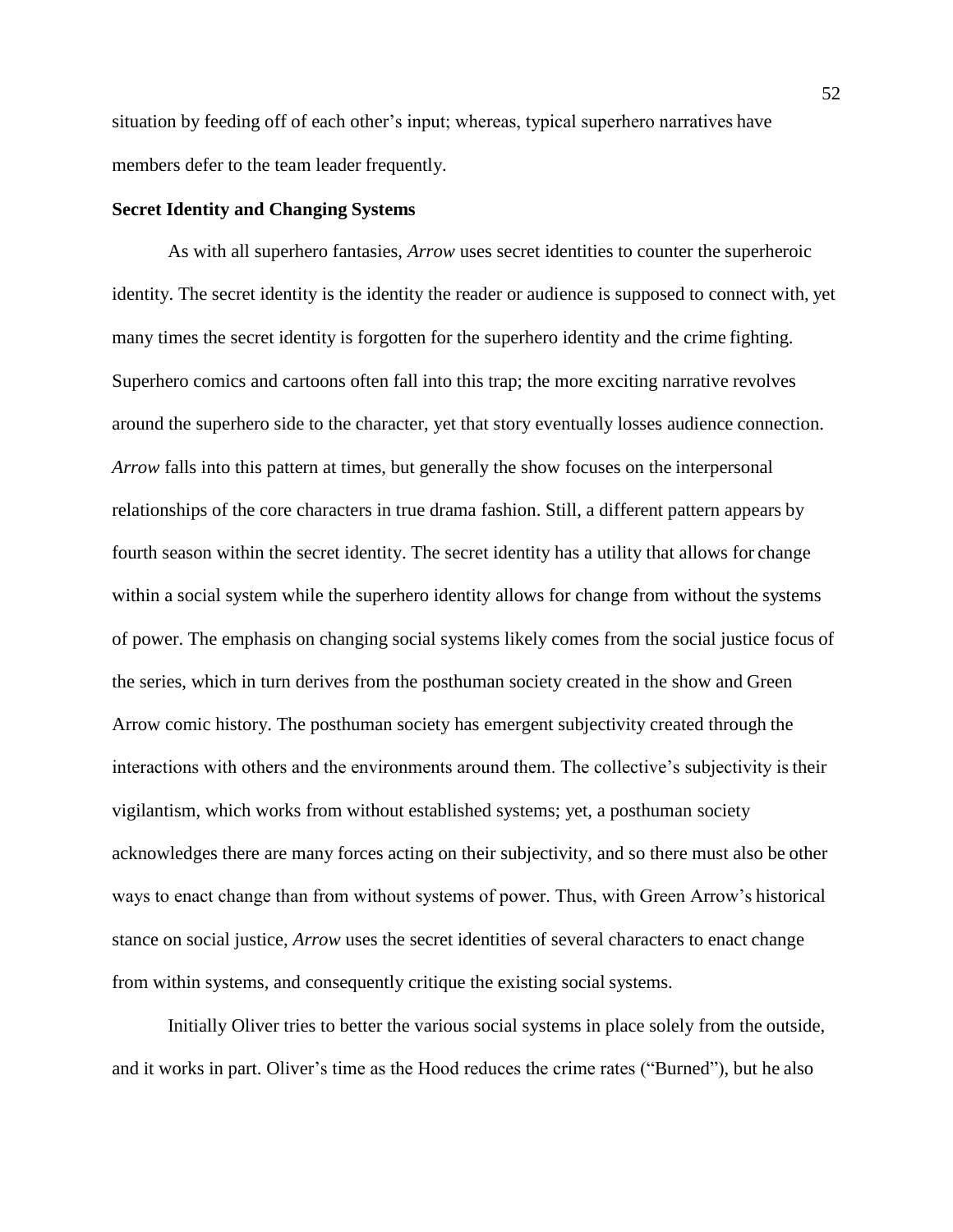situation by feeding off of each other's input; whereas, typical superhero narratives have members defer to the team leader frequently.

### Secret Identity and Changing Systems

As with all superhero fantasies, *Arrow* uses secret identities to counter the superheroic identity. The secret identity is the identity the reader or audience is supposed to connect with, yet many times the secret identity is forgotten for the superhero identity and the crime fighting. Superhero comics and cartoons often fall into this trap; the more exciting narrative revolves around the superhero side to the character, yet that story eventually losses audience connection. *Arrow* falls into this pattern at times, but generally the show focuses on the interpersonal relationships of the core characters in true drama fashion. Still, a different pattern appears by fourth season within the secret identity. The secret identity has a utility that allows for change within a social system while the superhero identity allows for change from without the systems of power. The emphasis on changing social systems likely comes from the social justice focus of the series, which in turn derives from the posthuman society created in the show and Green Arrow comic history. The posthuman society has emergent subjectivity created through the interactions with others and the environments around them. The collective's subjectivity is their vigilantism, which works from without established systems; yet, a posthuman society acknowledges there are many forces acting on their subjectivity, and so there must also be other ways to enact change than from without systems of power. Thus, with Green Arrow's historical stance on social justice, *Arrow* uses the secret identities of several characters to enact change from within systems, and consequently critique the existing social systems.

Initially Oliver tries to better the various social systems in place solely from the outside, and it works in part. Oliver's time as the Hood reduces the crime rates ("Burned"), but he also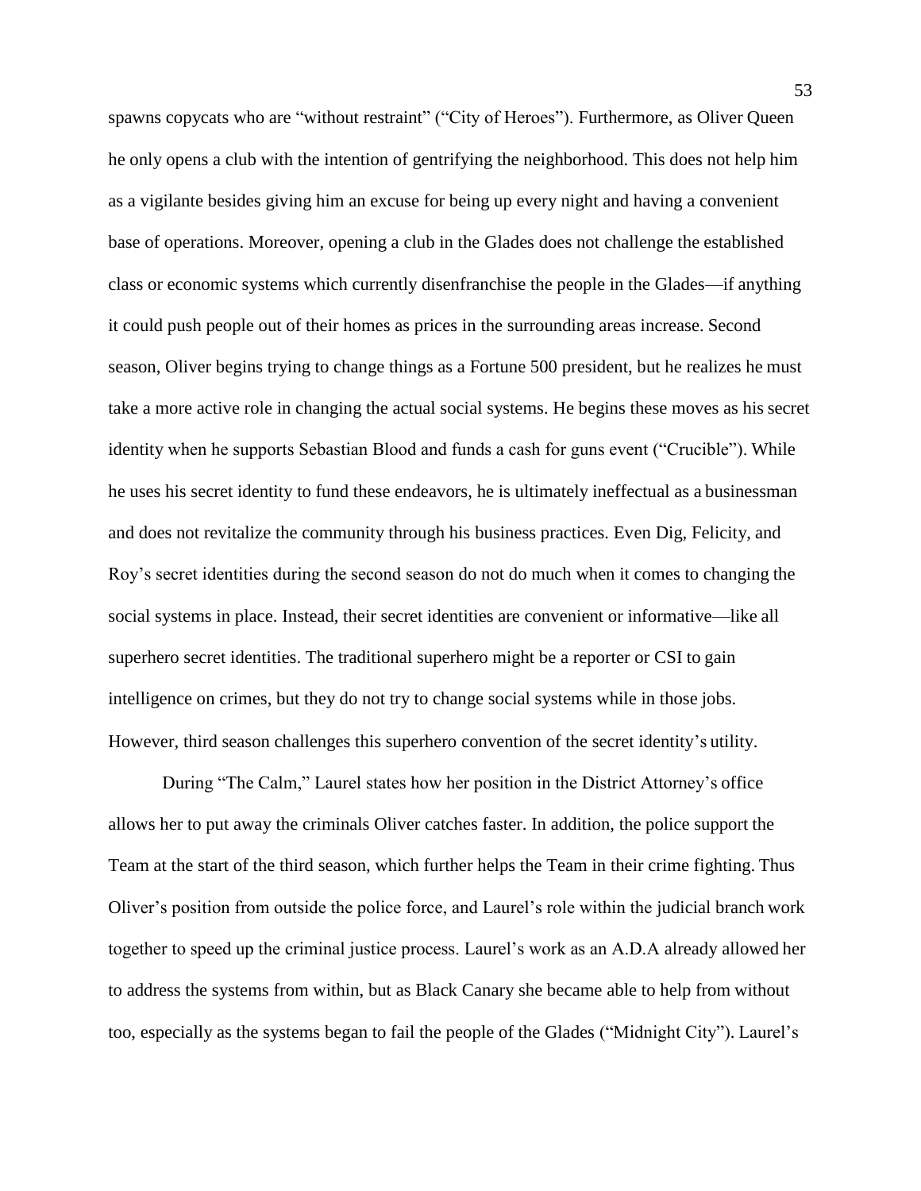spawns copycats who are "without restraint" ("City of Heroes"). Furthermore, as Oliver Queen he only opens a club with the intention of gentrifying the neighborhood. This does not help him as a vigilante besides giving him an excuse for being up every night and having a convenient base of operations. Moreover, opening a club in the Glades does not challenge the established class or economic systems which currently disenfranchise the people in the Glades—if anything it could push people out of their homes as prices in the surrounding areas increase. Second season, Oliver begins trying to change things as a Fortune 500 president, but he realizes he must take a more active role in changing the actual social systems. He begins these moves as his secret identity when he supports Sebastian Blood and funds a cash for guns event ("Crucible"). While he uses his secret identity to fund these endeavors, he is ultimately ineffectual as a businessman and does not revitalize the community through his business practices. Even Dig, Felicity, and Roy's secret identities during the second season do not do much when it comes to changing the social systems in place. Instead, their secret identities are convenient or informative—like all superhero secret identities. The traditional superhero might be a reporter or CSI to gain intelligence on crimes, but they do not try to change social systems while in those jobs. However, third season challenges this superhero convention of the secret identity's utility.

During "The Calm," Laurel states how her position in the District Attorney's office allows her to put away the criminals Oliver catches faster. In addition, the police support the Team at the start of the third season, which further helps the Team in their crime fighting. Thus Oliver's position from outside the police force, and Laurel's role within the judicial branch work together to speed up the criminal justice process. Laurel's work as an A.D.A already allowed her to address the systems from within, but as Black Canary she became able to help from without too, especially as the systems began to fail the people of the Glades ("Midnight City"). Laurel's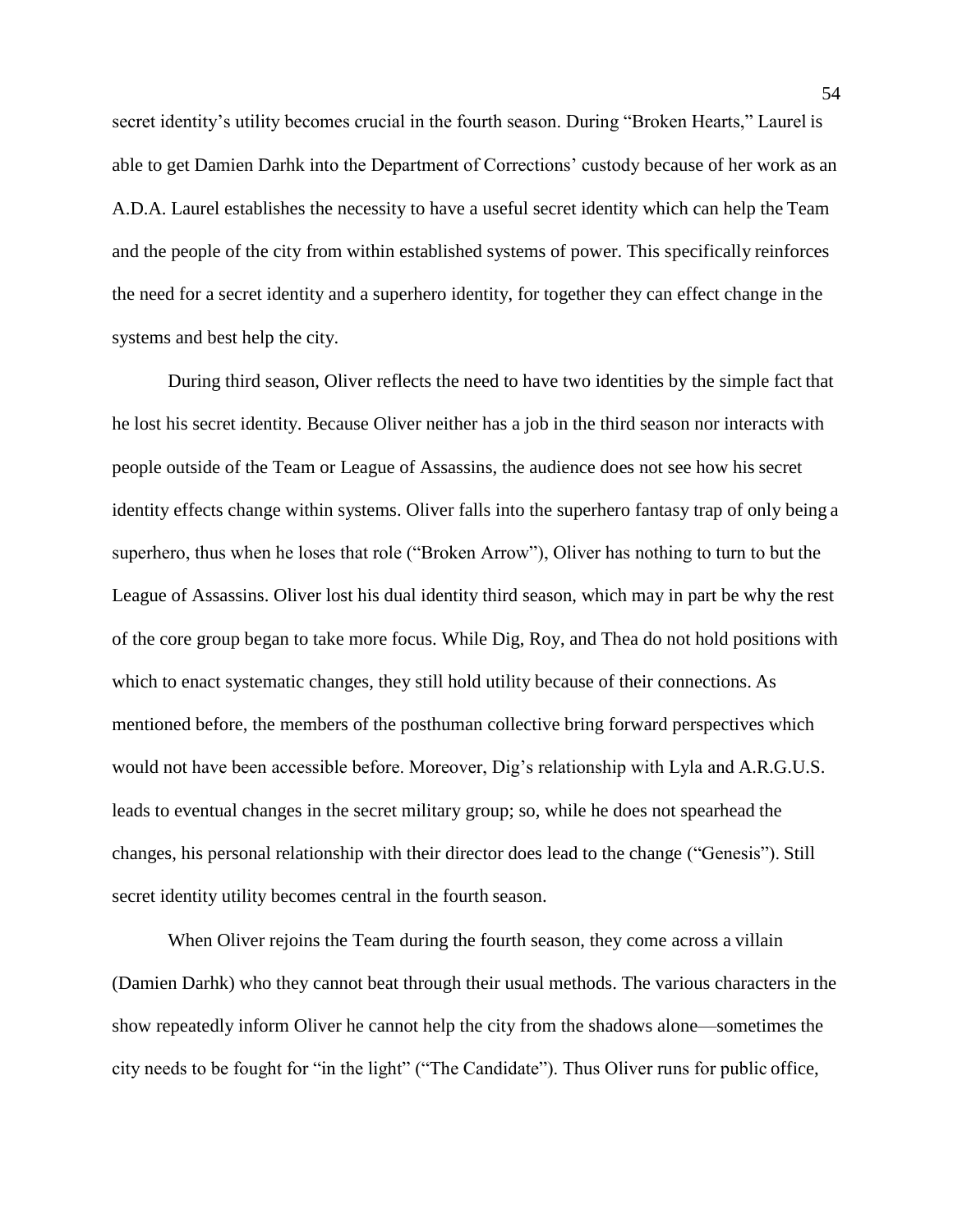secret identity's utility becomes crucial in the fourth season. During "Broken Hearts," Laurel is able to get Damien Darhk into the Department of Corrections' custody because of her work as an A.D.A. Laurel establishes the necessity to have a useful secret identity which can help the Team and the people of the city from within established systems of power. This specifically reinforces the need for a secret identity and a superhero identity, for together they can effect change in the systems and best help the city.

During third season, Oliver reflects the need to have two identities by the simple fact that he lost his secret identity. Because Oliver neither has a job in the third season nor interacts with people outside of the Team or League of Assassins, the audience does not see how his secret identity effects change within systems. Oliver falls into the superhero fantasy trap of only being a superhero, thus when he loses that role ("Broken Arrow"), Oliver has nothing to turn to but the League of Assassins. Oliver lost his dual identity third season, which may in part be why the rest of the core group began to take more focus. While Dig, Roy, and Thea do not hold positions with which to enact systematic changes, they still hold utility because of their connections. As mentioned before, the members of the posthuman collective bring forward perspectives which would not have been accessible before. Moreover, Dig's relationship with Lyla and A.R.G.U.S. leads to eventual changes in the secret military group; so, while he does not spearhead the changes, his personal relationship with their director does lead to the change ("Genesis"). Still secret identity utility becomes central in the fourth season.

When Oliver rejoins the Team during the fourth season, they come across a villain (Damien Darhk) who they cannot beat through their usual methods. The various characters in the show repeatedly inform Oliver he cannot help the city from the shadows alone—sometimes the city needs to be fought for "in the light" ("The Candidate"). Thus Oliver runs for public office,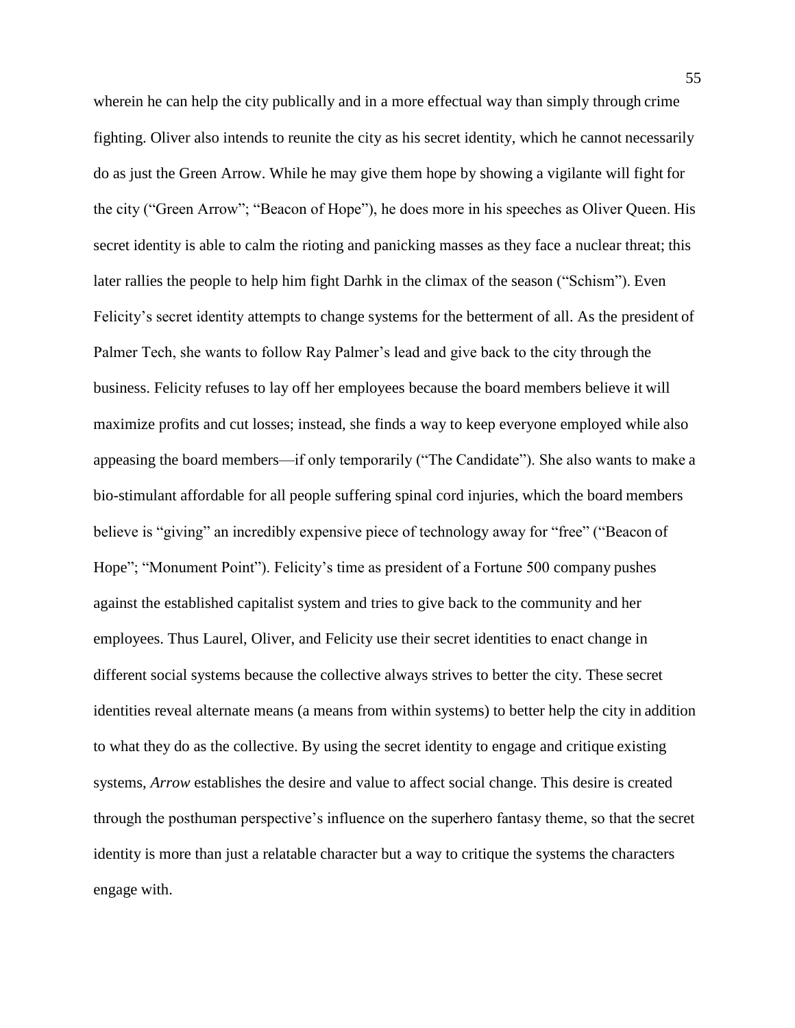wherein he can help the city publically and in a more effectual way than simply through crime fighting. Oliver also intends to reunite the city as his secret identity, which he cannot necessarily do as just the Green Arrow. While he may give them hope by showing a vigilante will fight for the city ("Green Arrow"; "Beacon of Hope"), he does more in his speeches as Oliver Queen. His secret identity is able to calm the rioting and panicking masses as they face a nuclear threat; this later rallies the people to help him fight Darhk in the climax of the season ("Schism"). Even Felicity's secret identity attempts to change systems for the betterment of all. As the president of Palmer Tech, she wants to follow Ray Palmer's lead and give back to the city through the business. Felicity refuses to lay off her employees because the board members believe it will maximize profits and cut losses; instead, she finds a way to keep everyone employed while also appeasing the board members—if only temporarily ("The Candidate"). She also wants to make a bio-stimulant affordable for all people suffering spinal cord injuries, which the board members believe is "giving" an incredibly expensive piece of technology away for "free" ("Beacon of Hope"; "Monument Point"). Felicity's time as president of a Fortune 500 company pushes against the established capitalist system and tries to give back to the community and her employees. Thus Laurel, Oliver, and Felicity use their secret identities to enact change in different social systems because the collective always strives to better the city. These secret identities reveal alternate means (a means from within systems) to better help the city in addition to what they do as the collective. By using the secret identity to engage and critique existing systems, *Arrow* establishes the desire and value to affect social change. This desire is created through the posthuman perspective's influence on the superhero fantasy theme, so that the secret identity is more than just a relatable character but a way to critique the systems the characters engage with.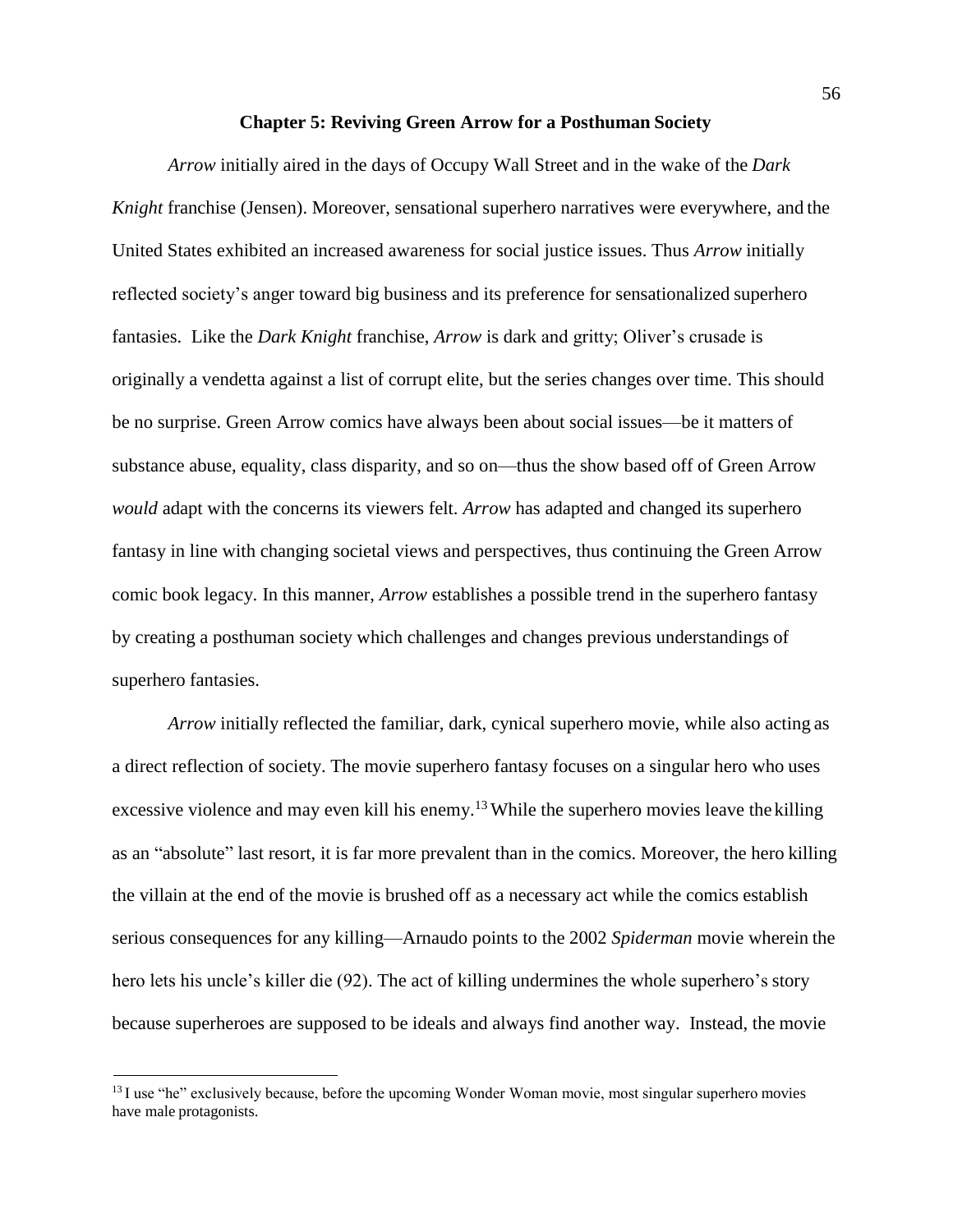## Chapter 5: Reviving Green Arrow for a Posthuman Society

*Arrow* initially aired in the days of Occupy Wall Street and in the wake of the *Dark Knight* franchise (Jensen). Moreover, sensational superhero narratives were everywhere, and the United States exhibited an increased awareness for social justice issues. Thus *Arrow* initially reflected society's anger toward big business and its preference for sensationalized superhero fantasies. Like the *Dark Knight* franchise, *Arrow* is dark and gritty; Oliver's crusade is originally a vendetta against a list of corrupt elite, but the series changes over time. This should be no surprise. Green Arrow comics have always been about social issues—be it matters of substance abuse, equality, class disparity, and so on—thus the show based off of Green Arrow *would* adapt with the concerns its viewers felt. *Arrow* has adapted and changed its superhero fantasy in line with changing societal views and perspectives, thus continuing the Green Arrow comic book legacy. In this manner, *Arrow* establishes a possible trend in the superhero fantasy by creating a posthuman society which challenges and changes previous understandings of superhero fantasies.

*Arrow* initially reflected the familiar, dark, cynical superhero movie, while also acting as a direct reflection of society. The movie superhero fantasy focuses on a singular hero who uses excessive violence and may even kill his enemy.[13] While the superhero movies leave the killing as an "absolute" last resort, it is far more prevalent than in the comics. Moreover, the hero killing the villain at the end of the movie is brushed off as a necessary act while the comics establish serious consequences for any killing—Arnaudo points to the 2002 *Spiderman* movie wherein the hero lets his uncle's killer die (92). The act of killing undermines the whole superhero's story because superheroes are supposed to be ideals and always find another way. Instead, the movie

[13] I use "he" exclusively because, before the upcoming Wonder Woman movie, most singular superhero movies have male protagonists.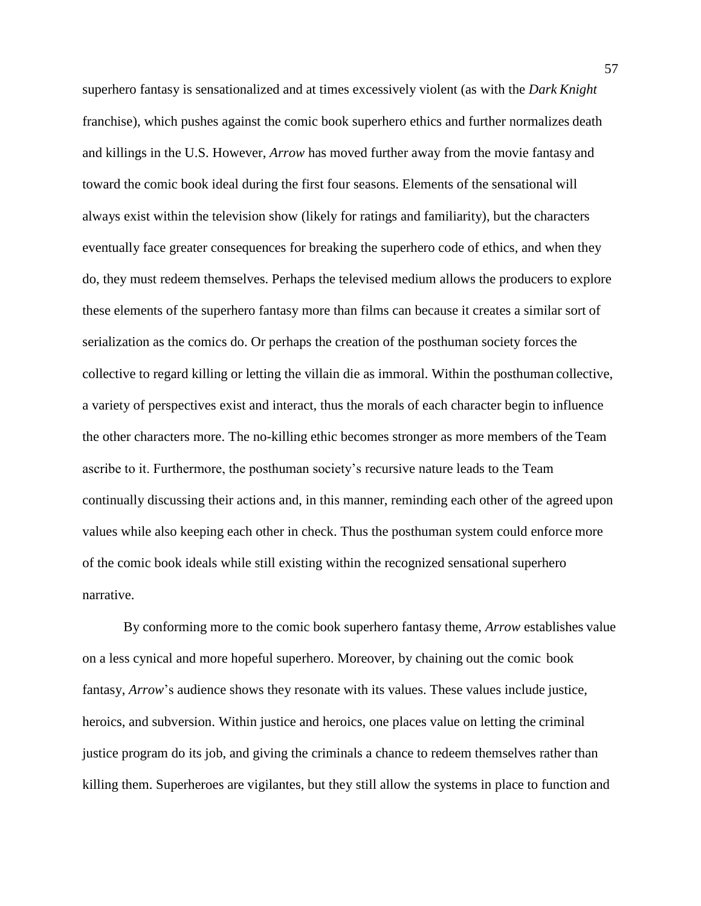superhero fantasy is sensationalized and at times excessively violent (as with the *Dark Knight* franchise), which pushes against the comic book superhero ethics and further normalizes death and killings in the U.S. However, *Arrow* has moved further away from the movie fantasy and toward the comic book ideal during the first four seasons. Elements of the sensational will always exist within the television show (likely for ratings and familiarity), but the characters eventually face greater consequences for breaking the superhero code of ethics, and when they do, they must redeem themselves. Perhaps the televised medium allows the producers to explore these elements of the superhero fantasy more than films can because it creates a similar sort of serialization as the comics do. Or perhaps the creation of the posthuman society forces the collective to regard killing or letting the villain die as immoral. Within the posthuman collective, a variety of perspectives exist and interact, thus the morals of each character begin to influence the other characters more. The no-killing ethic becomes stronger as more members of the Team ascribe to it. Furthermore, the posthuman society's recursive nature leads to the Team continually discussing their actions and, in this manner, reminding each other of the agreed upon values while also keeping each other in check. Thus the posthuman system could enforce more of the comic book ideals while still existing within the recognized sensational superhero narrative.

By conforming more to the comic book superhero fantasy theme, *Arrow* establishes value on a less cynical and more hopeful superhero. Moreover, by chaining out the comic book fantasy, *Arrow*'s audience shows they resonate with its values. These values include justice, heroics, and subversion. Within justice and heroics, one places value on letting the criminal justice program do its job, and giving the criminals a chance to redeem themselves rather than killing them. Superheroes are vigilantes, but they still allow the systems in place to function and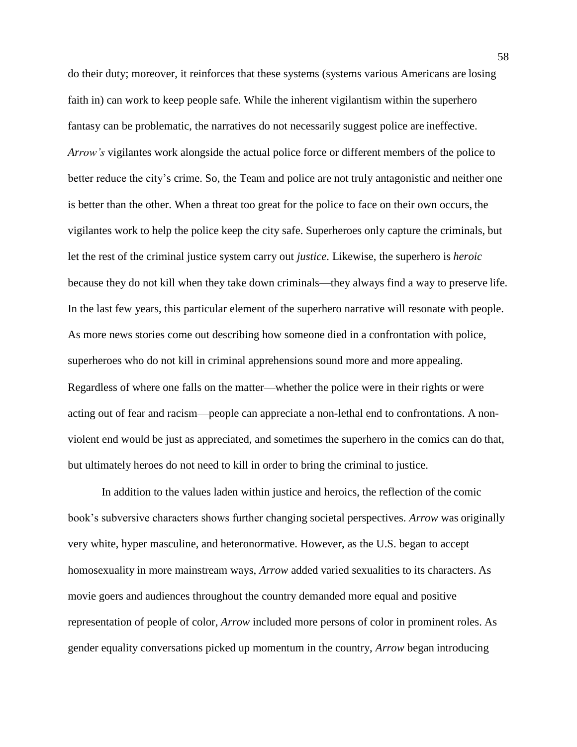do their duty; moreover, it reinforces that these systems (systems various Americans are losing faith in) can work to keep people safe. While the inherent vigilantism within the superhero fantasy can be problematic, the narratives do not necessarily suggest police are ineffective. *Arrow's* vigilantes work alongside the actual police force or different members of the police to better reduce the city's crime. So, the Team and police are not truly antagonistic and neither one is better than the other. When a threat too great for the police to face on their own occurs, the vigilantes work to help the police keep the city safe. Superheroes only capture the criminals, but let the rest of the criminal justice system carry out *justice*. Likewise, the superhero is *heroic* because they do not kill when they take down criminals—they always find a way to preserve life. In the last few years, this particular element of the superhero narrative will resonate with people. As more news stories come out describing how someone died in a confrontation with police, superheroes who do not kill in criminal apprehensions sound more and more appealing. Regardless of where one falls on the matter—whether the police were in their rights or were acting out of fear and racism—people can appreciate a non-lethal end to confrontations. A non-violent end would be just as appreciated, and sometimes the superhero in the comics can do that, but ultimately heroes do not need to kill in order to bring the criminal to justice.

In addition to the values laden within justice and heroics, the reflection of the comic book's subversive characters shows further changing societal perspectives. *Arrow* was originally very white, hyper masculine, and heteronormative. However, as the U.S. began to accept homosexuality in more mainstream ways, *Arrow* added varied sexualities to its characters. As movie goers and audiences throughout the country demanded more equal and positive representation of people of color, *Arrow* included more persons of color in prominent roles. As gender equality conversations picked up momentum in the country, *Arrow* began introducing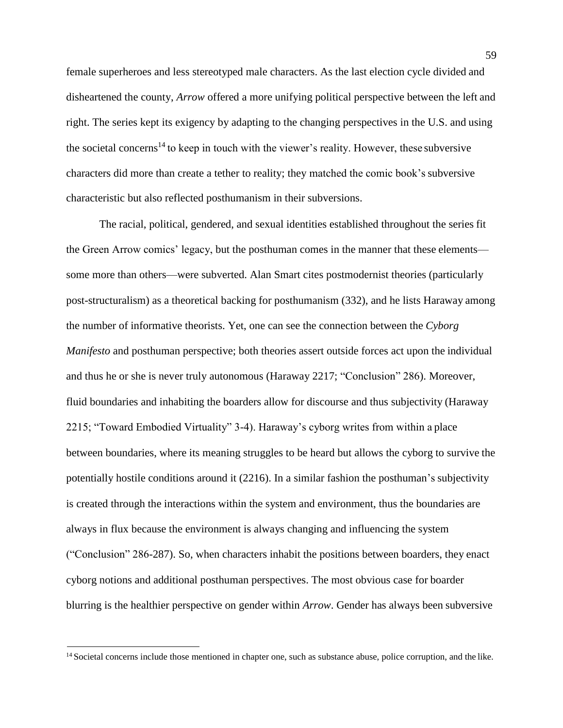female superheroes and less stereotyped male characters. As the last election cycle divided and disheartened the county, *Arrow* offered a more unifying political perspective between the left and right. The series kept its exigency by adapting to the changing perspectives in the U.S. and using the societal concerns[14] to keep in touch with the viewer's reality. However, these subversive characters did more than create a tether to reality; they matched the comic book's subversive characteristic but also reflected posthumanism in their subversions.

The racial, political, gendered, and sexual identities established throughout the series fit the Green Arrow comics' legacy, but the posthuman comes in the manner that these elements—some more than others—were subverted. Alan Smart cites postmodernist theories (particularly post-structuralism) as a theoretical backing for posthumanism (332), and he lists Haraway among the number of informative theorists. Yet, one can see the connection between the *Cyborg Manifesto* and posthuman perspective; both theories assert outside forces act upon the individual and thus he or she is never truly autonomous (Haraway 2217; "Conclusion" 286). Moreover, fluid boundaries and inhabiting the boarders allow for discourse and thus subjectivity (Haraway 2215; "Toward Embodied Virtuality" 3-4). Haraway's cyborg writes from within a place between boundaries, where its meaning struggles to be heard but allows the cyborg to survive the potentially hostile conditions around it (2216). In a similar fashion the posthuman's subjectivity is created through the interactions within the system and environment, thus the boundaries are always in flux because the environment is always changing and influencing the system ("Conclusion" 286-287). So, when characters inhabit the positions between boarders, they enact cyborg notions and additional posthuman perspectives. The most obvious case for boarder blurring is the healthier perspective on gender within *Arrow*. Gender has always been subversive

[14] Societal concerns include those mentioned in chapter one, such as substance abuse, police corruption, and the like.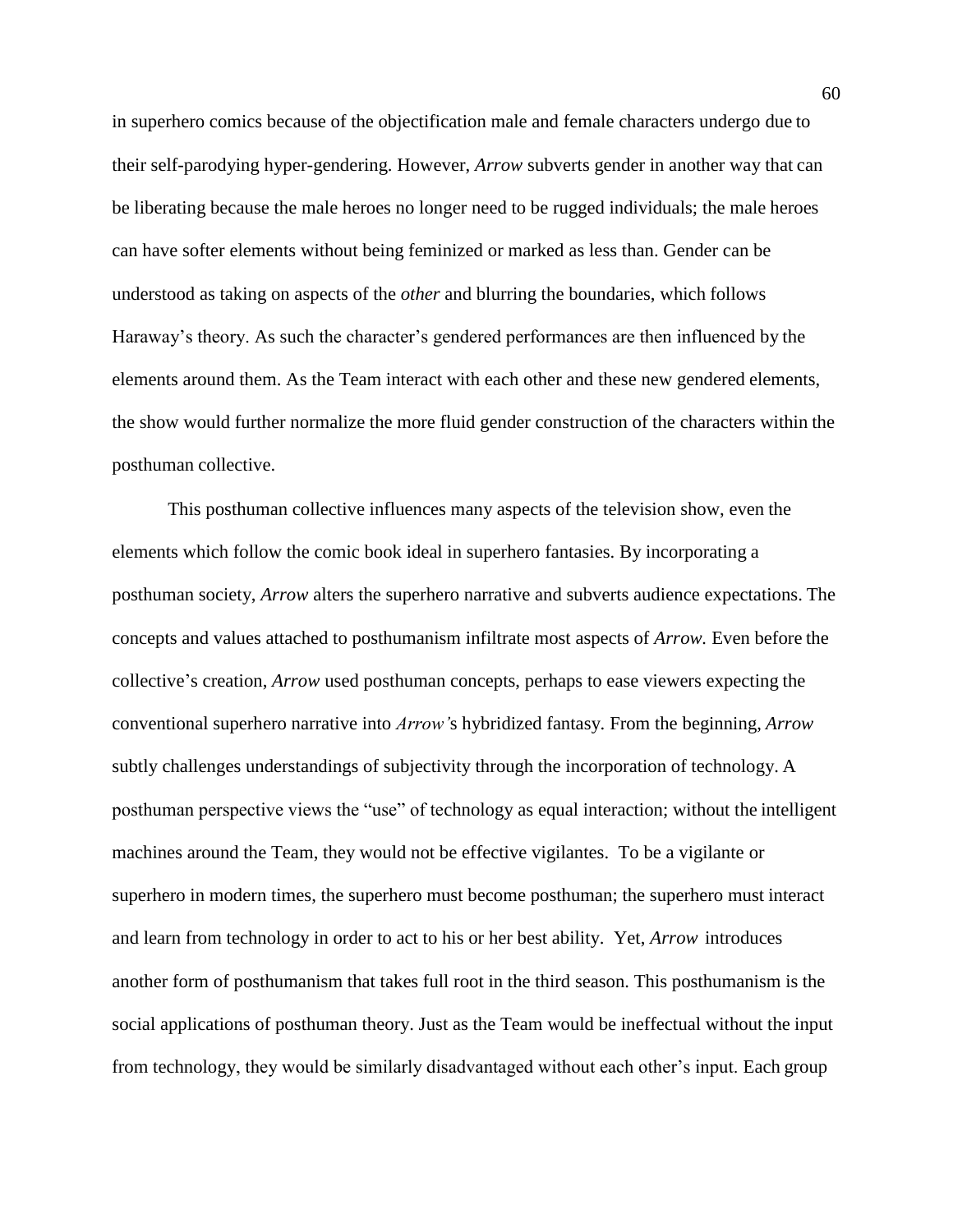in superhero comics because of the objectification male and female characters undergo due to their self-parodying hyper-gendering. However, *Arrow* subverts gender in another way that can be liberating because the male heroes no longer need to be rugged individuals; the male heroes can have softer elements without being feminized or marked as less than. Gender can be understood as taking on aspects of the *other* and blurring the boundaries, which follows Haraway's theory. As such the character's gendered performances are then influenced by the elements around them. As the Team interact with each other and these new gendered elements, the show would further normalize the more fluid gender construction of the characters within the posthuman collective.

This posthuman collective influences many aspects of the television show, even the elements which follow the comic book ideal in superhero fantasies. By incorporating a posthuman society, *Arrow* alters the superhero narrative and subverts audience expectations. The concepts and values attached to posthumanism infiltrate most aspects of *Arrow.* Even before the collective's creation, *Arrow* used posthuman concepts, perhaps to ease viewers expecting the conventional superhero narrative into *Arrow'*s hybridized fantasy. From the beginning, *Arrow* subtly challenges understandings of subjectivity through the incorporation of technology. A posthuman perspective views the "use" of technology as equal interaction; without the intelligent machines around the Team, they would not be effective vigilantes. To be a vigilante or superhero in modern times, the superhero must become posthuman; the superhero must interact and learn from technology in order to act to his or her best ability. Yet, *Arrow* introduces another form of posthumanism that takes full root in the third season. This posthumanism is the social applications of posthuman theory. Just as the Team would be ineffectual without the input from technology, they would be similarly disadvantaged without each other's input. Each group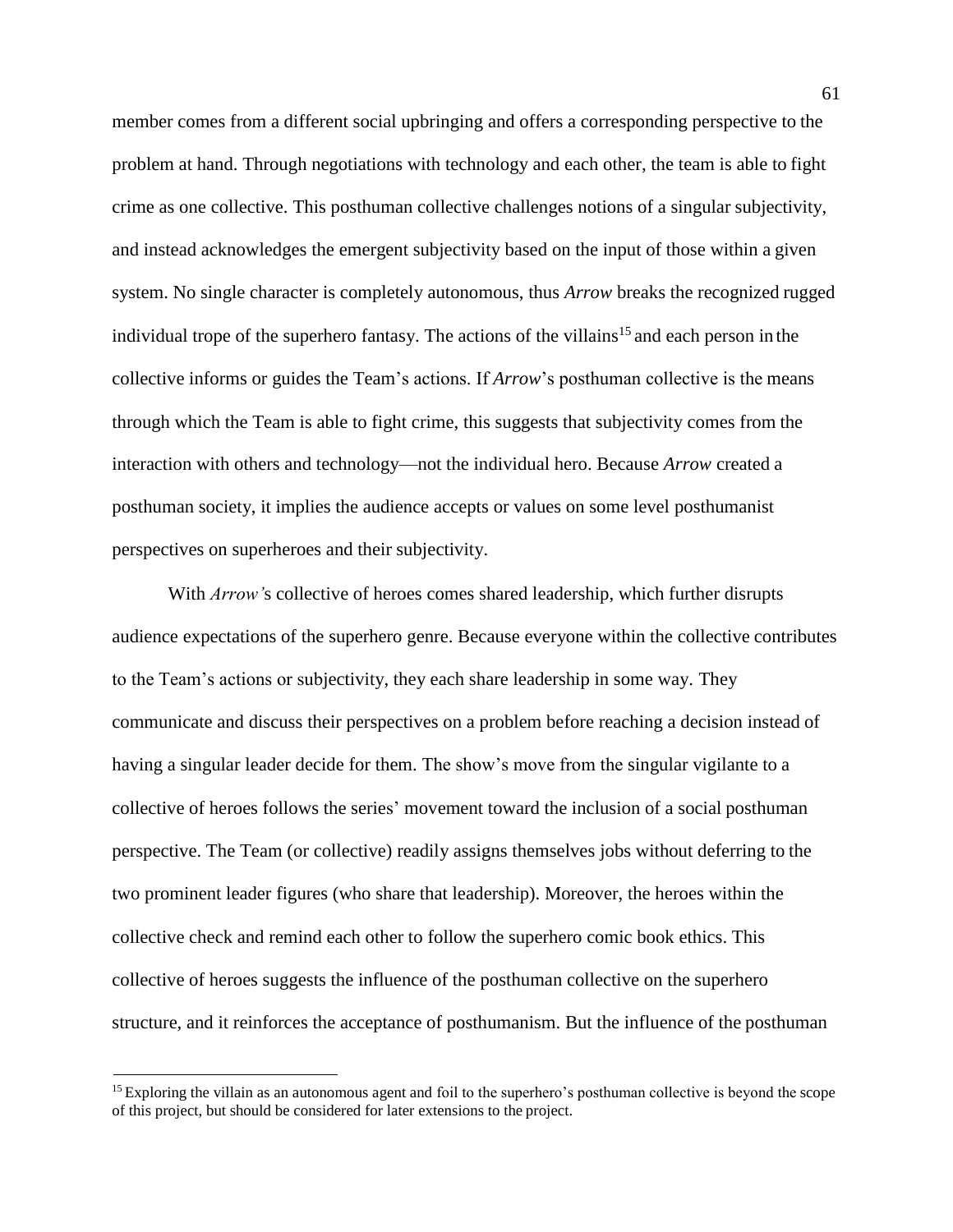member comes from a different social upbringing and offers a corresponding perspective to the problem at hand. Through negotiations with technology and each other, the team is able to fight crime as one collective. This posthuman collective challenges notions of a singular subjectivity, and instead acknowledges the emergent subjectivity based on the input of those within a given system. No single character is completely autonomous, thus *Arrow* breaks the recognized rugged individual trope of the superhero fantasy. The actions of the villains[15] and each person in the collective informs or guides the Team's actions. If *Arrow*'s posthuman collective is the means through which the Team is able to fight crime, this suggests that subjectivity comes from the interaction with others and technology—not the individual hero. Because *Arrow* created a posthuman society, it implies the audience accepts or values on some level posthumanist perspectives on superheroes and their subjectivity.

With *Arrow'*s collective of heroes comes shared leadership, which further disrupts audience expectations of the superhero genre. Because everyone within the collective contributes to the Team's actions or subjectivity, they each share leadership in some way. They communicate and discuss their perspectives on a problem before reaching a decision instead of having a singular leader decide for them. The show's move from the singular vigilante to a collective of heroes follows the series' movement toward the inclusion of a social posthuman perspective. The Team (or collective) readily assigns themselves jobs without deferring to the two prominent leader figures (who share that leadership). Moreover, the heroes within the collective check and remind each other to follow the superhero comic book ethics. This collective of heroes suggests the influence of the posthuman collective on the superhero structure, and it reinforces the acceptance of posthumanism. But the influence of the posthuman

---

[15] Exploring the villain as an autonomous agent and foil to the superhero's posthuman collective is beyond the scope of this project, but should be considered for later extensions to the project.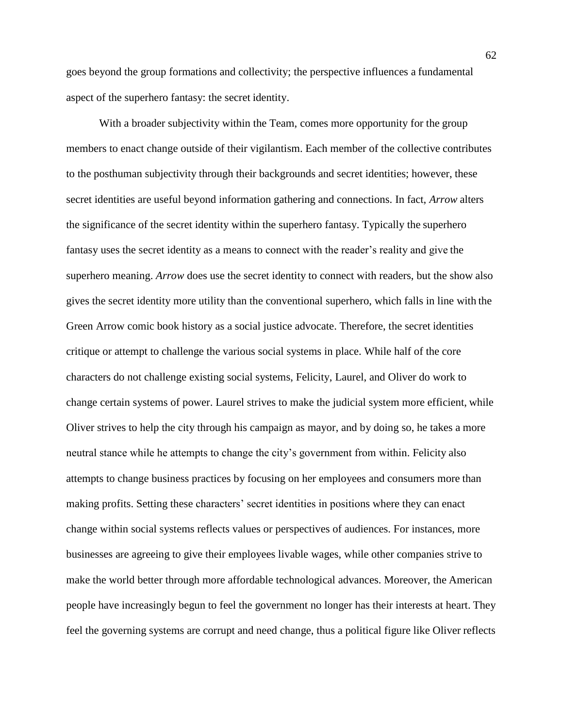goes beyond the group formations and collectivity; the perspective influences a fundamental aspect of the superhero fantasy: the secret identity.

With a broader subjectivity within the Team, comes more opportunity for the group members to enact change outside of their vigilantism. Each member of the collective contributes to the posthuman subjectivity through their backgrounds and secret identities; however, these secret identities are useful beyond information gathering and connections. In fact, *Arrow* alters the significance of the secret identity within the superhero fantasy. Typically the superhero fantasy uses the secret identity as a means to connect with the reader's reality and give the superhero meaning. *Arrow* does use the secret identity to connect with readers, but the show also gives the secret identity more utility than the conventional superhero, which falls in line with the Green Arrow comic book history as a social justice advocate. Therefore, the secret identities critique or attempt to challenge the various social systems in place. While half of the core characters do not challenge existing social systems, Felicity, Laurel, and Oliver do work to change certain systems of power. Laurel strives to make the judicial system more efficient, while Oliver strives to help the city through his campaign as mayor, and by doing so, he takes a more neutral stance while he attempts to change the city's government from within. Felicity also attempts to change business practices by focusing on her employees and consumers more than making profits. Setting these characters' secret identities in positions where they can enact change within social systems reflects values or perspectives of audiences. For instances, more businesses are agreeing to give their employees livable wages, while other companies strive to make the world better through more affordable technological advances. Moreover, the American people have increasingly begun to feel the government no longer has their interests at heart. They feel the governing systems are corrupt and need change, thus a political figure like Oliver reflects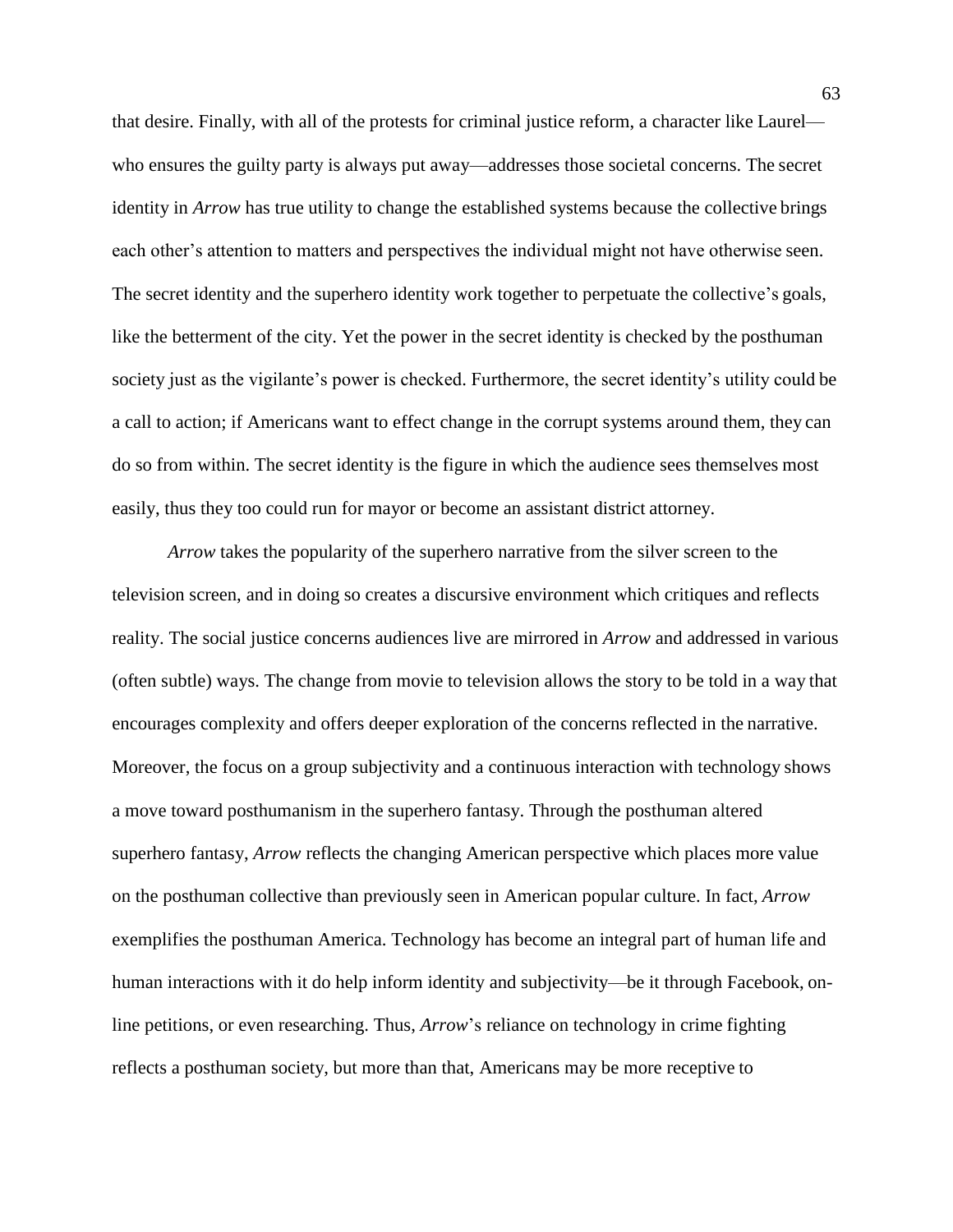that desire. Finally, with all of the protests for criminal justice reform, a character like Laurel—who ensures the guilty party is always put away—addresses those societal concerns. The secret identity in *Arrow* has true utility to change the established systems because the collective brings each other's attention to matters and perspectives the individual might not have otherwise seen. The secret identity and the superhero identity work together to perpetuate the collective's goals, like the betterment of the city. Yet the power in the secret identity is checked by the posthuman society just as the vigilante's power is checked. Furthermore, the secret identity's utility could be a call to action; if Americans want to effect change in the corrupt systems around them, they can do so from within. The secret identity is the figure in which the audience sees themselves most easily, thus they too could run for mayor or become an assistant district attorney.

*Arrow* takes the popularity of the superhero narrative from the silver screen to the television screen, and in doing so creates a discursive environment which critiques and reflects reality. The social justice concerns audiences live are mirrored in *Arrow* and addressed in various (often subtle) ways. The change from movie to television allows the story to be told in a way that encourages complexity and offers deeper exploration of the concerns reflected in the narrative. Moreover, the focus on a group subjectivity and a continuous interaction with technology shows a move toward posthumanism in the superhero fantasy. Through the posthuman altered superhero fantasy, *Arrow* reflects the changing American perspective which places more value on the posthuman collective than previously seen in American popular culture. In fact, *Arrow* exemplifies the posthuman America. Technology has become an integral part of human life and human interactions with it do help inform identity and subjectivity—be it through Facebook, on-line petitions, or even researching. Thus, *Arrow*'s reliance on technology in crime fighting reflects a posthuman society, but more than that, Americans may be more receptive to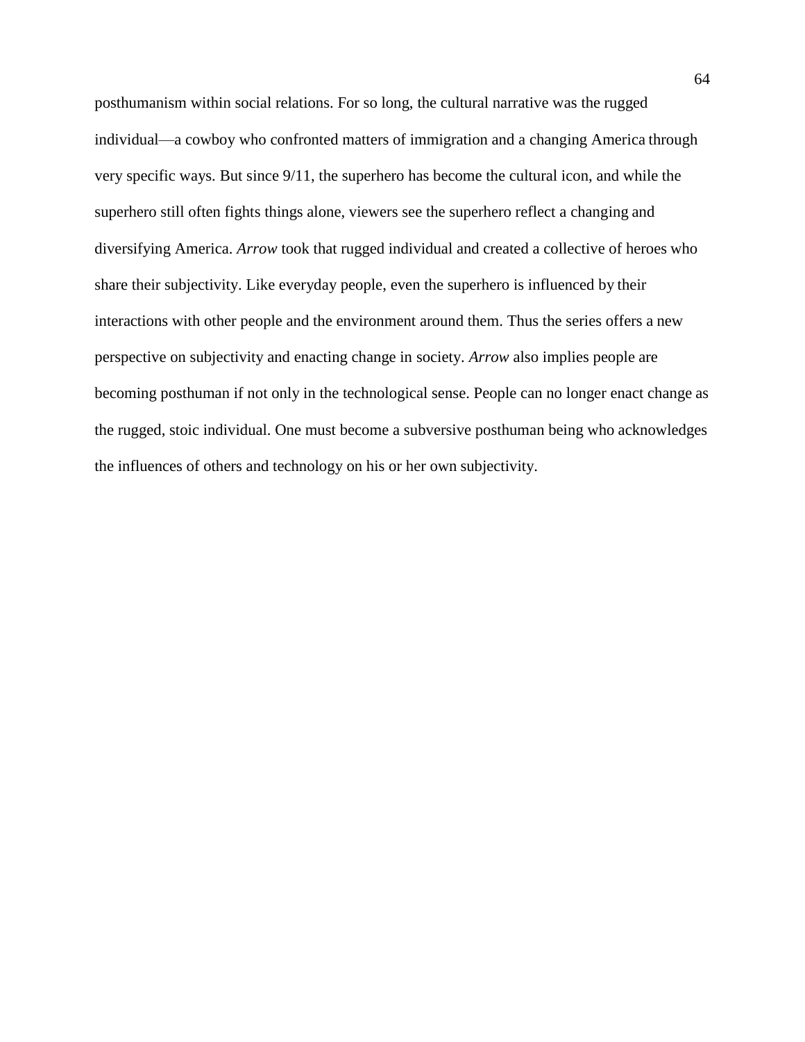posthumanism within social relations. For so long, the cultural narrative was the rugged individual—a cowboy who confronted matters of immigration and a changing America through very specific ways. But since 9/11, the superhero has become the cultural icon, and while the superhero still often fights things alone, viewers see the superhero reflect a changing and diversifying America. *Arrow* took that rugged individual and created a collective of heroes who share their subjectivity. Like everyday people, even the superhero is influenced by their interactions with other people and the environment around them. Thus the series offers a new perspective on subjectivity and enacting change in society. *Arrow* also implies people are becoming posthuman if not only in the technological sense. People can no longer enact change as the rugged, stoic individual. One must become a subversive posthuman being who acknowledges the influences of others and technology on his or her own subjectivity.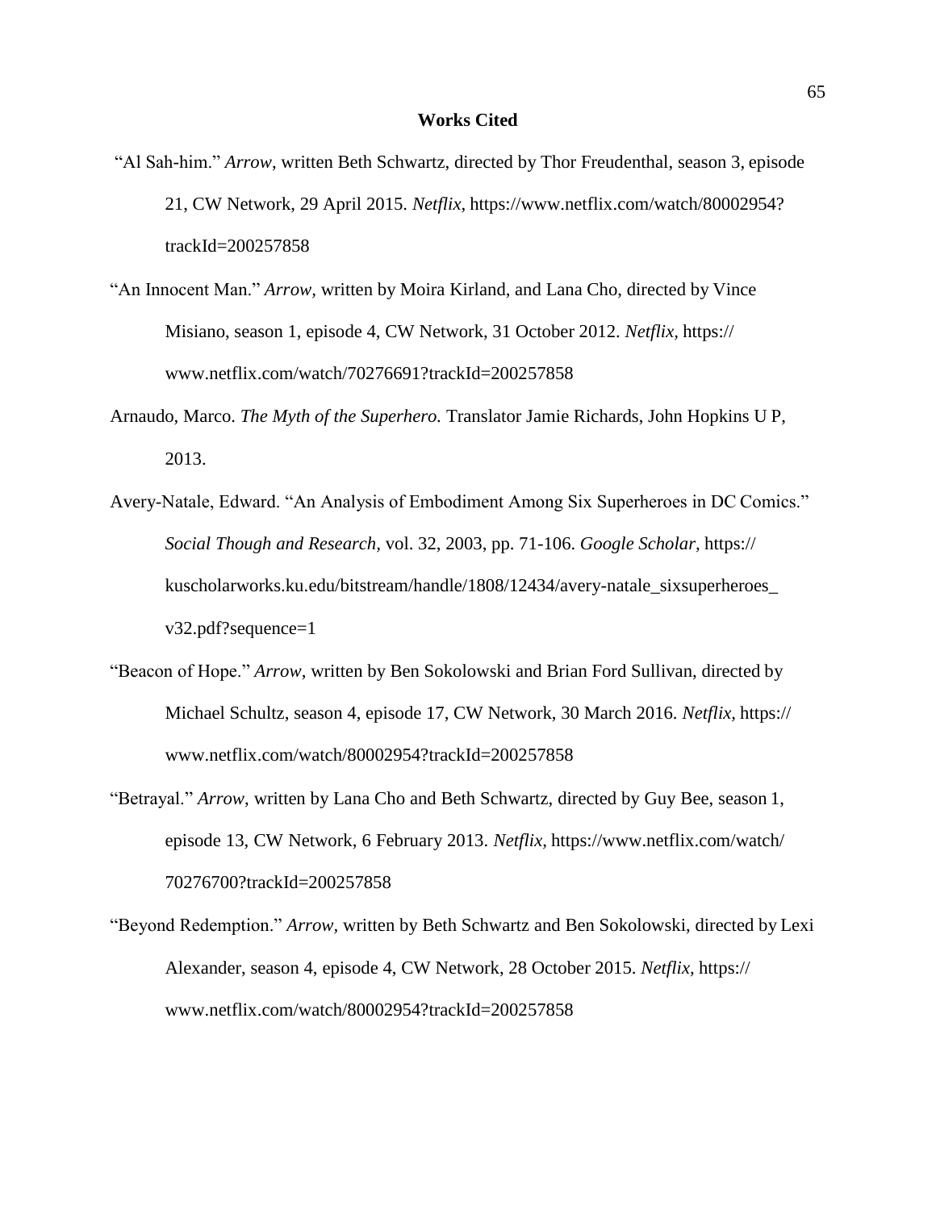# Works Cited

"Al Sah-him." *Arrow*, written Beth Schwartz, directed by Thor Freudenthal, season 3, episode 21, CW Network, 29 April 2015. *Netflix,* https://www.netflix.com/watch/80002954?trackId=200257858

"An Innocent Man." *Arrow*, written by Moira Kirland, and Lana Cho, directed by Vince Misiano, season 1, episode 4, CW Network, 31 October 2012. *Netflix,* https://www.netflix.com/watch/70276691?trackId=200257858

Arnaudo, Marco. *The Myth of the Superhero.* Translator Jamie Richards, John Hopkins U P, 2013.

Avery-Natale, Edward. "An Analysis of Embodiment Among Six Superheroes in DC Comics." *Social Though and Research*, vol. 32, 2003, pp. 71-106. *Google Scholar,* https://kuscholarworks.ku.edu/bitstream/handle/1808/12434/avery-natale_sixsuperheroes_v32.pdf?sequence=1

"Beacon of Hope." *Arrow*, written by Ben Sokolowski and Brian Ford Sullivan, directed by Michael Schultz, season 4, episode 17, CW Network, 30 March 2016. *Netflix,* https://www.netflix.com/watch/80002954?trackId=200257858

"Betrayal." *Arrow*, written by Lana Cho and Beth Schwartz, directed by Guy Bee, season 1, episode 13, CW Network, 6 February 2013. *Netflix,* https://www.netflix.com/watch/70276700?trackId=200257858

"Beyond Redemption." *Arrow*, written by Beth Schwartz and Ben Sokolowski, directed by Lexi Alexander, season 4, episode 4, CW Network, 28 October 2015. *Netflix,* https://www.netflix.com/watch/80002954?trackId=200257858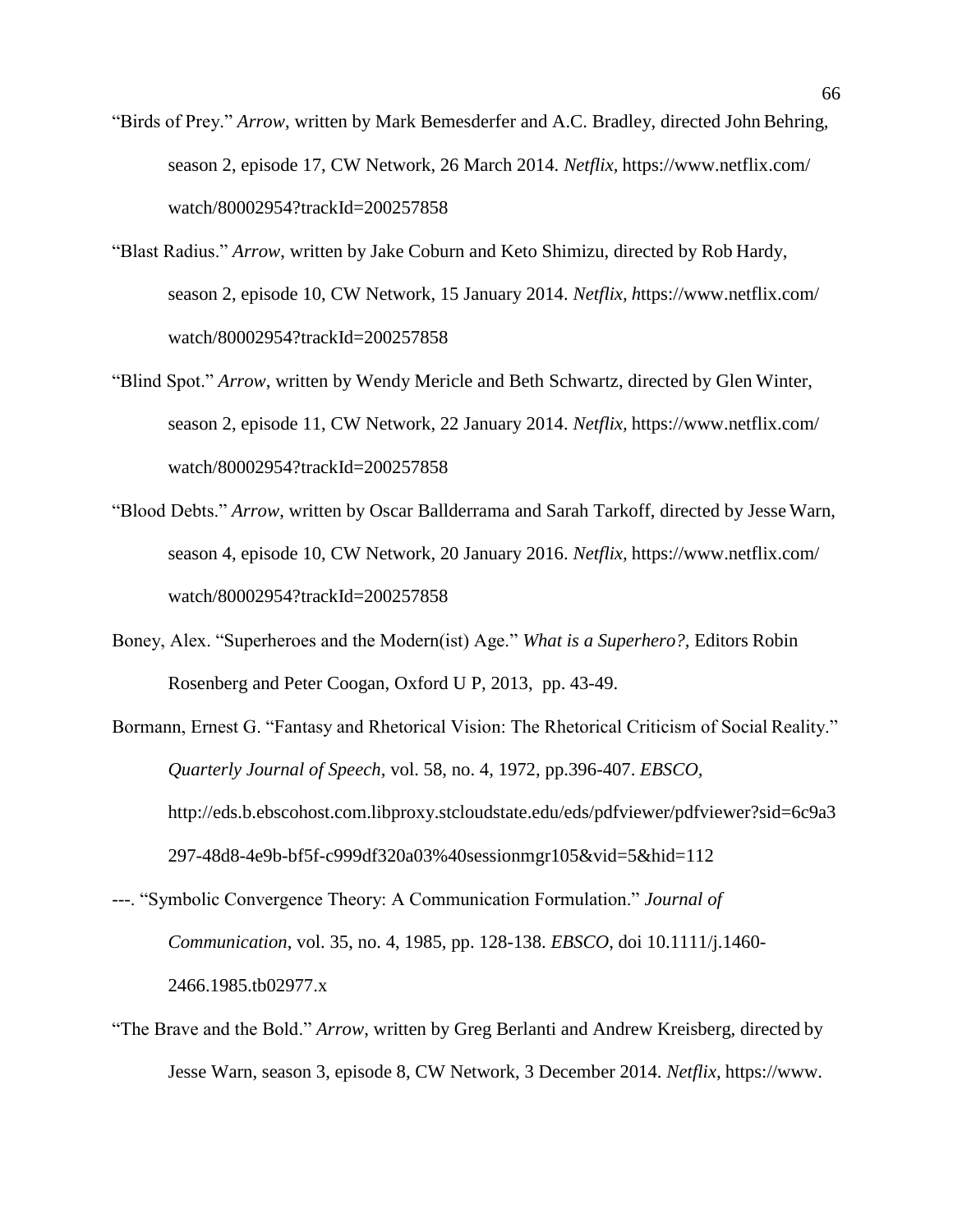"Birds of Prey." *Arrow*, written by Mark Bemesderfer and A.C. Bradley, directed John Behring, season 2, episode 17, CW Network, 26 March 2014. *Netflix*, https://www.netflix.com/watch/80002954?trackId=200257858

"Blast Radius." *Arrow*, written by Jake Coburn and Keto Shimizu, directed by Rob Hardy, season 2, episode 10, CW Network, 15 January 2014. *Netflix, h*ttps://www.netflix.com/watch/80002954?trackId=200257858

"Blind Spot." *Arrow*, written by Wendy Mericle and Beth Schwartz, directed by Glen Winter, season 2, episode 11, CW Network, 22 January 2014. *Netflix,* https://www.netflix.com/watch/80002954?trackId=200257858

"Blood Debts." *Arrow*, written by Oscar Ballderrama and Sarah Tarkoff, directed by Jesse Warn, season 4, episode 10, CW Network, 20 January 2016. *Netflix*, https://www.netflix.com/watch/80002954?trackId=200257858

Boney, Alex. "Superheroes and the Modern(ist) Age." *What is a Superhero?,* Editors Robin Rosenberg and Peter Coogan, Oxford U P, 2013, pp. 43-49.

Bormann, Ernest G. "Fantasy and Rhetorical Vision: The Rhetorical Criticism of Social Reality." *Quarterly Journal of Speech*, vol. 58, no. 4, 1972, pp.396-407. *EBSCO*, http://eds.b.ebscohost.com.libproxy.stcloudstate.edu/eds/pdfviewer/pdfviewer?sid=6c9a3297-48d8-4e9b-bf5f-c999df320a03%40sessionmgr105&vid=5&hid=112

---. "Symbolic Convergence Theory: A Communication Formulation." *Journal of Communication*, vol. 35, no. 4, 1985, pp. 128-138. *EBSCO*, doi 10.1111/j.1460-2466.1985.tb02977.x

"The Brave and the Bold." *Arrow*, written by Greg Berlanti and Andrew Kreisberg, directed by Jesse Warn, season 3, episode 8, CW Network, 3 December 2014. *Netflix,* https://www.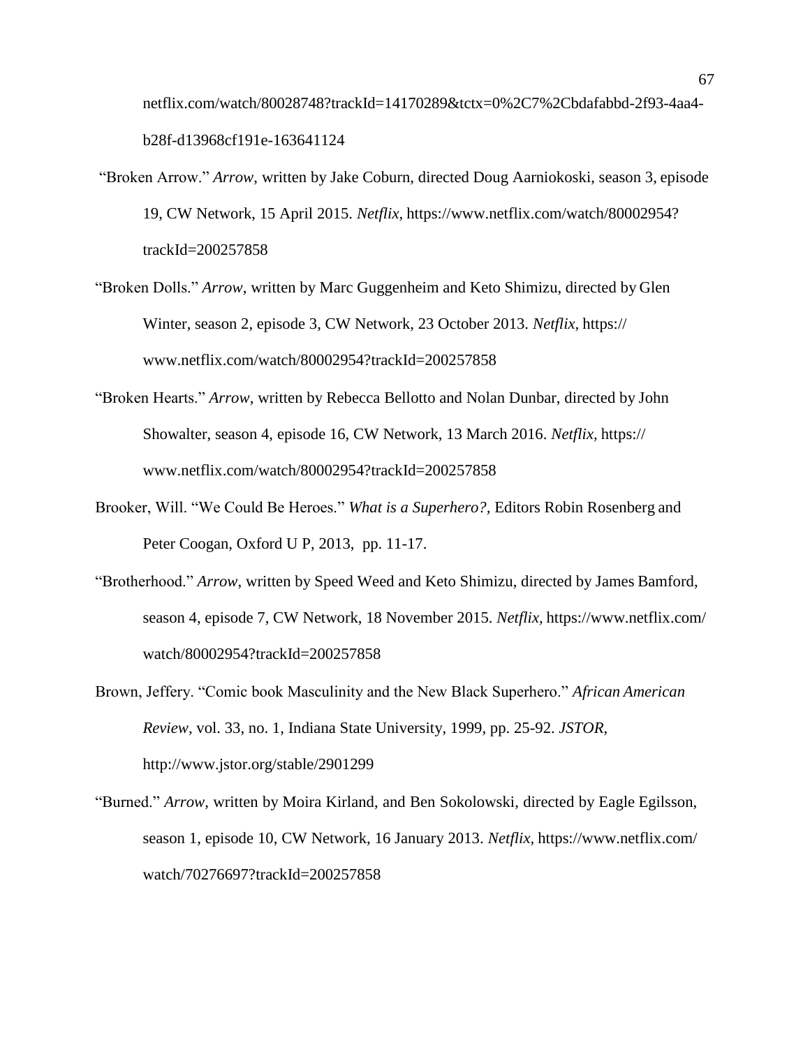netflix.com/watch/80028748?trackId=14170289&tctx=0%2C7%2Cbdafabbd-2f93-4aa4-b28f-d13968cf191e-163641124

"Broken Arrow." *Arrow*, written by Jake Coburn, directed Doug Aarniokoski, season 3, episode 19, CW Network, 15 April 2015. *Netflix,* https://www.netflix.com/watch/80002954?trackId=200257858

"Broken Dolls." *Arrow*, written by Marc Guggenheim and Keto Shimizu, directed by Glen Winter, season 2, episode 3, CW Network, 23 October 2013. *Netflix,* https://www.netflix.com/watch/80002954?trackId=200257858

"Broken Hearts." *Arrow*, written by Rebecca Bellotto and Nolan Dunbar, directed by John Showalter, season 4, episode 16, CW Network, 13 March 2016. *Netflix,* https://www.netflix.com/watch/80002954?trackId=200257858

Brooker, Will. "We Could Be Heroes." *What is a Superhero?*, Editors Robin Rosenberg and Peter Coogan, Oxford U P, 2013, pp. 11-17.

"Brotherhood." *Arrow*, written by Speed Weed and Keto Shimizu, directed by James Bamford, season 4, episode 7, CW Network, 18 November 2015. *Netflix,* https://www.netflix.com/watch/80002954?trackId=200257858

Brown, Jeffery. "Comic book Masculinity and the New Black Superhero." *African American Review*, vol. 33, no. 1, Indiana State University, 1999, pp. 25-92. *JSTOR*, http://www.jstor.org/stable/2901299

"Burned." *Arrow*, written by Moira Kirland, and Ben Sokolowski, directed by Eagle Egilsson, season 1, episode 10, CW Network, 16 January 2013. *Netflix,* https://www.netflix.com/watch/70276697?trackId=200257858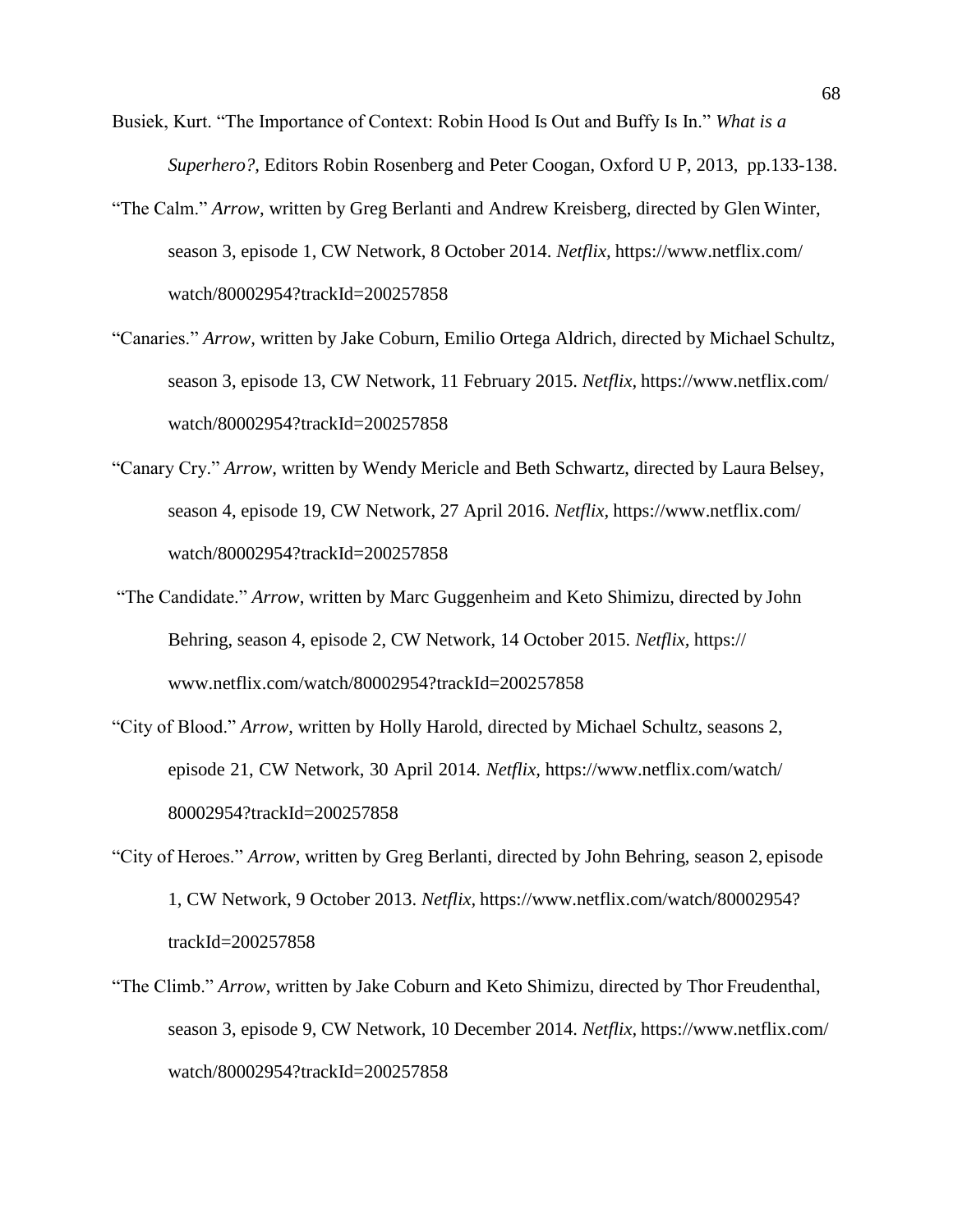Busiek, Kurt. "The Importance of Context: Robin Hood Is Out and Buffy Is In." *What is a Superhero?,* Editors Robin Rosenberg and Peter Coogan, Oxford U P, 2013, pp.133-138.

"The Calm." *Arrow*, written by Greg Berlanti and Andrew Kreisberg, directed by Glen Winter, season 3, episode 1, CW Network, 8 October 2014. *Netflix,* https://www.netflix.com/watch/80002954?trackId=200257858

"Canaries." *Arrow,* written by Jake Coburn, Emilio Ortega Aldrich, directed by Michael Schultz, season 3, episode 13, CW Network, 11 February 2015. *Netflix*, https://www.netflix.com/watch/80002954?trackId=200257858

"Canary Cry." *Arrow,* written by Wendy Mericle and Beth Schwartz, directed by Laura Belsey, season 4, episode 19, CW Network, 27 April 2016. *Netflix,* https://www.netflix.com/watch/80002954?trackId=200257858

"The Candidate." *Arrow*, written by Marc Guggenheim and Keto Shimizu, directed by John Behring, season 4, episode 2, CW Network, 14 October 2015. *Netflix,* https://www.netflix.com/watch/80002954?trackId=200257858

"City of Blood." *Arrow*, written by Holly Harold, directed by Michael Schultz, seasons 2, episode 21, CW Network, 30 April 2014. *Netflix,* https://www.netflix.com/watch/80002954?trackId=200257858

"City of Heroes." *Arrow*, written by Greg Berlanti, directed by John Behring, season 2, episode 1, CW Network, 9 October 2013. *Netflix*, https://www.netflix.com/watch/80002954?trackId=200257858

"The Climb." *Arrow*, written by Jake Coburn and Keto Shimizu, directed by Thor Freudenthal, season 3, episode 9, CW Network, 10 December 2014. *Netflix,* https://www.netflix.com/watch/80002954?trackId=200257858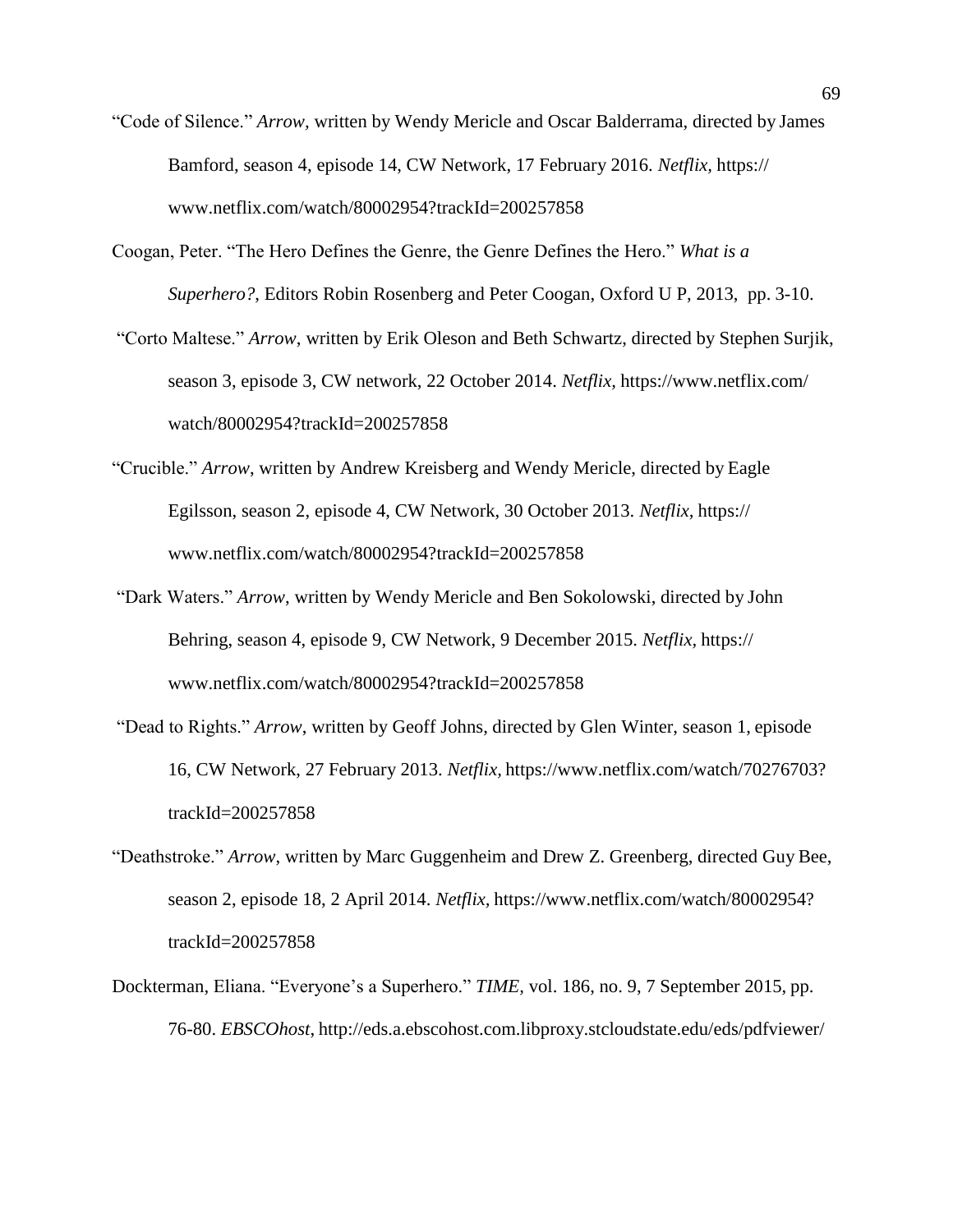"Code of Silence." *Arrow,* written by Wendy Mericle and Oscar Balderrama, directed by James Bamford, season 4, episode 14, CW Network, 17 February 2016. *Netflix,* https://www.netflix.com/watch/80002954?trackId=200257858

Coogan, Peter. "The Hero Defines the Genre, the Genre Defines the Hero." *What is a Superhero?*, Editors Robin Rosenberg and Peter Coogan, Oxford U P, 2013, pp. 3-10.

"Corto Maltese." *Arrow,* written by Erik Oleson and Beth Schwartz, directed by Stephen Surjik, season 3, episode 3, CW network, 22 October 2014. *Netflix,* https://www.netflix.com/watch/80002954?trackId=200257858

"Crucible." *Arrow*, written by Andrew Kreisberg and Wendy Mericle, directed by Eagle Egilsson, season 2, episode 4, CW Network, 30 October 2013. *Netflix*, https://www.netflix.com/watch/80002954?trackId=200257858

"Dark Waters." *Arrow*, written by Wendy Mericle and Ben Sokolowski, directed by John Behring, season 4, episode 9, CW Network, 9 December 2015. *Netflix,* https://www.netflix.com/watch/80002954?trackId=200257858

"Dead to Rights." *Arrow*, written by Geoff Johns, directed by Glen Winter, season 1, episode 16, CW Network, 27 February 2013. *Netflix,* https://www.netflix.com/watch/70276703?trackId=200257858

"Deathstroke." *Arrow*, written by Marc Guggenheim and Drew Z. Greenberg, directed Guy Bee, season 2, episode 18, 2 April 2014. *Netflix,* https://www.netflix.com/watch/80002954?trackId=200257858

Dockterman, Eliana. "Everyone's a Superhero." *TIME,* vol. 186, no. 9, 7 September 2015, pp. 76-80. *EBSCOhost*, http://eds.a.ebscohost.com.libproxy.stcloudstate.edu/eds/pdfviewer/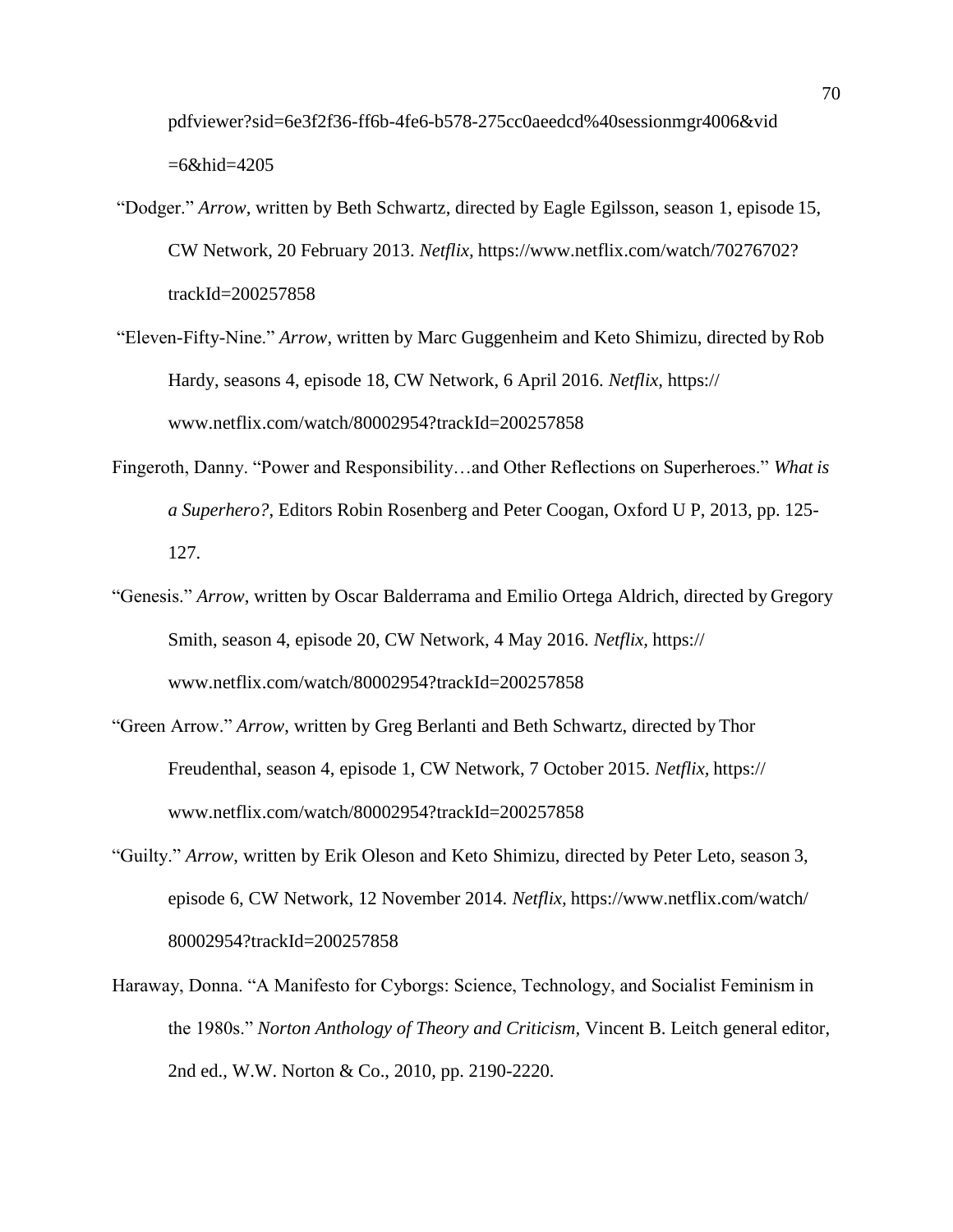pdfviewer?sid=6e3f2f36-ff6b-4fe6-b578-275cc0aeedcd%40sessionmgr4006&vid =6&hid=4205

"Dodger." *Arrow*, written by Beth Schwartz, directed by Eagle Egilsson, season 1, episode 15, CW Network, 20 February 2013. *Netflix,* https://www.netflix.com/watch/70276702? trackId=200257858

"Eleven-Fifty-Nine." *Arrow*, written by Marc Guggenheim and Keto Shimizu, directed by Rob Hardy, seasons 4, episode 18, CW Network, 6 April 2016. *Netflix*, https:// www.netflix.com/watch/80002954?trackId=200257858

Fingeroth, Danny. "Power and Responsibility…and Other Reflections on Superheroes." *What is a Superhero?*, Editors Robin Rosenberg and Peter Coogan, Oxford U P, 2013, pp. 125-127.

"Genesis." *Arrow*, written by Oscar Balderrama and Emilio Ortega Aldrich, directed by Gregory Smith, season 4, episode 20, CW Network, 4 May 2016. *Netflix,* https:// www.netflix.com/watch/80002954?trackId=200257858

"Green Arrow." *Arrow*, written by Greg Berlanti and Beth Schwartz, directed by Thor Freudenthal, season 4, episode 1, CW Network, 7 October 2015. *Netflix,* https:// www.netflix.com/watch/80002954?trackId=200257858

"Guilty." *Arrow*, written by Erik Oleson and Keto Shimizu, directed by Peter Leto, season 3, episode 6, CW Network, 12 November 2014. *Netflix,* https://www.netflix.com/watch/ 80002954?trackId=200257858

Haraway, Donna. "A Manifesto for Cyborgs: Science, Technology, and Socialist Feminism in the 1980s." *Norton Anthology of Theory and Criticism*, Vincent B. Leitch general editor, 2nd ed., W.W. Norton & Co., 2010, pp. 2190-2220.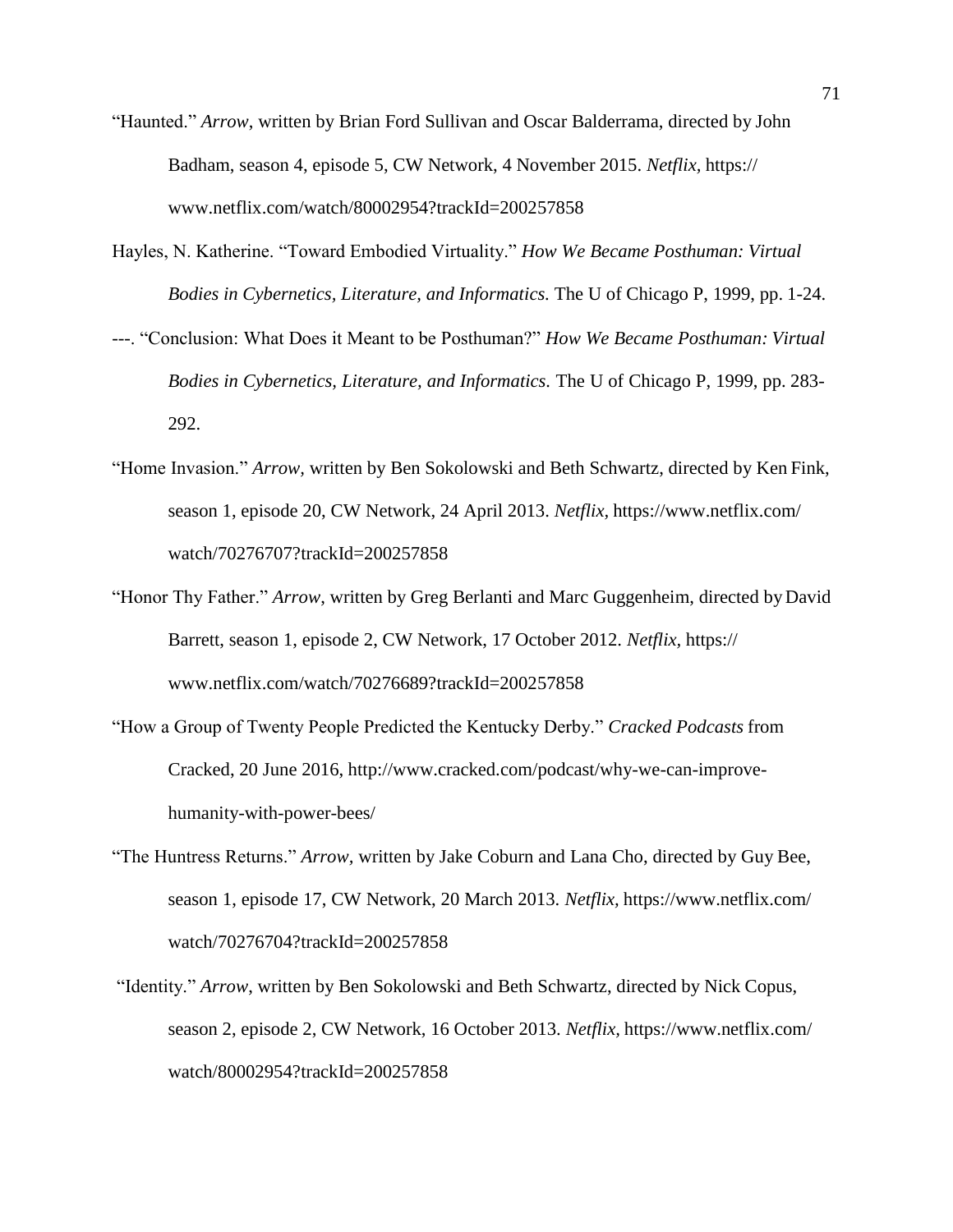"Haunted." *Arrow*, written by Brian Ford Sullivan and Oscar Balderrama, directed by John Badham, season 4, episode 5, CW Network, 4 November 2015. *Netflix*, https://www.netflix.com/watch/80002954?trackId=200257858

Hayles, N. Katherine. "Toward Embodied Virtuality." *How We Became Posthuman: Virtual Bodies in Cybernetics, Literature, and Informatics.* The U of Chicago P, 1999, pp. 1-24.

---. "Conclusion: What Does it Meant to be Posthuman?" *How We Became Posthuman: Virtual Bodies in Cybernetics, Literature, and Informatics.* The U of Chicago P, 1999, pp. 283-292.

"Home Invasion." *Arrow,* written by Ben Sokolowski and Beth Schwartz, directed by Ken Fink, season 1, episode 20, CW Network, 24 April 2013. *Netflix,* https://www.netflix.com/watch/70276707?trackId=200257858

"Honor Thy Father." *Arrow*, written by Greg Berlanti and Marc Guggenheim, directed by David Barrett, season 1, episode 2, CW Network, 17 October 2012. *Netflix*, https://www.netflix.com/watch/70276689?trackId=200257858

"How a Group of Twenty People Predicted the Kentucky Derby." *Cracked Podcasts* from Cracked, 20 June 2016, http://www.cracked.com/podcast/why-we-can-improve-humanity-with-power-bees/

"The Huntress Returns." *Arrow,* written by Jake Coburn and Lana Cho, directed by Guy Bee, season 1, episode 17, CW Network, 20 March 2013. *Netflix,* https://www.netflix.com/watch/70276704?trackId=200257858

"Identity." *Arrow*, written by Ben Sokolowski and Beth Schwartz, directed by Nick Copus, season 2, episode 2, CW Network, 16 October 2013. *Netflix,* https://www.netflix.com/watch/80002954?trackId=200257858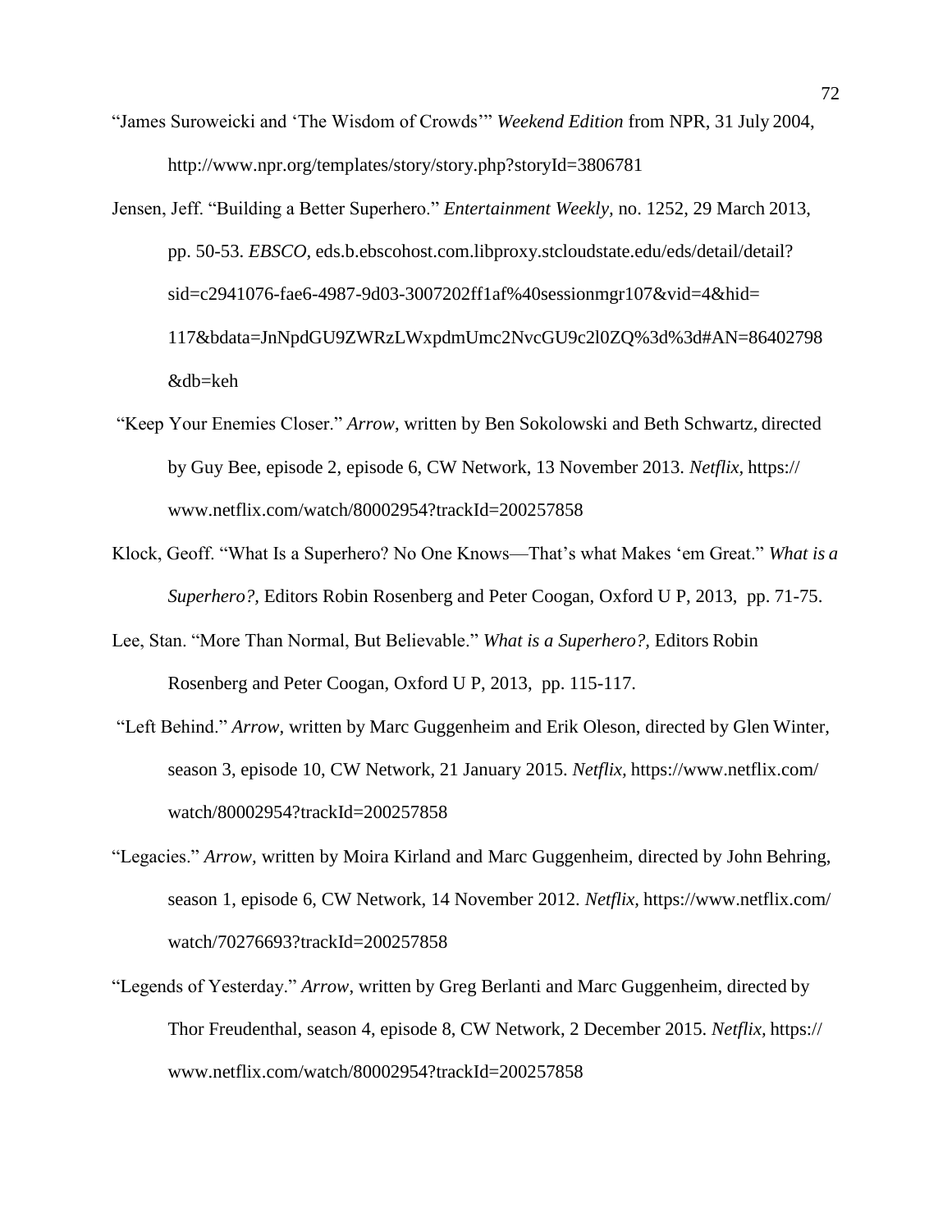"James Suroweicki and 'The Wisdom of Crowds'" *Weekend Edition* from NPR, 31 July 2004, http://www.npr.org/templates/story/story.php?storyId=3806781

Jensen, Jeff. "Building a Better Superhero." *Entertainment Weekly*, no. 1252, 29 March 2013, pp. 50-53. *EBSCO,* eds.b.ebscohost.com.libproxy.stcloudstate.edu/eds/detail/detail?sid=c2941076-fae6-4987-9d03-3007202ff1af%40sessionmgr107&vid=4&hid=117&bdata=JnNpdGU9ZWRzLWxpdmUmc2NvcGU9c2l0ZQ%3d%3d#AN=86402798&db=keh

"Keep Your Enemies Closer." *Arrow*, written by Ben Sokolowski and Beth Schwartz, directed by Guy Bee, episode 2, episode 6, CW Network, 13 November 2013. *Netflix,* https://www.netflix.com/watch/80002954?trackId=200257858

Klock, Geoff. "What Is a Superhero? No One Knows—That's what Makes 'em Great." *What is a Superhero?,* Editors Robin Rosenberg and Peter Coogan, Oxford U P, 2013, pp. 71-75.

Lee, Stan. "More Than Normal, But Believable." *What is a Superhero?,* Editors Robin Rosenberg and Peter Coogan, Oxford U P, 2013, pp. 115-117.

"Left Behind." *Arrow*, written by Marc Guggenheim and Erik Oleson, directed by Glen Winter, season 3, episode 10, CW Network, 21 January 2015. *Netflix,* https://www.netflix.com/watch/80002954?trackId=200257858

"Legacies." *Arrow,* written by Moira Kirland and Marc Guggenheim, directed by John Behring, season 1, episode 6, CW Network, 14 November 2012. *Netflix,* https://www.netflix.com/watch/70276693?trackId=200257858

"Legends of Yesterday." *Arrow*, written by Greg Berlanti and Marc Guggenheim, directed by Thor Freudenthal, season 4, episode 8, CW Network, 2 December 2015. *Netflix,* https://www.netflix.com/watch/80002954?trackId=200257858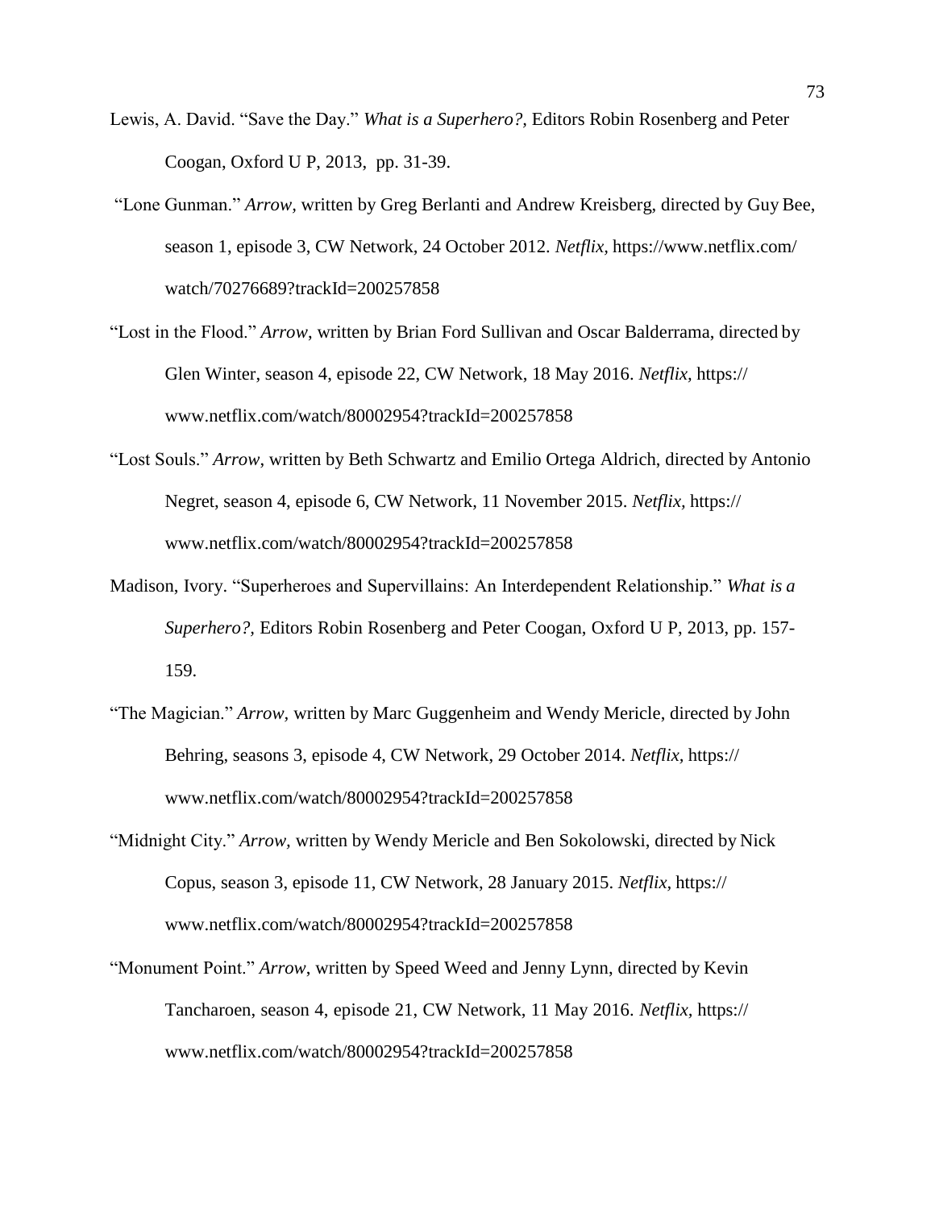Lewis, A. David. “Save the Day.” *What is a Superhero?,* Editors Robin Rosenberg and Peter Coogan, Oxford U P, 2013, pp. 31-39.

“Lone Gunman.” *Arrow,* written by Greg Berlanti and Andrew Kreisberg, directed by Guy Bee, season 1, episode 3, CW Network, 24 October 2012. *Netflix,* https://www.netflix.com/watch/70276689?trackId=200257858

“Lost in the Flood.” *Arrow,* written by Brian Ford Sullivan and Oscar Balderrama, directed by Glen Winter, season 4, episode 22, CW Network, 18 May 2016. *Netflix,* https://www.netflix.com/watch/80002954?trackId=200257858

“Lost Souls.” *Arrow,* written by Beth Schwartz and Emilio Ortega Aldrich, directed by Antonio Negret, season 4, episode 6, CW Network, 11 November 2015. *Netflix,* https://www.netflix.com/watch/80002954?trackId=200257858

Madison, Ivory. “Superheroes and Supervillains: An Interdependent Relationship.” *What is a Superhero?,* Editors Robin Rosenberg and Peter Coogan, Oxford U P, 2013, pp. 157-159.

“The Magician.” *Arrow,* written by Marc Guggenheim and Wendy Mericle, directed by John Behring, seasons 3, episode 4, CW Network, 29 October 2014. *Netflix,* https://www.netflix.com/watch/80002954?trackId=200257858

“Midnight City.” *Arrow,* written by Wendy Mericle and Ben Sokolowski, directed by Nick Copus, season 3, episode 11, CW Network, 28 January 2015. *Netflix,* https://www.netflix.com/watch/80002954?trackId=200257858

“Monument Point.” *Arrow,* written by Speed Weed and Jenny Lynn, directed by Kevin Tancharoen, season 4, episode 21, CW Network, 11 May 2016. *Netflix,* https://www.netflix.com/watch/80002954?trackId=200257858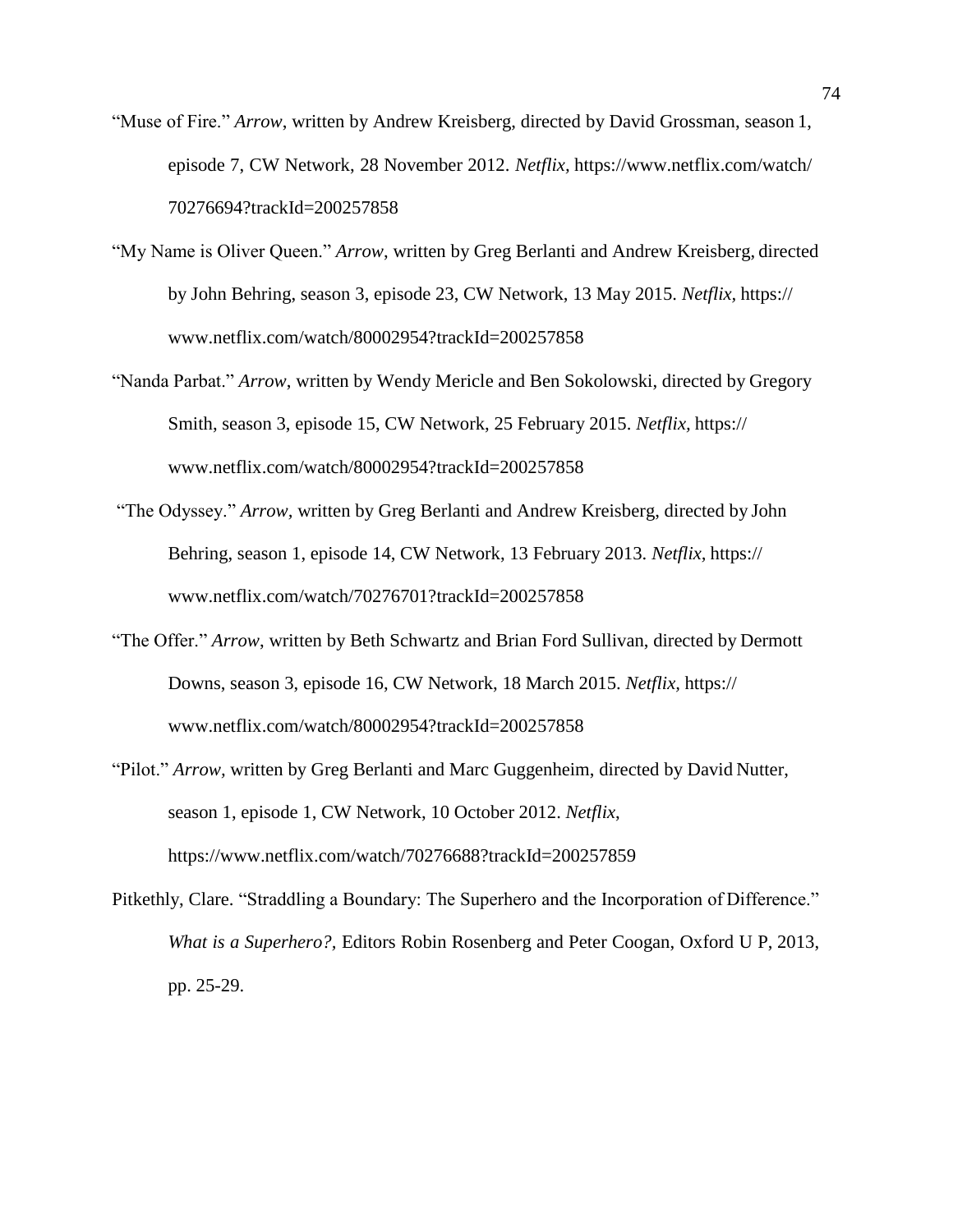"Muse of Fire." *Arrow*, written by Andrew Kreisberg, directed by David Grossman, season 1, episode 7, CW Network, 28 November 2012. *Netflix*, https://www.netflix.com/watch/70276694?trackId=200257858

"My Name is Oliver Queen." *Arrow*, written by Greg Berlanti and Andrew Kreisberg, directed by John Behring, season 3, episode 23, CW Network, 13 May 2015. *Netflix*, https://www.netflix.com/watch/80002954?trackId=200257858

"Nanda Parbat." *Arrow*, written by Wendy Mericle and Ben Sokolowski, directed by Gregory Smith, season 3, episode 15, CW Network, 25 February 2015. *Netflix*, https://www.netflix.com/watch/80002954?trackId=200257858

"The Odyssey." *Arrow*, written by Greg Berlanti and Andrew Kreisberg, directed by John Behring, season 1, episode 14, CW Network, 13 February 2013. *Netflix*, https://www.netflix.com/watch/70276701?trackId=200257858

"The Offer." *Arrow*, written by Beth Schwartz and Brian Ford Sullivan, directed by Dermott Downs, season 3, episode 16, CW Network, 18 March 2015. *Netflix*, https://www.netflix.com/watch/80002954?trackId=200257858

"Pilot." *Arrow*, written by Greg Berlanti and Marc Guggenheim, directed by David Nutter, season 1, episode 1, CW Network, 10 October 2012. *Netflix*, https://www.netflix.com/watch/70276688?trackId=200257859

Pitkethly, Clare. "Straddling a Boundary: The Superhero and the Incorporation of Difference." *What is a Superhero?*, Editors Robin Rosenberg and Peter Coogan, Oxford U P, 2013, pp. 25-29.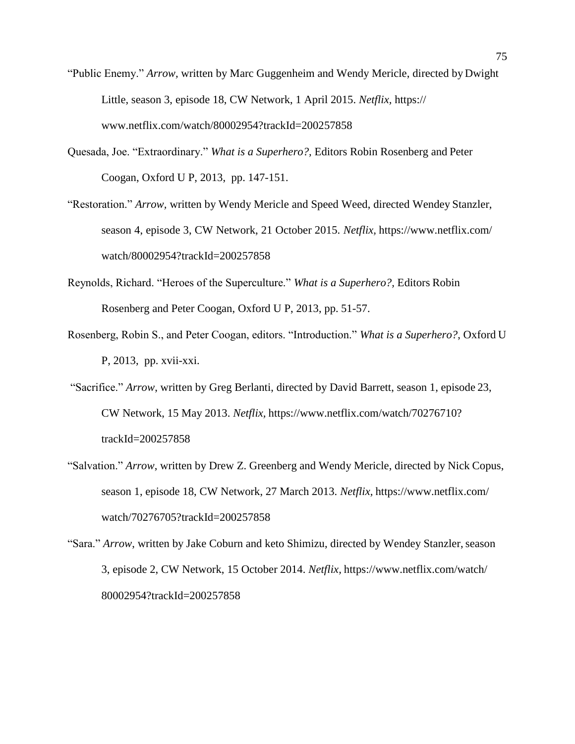"Public Enemy." *Arrow,* written by Marc Guggenheim and Wendy Mericle, directed by Dwight Little, season 3, episode 18, CW Network, 1 April 2015. *Netflix,* https://www.netflix.com/watch/80002954?trackId=200257858

Quesada, Joe. "Extraordinary." *What is a Superhero?,* Editors Robin Rosenberg and Peter Coogan, Oxford U P, 2013, pp. 147-151.

"Restoration." *Arrow,* written by Wendy Mericle and Speed Weed, directed Wendey Stanzler, season 4, episode 3, CW Network, 21 October 2015. *Netflix,* https://www.netflix.com/watch/80002954?trackId=200257858

Reynolds, Richard. "Heroes of the Superculture." *What is a Superhero?*, Editors Robin Rosenberg and Peter Coogan, Oxford U P, 2013, pp. 51-57.

Rosenberg, Robin S., and Peter Coogan, editors. "Introduction." *What is a Superhero?*, Oxford U P, 2013, pp. xvii-xxi.

"Sacrifice." *Arrow*, written by Greg Berlanti, directed by David Barrett, season 1, episode 23, CW Network, 15 May 2013. *Netflix,* https://www.netflix.com/watch/70276710?trackId=200257858

"Salvation." *Arrow*, written by Drew Z. Greenberg and Wendy Mericle, directed by Nick Copus, season 1, episode 18, CW Network, 27 March 2013. *Netflix,* https://www.netflix.com/watch/70276705?trackId=200257858

"Sara." *Arrow*, written by Jake Coburn and keto Shimizu, directed by Wendey Stanzler, season 3, episode 2, CW Network, 15 October 2014. *Netflix,* https://www.netflix.com/watch/80002954?trackId=200257858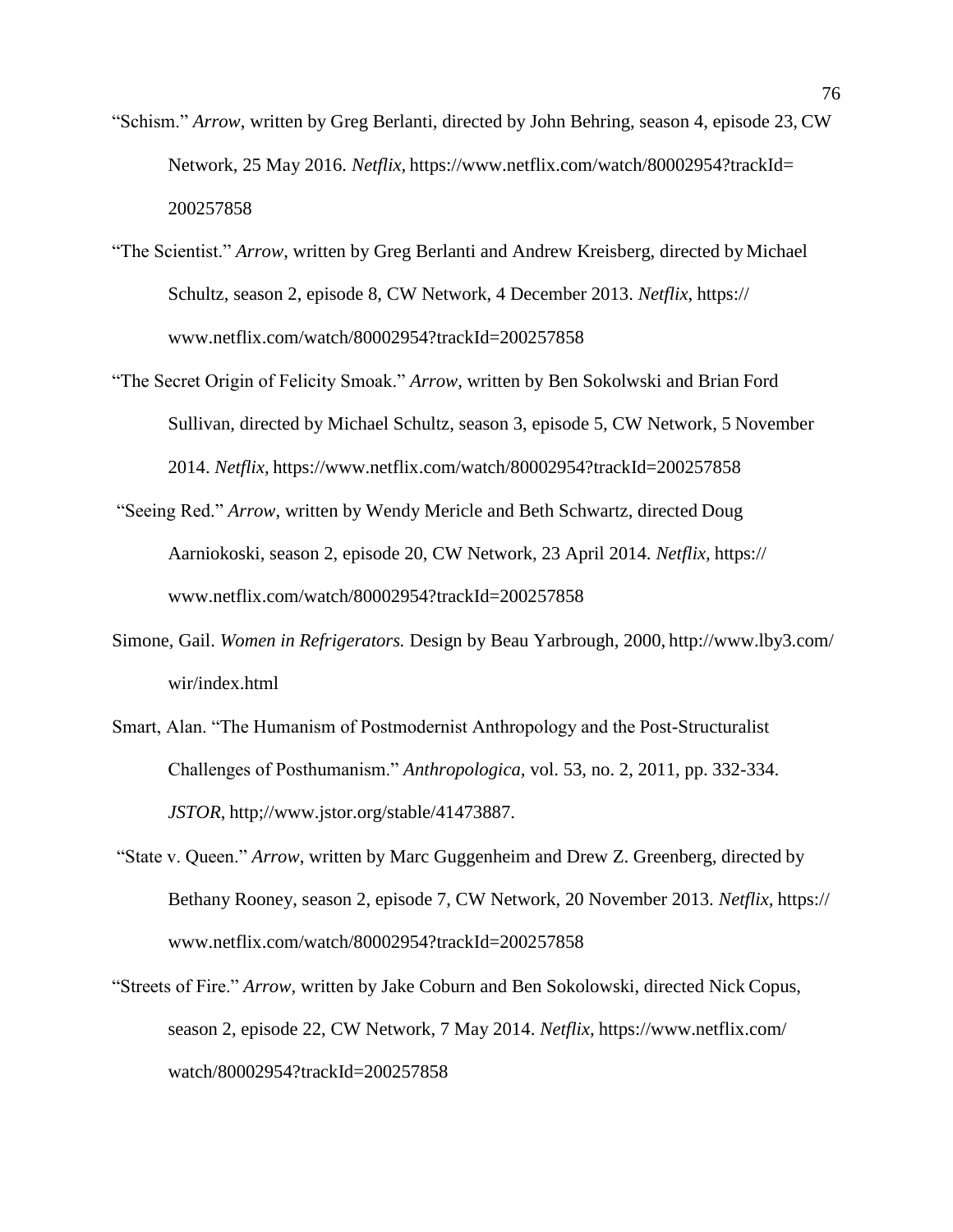"Schism." *Arrow*, written by Greg Berlanti, directed by John Behring, season 4, episode 23, CW Network, 25 May 2016. *Netflix*, https://www.netflix.com/watch/80002954?trackId=200257858

"The Scientist." *Arrow*, written by Greg Berlanti and Andrew Kreisberg, directed by Michael Schultz, season 2, episode 8, CW Network, 4 December 2013. *Netflix,* https://www.netflix.com/watch/80002954?trackId=200257858

"The Secret Origin of Felicity Smoak." *Arrow*, written by Ben Sokolwski and Brian Ford Sullivan, directed by Michael Schultz, season 3, episode 5, CW Network, 5 November 2014. *Netflix,* https://www.netflix.com/watch/80002954?trackId=200257858

"Seeing Red." *Arrow*, written by Wendy Mericle and Beth Schwartz, directed Doug Aarniokoski, season 2, episode 20, CW Network, 23 April 2014. *Netflix,* https://www.netflix.com/watch/80002954?trackId=200257858

Simone, Gail. *Women in Refrigerators.* Design by Beau Yarbrough, 2000, http://www.lby3.com/wir/index.html

Smart, Alan. "The Humanism of Postmodernist Anthropology and the Post-Structuralist Challenges of Posthumanism." *Anthropologica*, vol. 53, no. 2, 2011, pp. 332-334. *JSTOR*, http;//www.jstor.org/stable/41473887.

"State v. Queen." *Arrow*, written by Marc Guggenheim and Drew Z. Greenberg, directed by Bethany Rooney, season 2, episode 7, CW Network, 20 November 2013. *Netflix,* https://www.netflix.com/watch/80002954?trackId=200257858

"Streets of Fire." *Arrow,* written by Jake Coburn and Ben Sokolowski, directed Nick Copus, season 2, episode 22, CW Network, 7 May 2014. *Netflix,* https://www.netflix.com/watch/80002954?trackId=200257858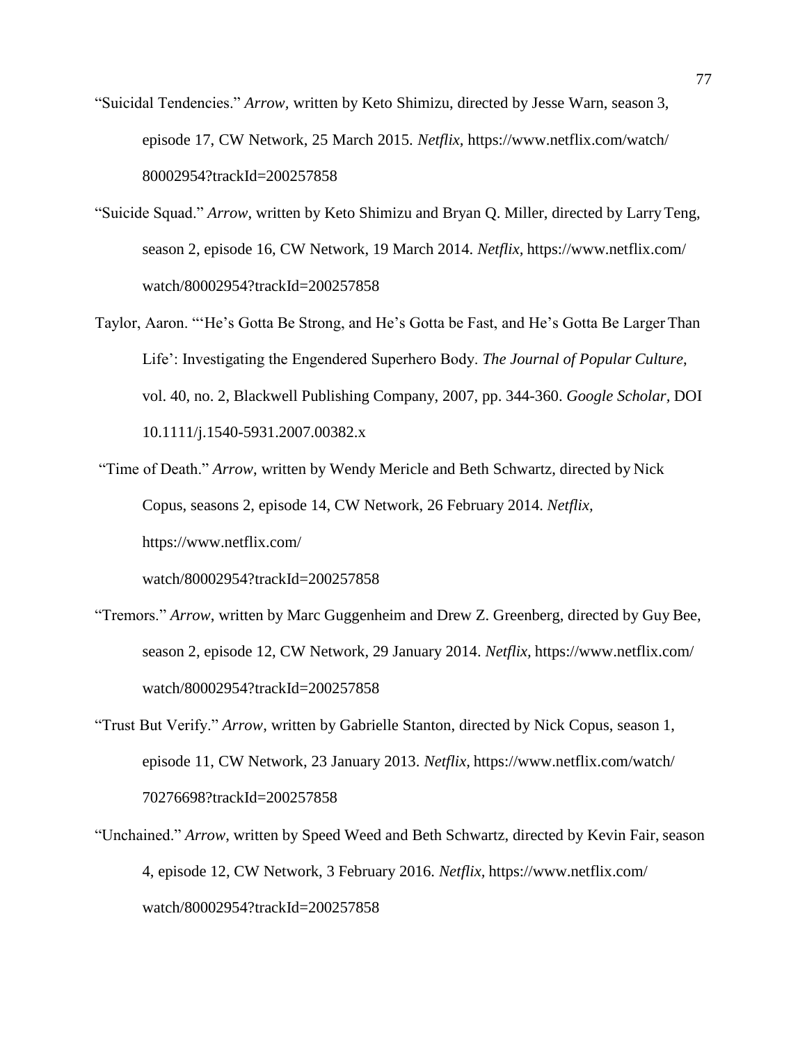"Suicidal Tendencies." *Arrow*, written by Keto Shimizu, directed by Jesse Warn, season 3, episode 17, CW Network, 25 March 2015. *Netflix,* https://www.netflix.com/watch/80002954?trackId=200257858

"Suicide Squad." *Arrow*, written by Keto Shimizu and Bryan Q. Miller, directed by Larry Teng, season 2, episode 16, CW Network, 19 March 2014. *Netflix,* https://www.netflix.com/watch/80002954?trackId=200257858

Taylor, Aaron. "'He's Gotta Be Strong, and He's Gotta be Fast, and He's Gotta Be Larger Than Life': Investigating the Engendered Superhero Body. *The Journal of Popular Culture*, vol. 40, no. 2, Blackwell Publishing Company, 2007, pp. 344-360. *Google Scholar*, DOI 10.1111/j.1540-5931.2007.00382.x

"Time of Death." *Arrow*, written by Wendy Mericle and Beth Schwartz, directed by Nick Copus, seasons 2, episode 14, CW Network, 26 February 2014. *Netflix,* https://www.netflix.com/watch/80002954?trackId=200257858

"Tremors." *Arrow*, written by Marc Guggenheim and Drew Z. Greenberg, directed by Guy Bee, season 2, episode 12, CW Network, 29 January 2014. *Netflix,* https://www.netflix.com/watch/80002954?trackId=200257858

"Trust But Verify." *Arrow*, written by Gabrielle Stanton, directed by Nick Copus, season 1, episode 11, CW Network, 23 January 2013. *Netflix,* https://www.netflix.com/watch/70276698?trackId=200257858

"Unchained." *Arrow*, written by Speed Weed and Beth Schwartz, directed by Kevin Fair, season 4, episode 12, CW Network, 3 February 2016. *Netflix,* https://www.netflix.com/watch/80002954?trackId=200257858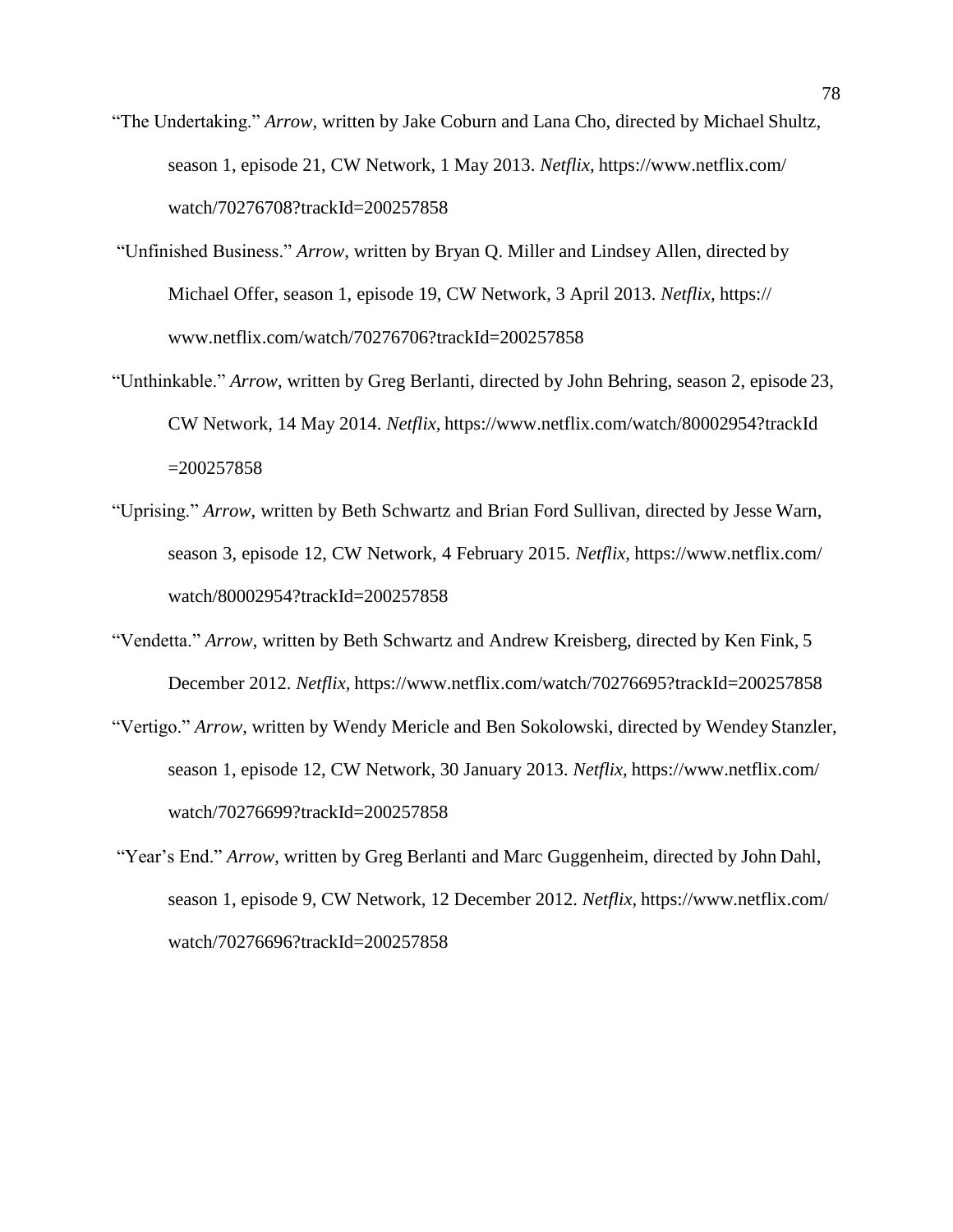"The Undertaking." *Arrow,* written by Jake Coburn and Lana Cho, directed by Michael Shultz, season 1, episode 21, CW Network, 1 May 2013. *Netflix,* https://www.netflix.com/watch/70276708?trackId=200257858

"Unfinished Business." *Arrow*, written by Bryan Q. Miller and Lindsey Allen, directed by Michael Offer, season 1, episode 19, CW Network, 3 April 2013. *Netflix,* https://www.netflix.com/watch/70276706?trackId=200257858

"Unthinkable." *Arrow*, written by Greg Berlanti, directed by John Behring, season 2, episode 23, CW Network, 14 May 2014. *Netflix,* https://www.netflix.com/watch/80002954?trackId=200257858

"Uprising." *Arrow*, written by Beth Schwartz and Brian Ford Sullivan, directed by Jesse Warn, season 3, episode 12, CW Network, 4 February 2015. *Netflix,* https://www.netflix.com/watch/80002954?trackId=200257858

"Vendetta." *Arrow*, written by Beth Schwartz and Andrew Kreisberg, directed by Ken Fink, 5 December 2012. *Netflix,* https://www.netflix.com/watch/70276695?trackId=200257858

"Vertigo." *Arrow*, written by Wendy Mericle and Ben Sokolowski, directed by Wendey Stanzler, season 1, episode 12, CW Network, 30 January 2013. *Netflix,* https://www.netflix.com/watch/70276699?trackId=200257858

"Year's End." *Arrow*, written by Greg Berlanti and Marc Guggenheim, directed by John Dahl, season 1, episode 9, CW Network, 12 December 2012. *Netflix,* https://www.netflix.com/watch/70276696?trackId=200257858